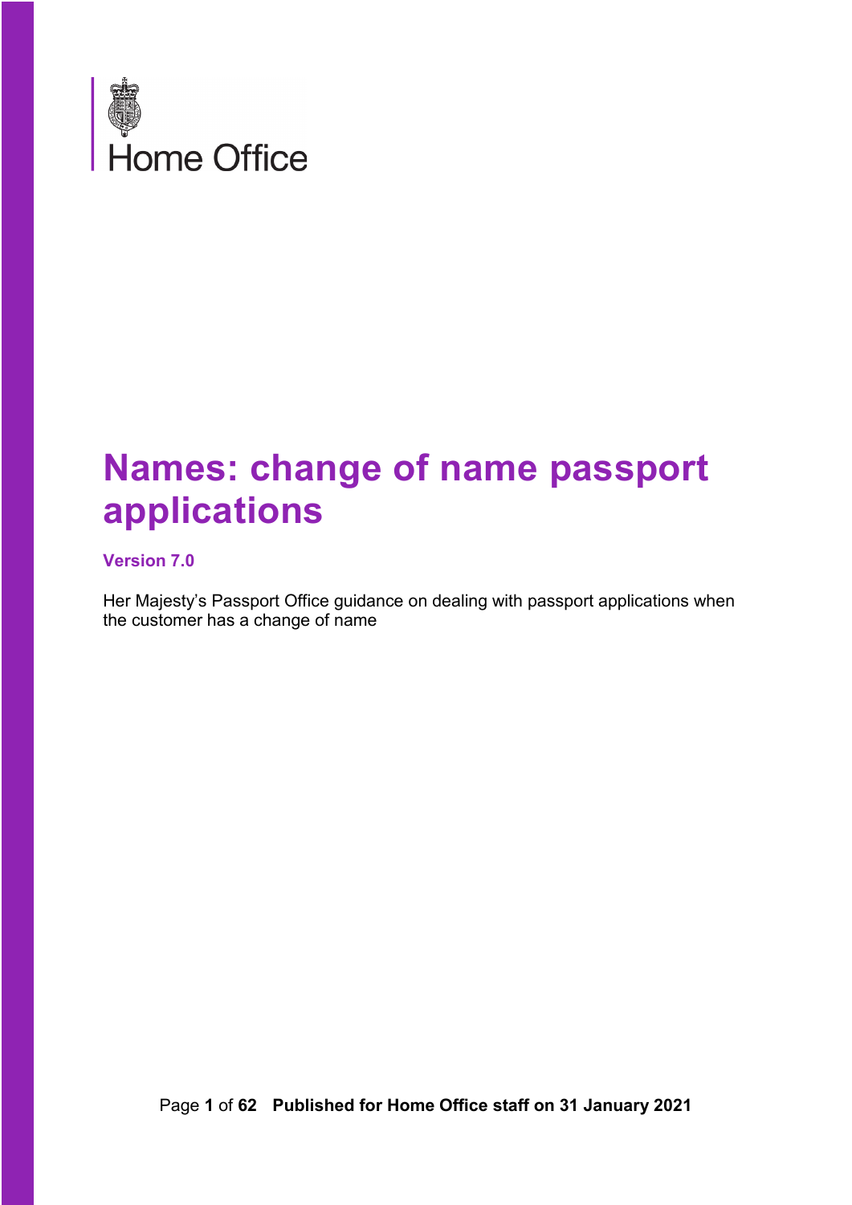Home Office

# Names: change of name passport applications

**Version 7.0**

Her Majesty's Passport Office guidance on dealing with passport applications when the customer has a change of name

**Published for Home Office staff on 31 January 2021**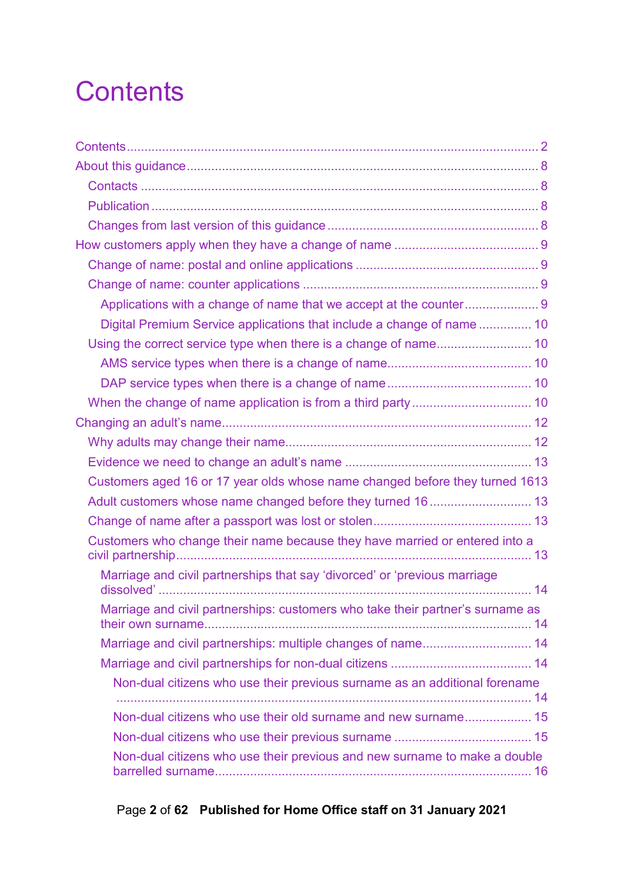# Contents

- Contents ... 2
- About this guidance ... 8
  - Contacts ... 8
  - Publication ... 8
  - Changes from last version of this guidance ... 8
- How customers apply when they have a change of name ... 9
  - Change of name: postal and online applications ... 9
  - Change of name: counter applications ... 9
    - Applications with a change of name that we accept at the counter ... 9
    - Digital Premium Service applications that include a change of name ... 10
  - Using the correct service type when there is a change of name ... 10
    - AMS service types when there is a change of name ... 10
    - DAP service types when there is a change of name ... 10
  - When the change of name application is from a third party ... 10
- Changing an adult's name ... 12
  - Why adults may change their name ... 12
  - Evidence we need to change an adult's name ... 13
  - Customers aged 16 or 17 year olds whose name changed before they turned 16 ... 13
  - Adult customers whose name changed before they turned 16 ... 13
  - Change of name after a passport was lost or stolen ... 13
  - Customers who change their name because they have married or entered into a civil partnership ... 13
    - Marriage and civil partnerships that say 'divorced' or 'previous marriage dissolved' ... 14
    - Marriage and civil partnerships: customers who take their partner's surname as their own surname ... 14
    - Marriage and civil partnerships: multiple changes of name ... 14
    - Marriage and civil partnerships for non-dual citizens ... 14
      - Non-dual citizens who use their previous surname as an additional forename ... 14
      - Non-dual citizens who use their old surname and new surname ... 15
      - Non-dual citizens who use their previous surname ... 15
      - Non-dual citizens who use their previous and new surname to make a double barrelled surname ... 16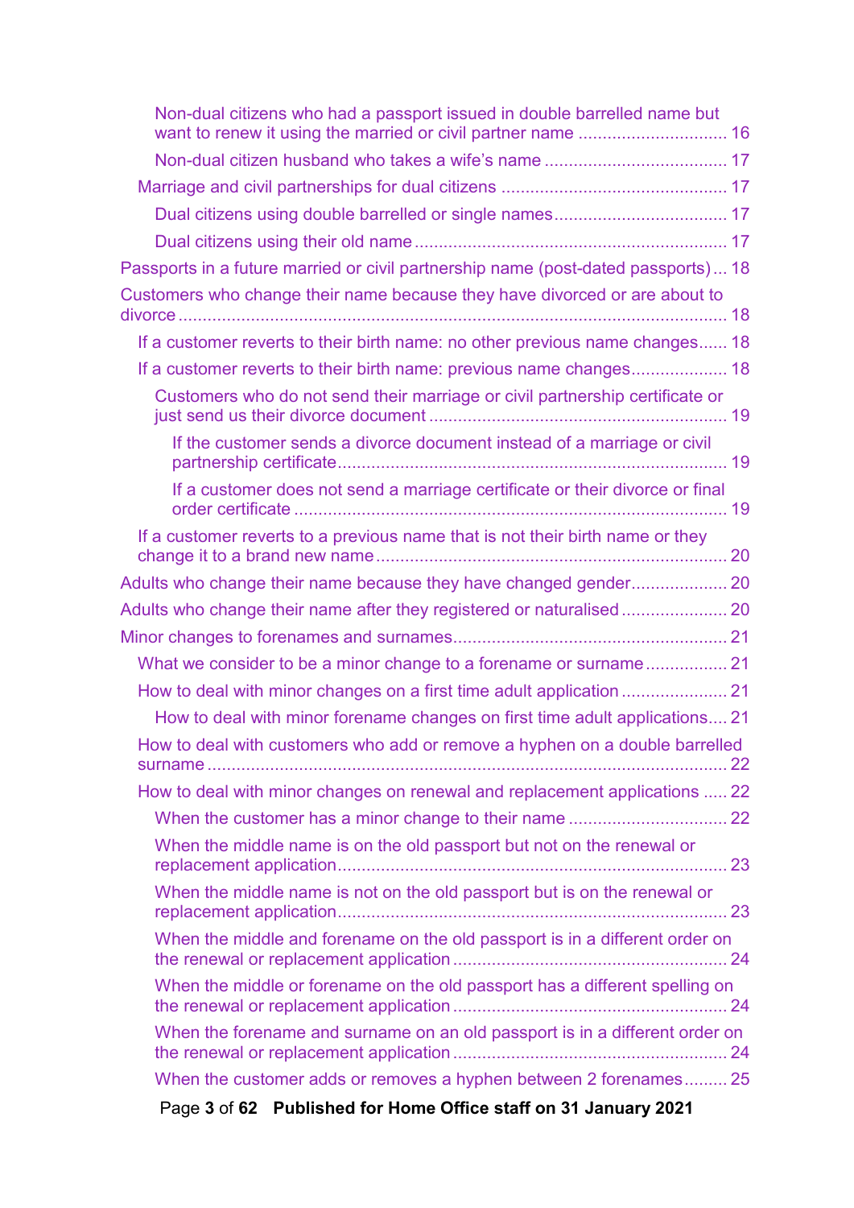- Non-dual citizens who had a passport issued in double barrelled name but want to renew it using the married or civil partner name ............................... 16
- Non-dual citizen husband who takes a wife's name ...................................... 17
- Marriage and civil partnerships for dual citizens ............................................... 17
  - Dual citizens using double barrelled or single names.................................... 17
  - Dual citizens using their old name ................................................................. 17
- Passports in a future married or civil partnership name (post-dated passports)... 18
- Customers who change their name because they have divorced or are about to divorce ................................................................................................................... 18
  - If a customer reverts to their birth name: no other previous name changes...... 18
  - If a customer reverts to their birth name: previous name changes.................... 18
    - Customers who do not send their marriage or civil partnership certificate or just send us their divorce document .............................................................. 19
      - If the customer sends a divorce document instead of a marriage or civil partnership certificate................................................................................. 19
      - If a customer does not send a marriage certificate or their divorce or final order certificate .......................................................................................... 19
  - If a customer reverts to a previous name that is not their birth name or they change it to a brand new name......................................................................... 20
- Adults who change their name because they have changed gender.................... 20
- Adults who change their name after they registered or naturalised...................... 20
- Minor changes to forenames and surnames......................................................... 21
  - What we consider to be a minor change to a forename or surname................. 21
  - How to deal with minor changes on a first time adult application ...................... 21
    - How to deal with minor forename changes on first time adult applications.... 21
  - How to deal with customers who add or remove a hyphen on a double barrelled surname ........................................................................................................... 22
  - How to deal with minor changes on renewal and replacement applications ..... 22
    - When the customer has a minor change to their name ................................. 22
    - When the middle name is on the old passport but not on the renewal or replacement application................................................................................. 23
    - When the middle name is not on the old passport but is on the renewal or replacement application................................................................................. 23
    - When the middle and forename on the old passport is in a different order on the renewal or replacement application ......................................................... 24
    - When the middle or forename on the old passport has a different spelling on the renewal or replacement application ......................................................... 24
    - When the forename and surname on an old passport is in a different order on the renewal or replacement application ......................................................... 24
    - When the customer adds or removes a hyphen between 2 forenames......... 25

**Published for Home Office staff on 31 January 2021**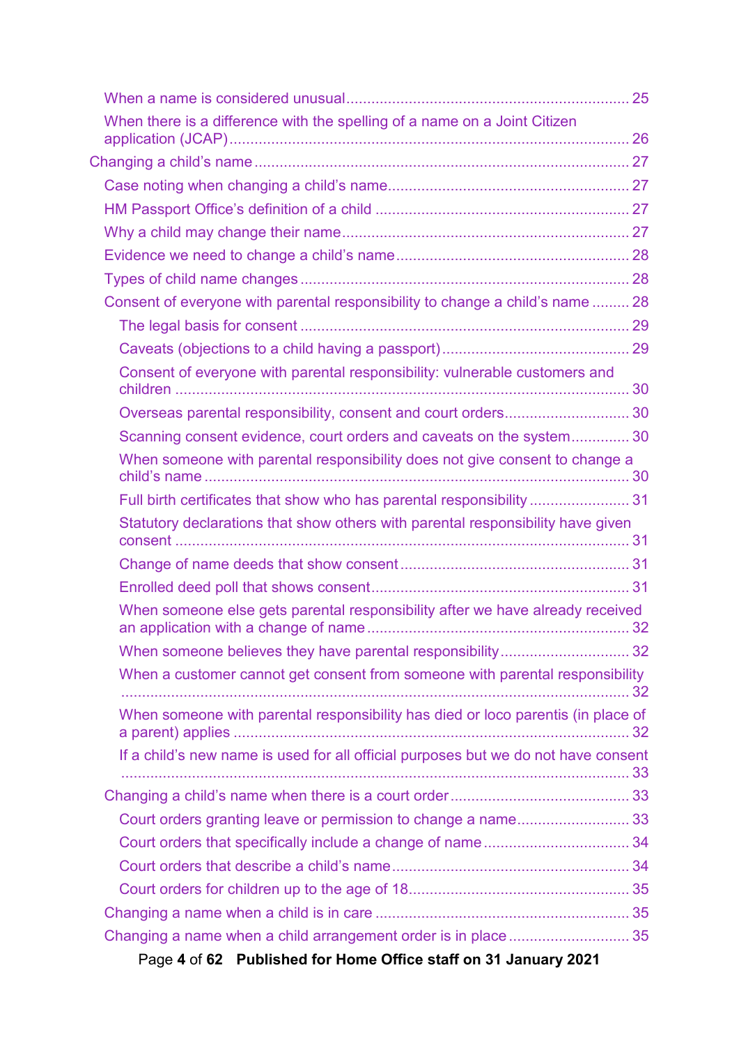- When a name is considered unusual .................................................................... 25
- When there is a difference with the spelling of a name on a Joint Citizen application (JCAP) ................................................................................................. 26

Changing a child's name .......................................................................................... 27

- Case noting when changing a child's name .......................................................... 27
- HM Passport Office's definition of a child ............................................................. 27
- Why a child may change their name ..................................................................... 27
- Evidence we need to change a child's name ........................................................ 28
- Types of child name changes ............................................................................... 28
- Consent of everyone with parental responsibility to change a child's name ......... 28
  - The legal basis for consent ............................................................................... 29
  - Caveats (objections to a child having a passport) ............................................. 29
  - Consent of everyone with parental responsibility: vulnerable customers and children ............................................................................................................. 30
  - Overseas parental responsibility, consent and court orders .............................. 30
  - Scanning consent evidence, court orders and caveats on the system .............. 30
  - When someone with parental responsibility does not give consent to change a child's name ...................................................................................................... 30
  - Full birth certificates that show who has parental responsibility ........................ 31
  - Statutory declarations that show others with parental responsibility have given consent ............................................................................................................. 31
  - Change of name deeds that show consent ....................................................... 31
  - Enrolled deed poll that shows consent .............................................................. 31
  - When someone else gets parental responsibility after we have already received an application with a change of name ............................................................... 32
  - When someone believes they have parental responsibility ............................... 32
  - When a customer cannot get consent from someone with parental responsibility ........................................................................................................................... 32
  - When someone with parental responsibility has died or loco parentis (in place of a parent) applies .............................................................................................. 32
  - If a child's new name is used for all official purposes but we do not have consent ........................................................................................................................... 33
- Changing a child's name when there is a court order ........................................... 33
  - Court orders granting leave or permission to change a name ........................... 33
  - Court orders that specifically include a change of name ................................... 34
  - Court orders that describe a child's name ......................................................... 34
  - Court orders for children up to the age of 18 ..................................................... 35
- Changing a name when a child is in care ............................................................. 35
- Changing a name when a child arrangement order is in place ............................. 35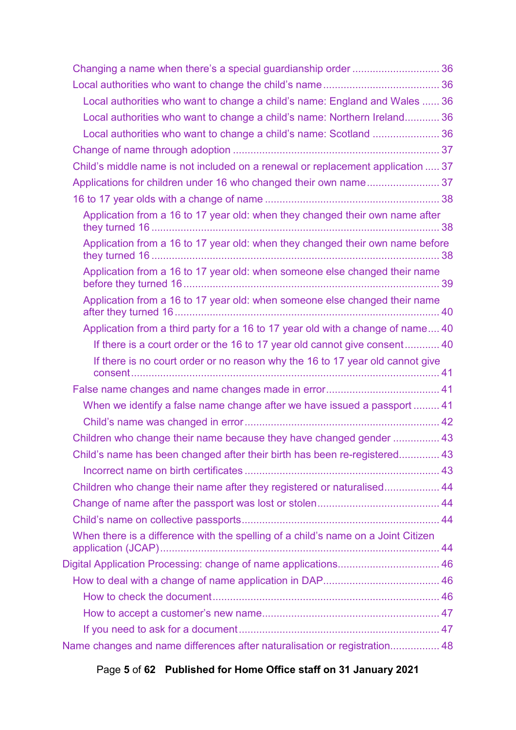- Changing a name when there's a special guardianship order ............................. 36
- Local authorities who want to change the child's name ........................................ 36
  - Local authorities who want to change a child's name: England and Wales ...... 36
  - Local authorities who want to change a child's name: Northern Ireland............ 36
  - Local authorities who want to change a child's name: Scotland ....................... 36
- Change of name through adoption ....................................................................... 37
- Child's middle name is not included on a renewal or replacement application ..... 37
- Applications for children under 16 who changed their own name......................... 37
- 16 to 17 year olds with a change of name ............................................................ 38
  - Application from a 16 to 17 year old: when they changed their own name after they turned 16 .................................................................................................. 38
  - Application from a 16 to 17 year old: when they changed their own name before they turned 16 .................................................................................................. 38
  - Application from a 16 to 17 year old: when someone else changed their name before they turned 16 ........................................................................................ 39
  - Application from a 16 to 17 year old: when someone else changed their name after they turned 16 .......................................................................................... 40
  - Application from a third party for a 16 to 17 year old with a change of name.... 40
    - If there is a court order or the 16 to 17 year old cannot give consent ............ 40
    - If there is no court order or no reason why the 16 to 17 year old cannot give consent ......................................................................................................... 41
- False name changes and name changes made in error....................................... 41
  - When we identify a false name change after we have issued a passport ......... 41
  - Child's name was changed in error .................................................................... 42
- Children who change their name because they have changed gender ................ 43
- Child's name has been changed after their birth has been re-registered............. 43
  - Incorrect name on birth certificates ................................................................... 43
- Children who change their name after they registered or naturalised................... 44
- Change of name after the passport was lost or stolen.......................................... 44
- Child's name on collective passports.................................................................... 44
- When there is a difference with the spelling of a child's name on a Joint Citizen application (JCAP)............................................................................................... 44

Digital Application Processing: change of name applications.................................. 46

- How to deal with a change of name application in DAP........................................ 46
  - How to check the document.............................................................................. 46
  - How to accept a customer's new name............................................................. 47
  - If you need to ask for a document ..................................................................... 47

Name changes and name differences after naturalisation or registration................. 48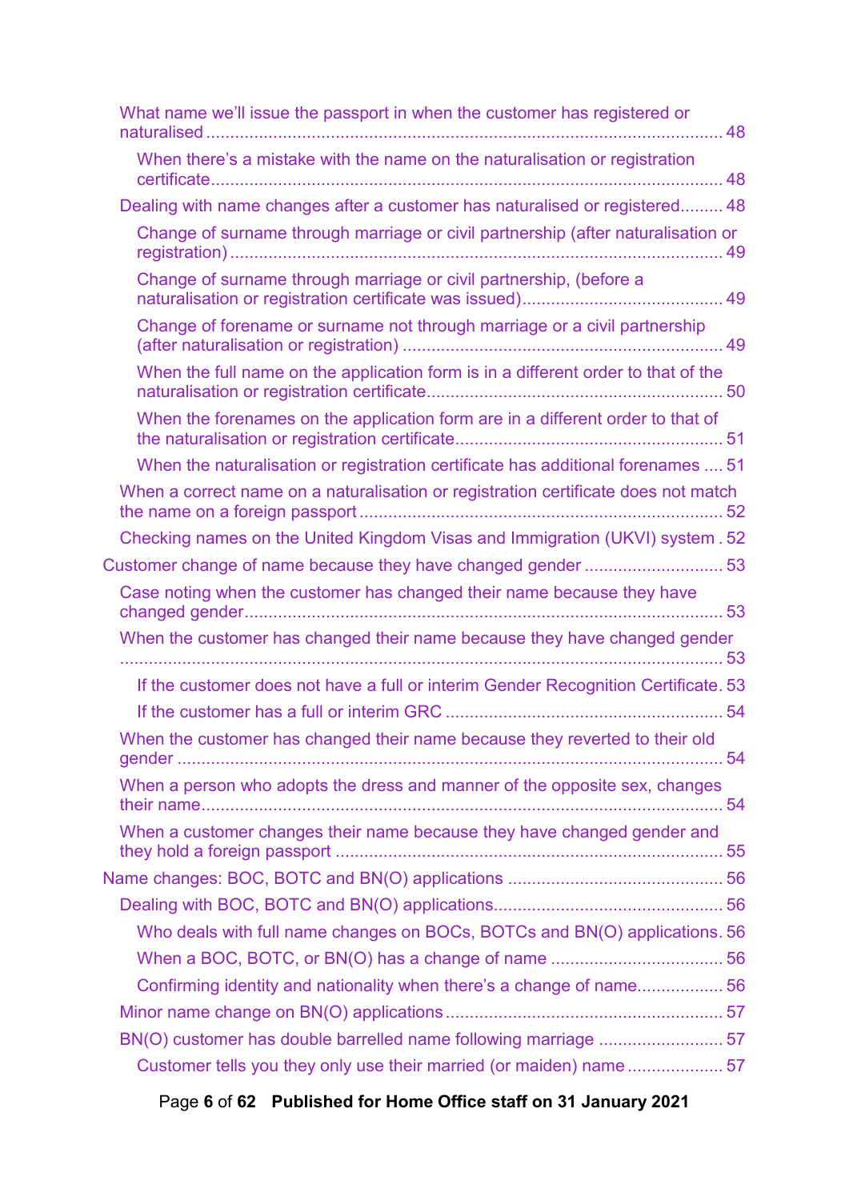- What name we'll issue the passport in when the customer has registered or naturalised ........ 48
  - When there's a mistake with the name on the naturalisation or registration certificate ........ 48
- Dealing with name changes after a customer has naturalised or registered ........ 48
  - Change of surname through marriage or civil partnership (after naturalisation or registration) ........ 49
  - Change of surname through marriage or civil partnership, (before a naturalisation or registration certificate was issued) ........ 49
  - Change of forename or surname not through marriage or a civil partnership (after naturalisation or registration) ........ 49
  - When the full name on the application form is in a different order to that of the naturalisation or registration certificate ........ 50
  - When the forenames on the application form are in a different order to that of the naturalisation or registration certificate ........ 51
  - When the naturalisation or registration certificate has additional forenames ........ 51
- When a correct name on a naturalisation or registration certificate does not match the name on a foreign passport ........ 52
- Checking names on the United Kingdom Visas and Immigration (UKVI) system ........ 52

Customer change of name because they have changed gender ........ 53

- Case noting when the customer has changed their name because they have changed gender ........ 53
- When the customer has changed their name because they have changed gender ........ 53
  - If the customer does not have a full or interim Gender Recognition Certificate ........ 53
  - If the customer has a full or interim GRC ........ 54
- When the customer has changed their name because they reverted to their old gender ........ 54
- When a person who adopts the dress and manner of the opposite sex, changes their name ........ 54
- When a customer changes their name because they have changed gender and they hold a foreign passport ........ 55

Name changes: BOC, BOTC and BN(O) applications ........ 56

- Dealing with BOC, BOTC and BN(O) applications ........ 56
  - Who deals with full name changes on BOCs, BOTCs and BN(O) applications ........ 56
  - When a BOC, BOTC, or BN(O) has a change of name ........ 56
  - Confirming identity and nationality when there's a change of name ........ 56
- Minor name change on BN(O) applications ........ 57
- BN(O) customer has double barrelled name following marriage ........ 57
  - Customer tells you they only use their married (or maiden) name ........ 57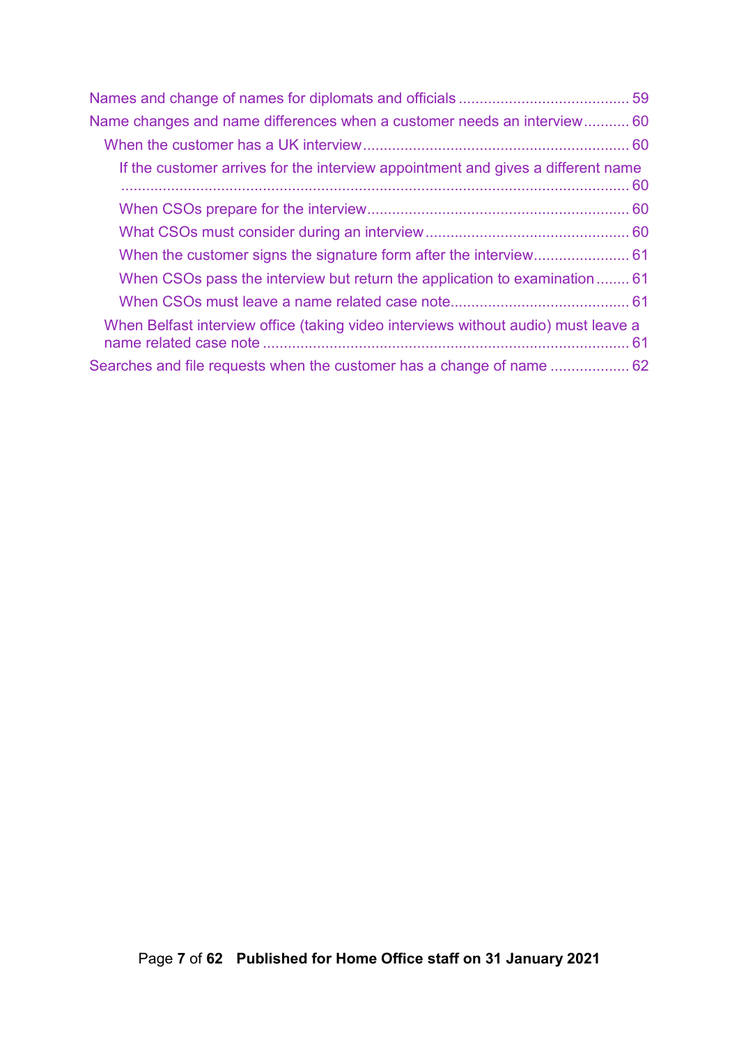- Names and change of names for diplomats and officials ........................................ 59
- Name changes and name differences when a customer needs an interview........... 60
  - When the customer has a UK interview................................................................ 60
    - If the customer arrives for the interview appointment and gives a different name ........................................................................................................................ 60
    - When CSOs prepare for the interview............................................................... 60
    - What CSOs must consider during an interview................................................ 60
    - When the customer signs the signature form after the interview....................... 61
    - When CSOs pass the interview but return the application to examination........ 61
    - When CSOs must leave a name related case note........................................... 61
  - When Belfast interview office (taking video interviews without audio) must leave a name related case note ........................................................................................ 61
- Searches and file requests when the customer has a change of name .................. 62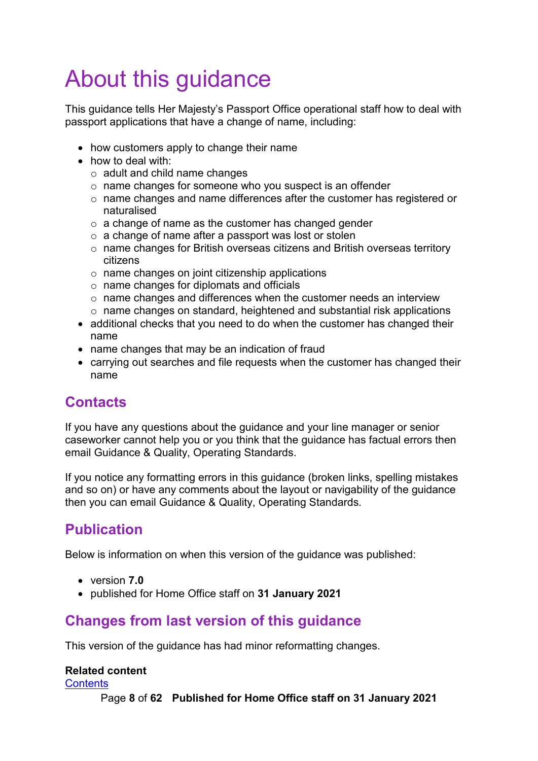# About this guidance

This guidance tells Her Majesty's Passport Office operational staff how to deal with passport applications that have a change of name, including:

- how customers apply to change their name
- how to deal with:
  - adult and child name changes
  - name changes for someone who you suspect is an offender
  - name changes and name differences after the customer has registered or naturalised
  - a change of name as the customer has changed gender
  - a change of name after a passport was lost or stolen
  - name changes for British overseas citizens and British overseas territory citizens
  - name changes on joint citizenship applications
  - name changes for diplomats and officials
  - name changes and differences when the customer needs an interview
  - name changes on standard, heightened and substantial risk applications
- additional checks that you need to do when the customer has changed their name
- name changes that may be an indication of fraud
- carrying out searches and file requests when the customer has changed their name

## Contacts

If you have any questions about the guidance and your line manager or senior caseworker cannot help you or you think that the guidance has factual errors then email Guidance & Quality, Operating Standards.

If you notice any formatting errors in this guidance (broken links, spelling mistakes and so on) or have any comments about the layout or navigability of the guidance then you can email Guidance & Quality, Operating Standards.

## Publication

Below is information on when this version of the guidance was published:

- version **7.0**
- published for Home Office staff on **31 January 2021**

## Changes from last version of this guidance

This version of the guidance has had minor reformatting changes.

**Related content**
Contents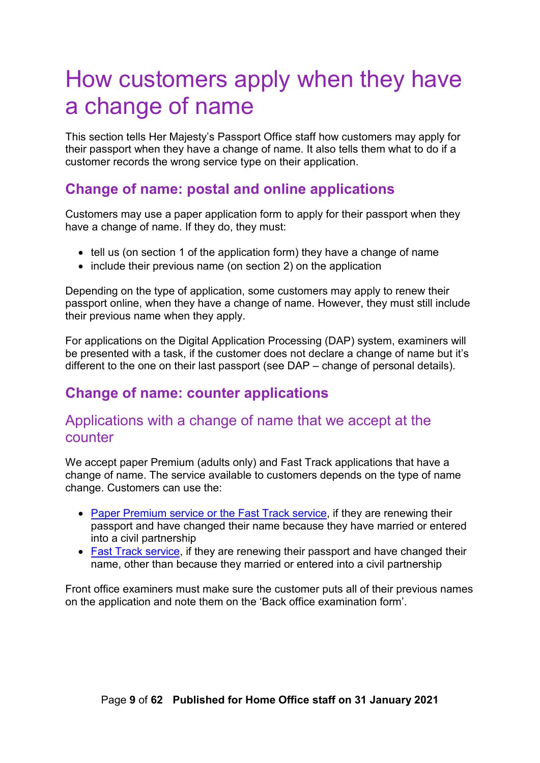# How customers apply when they have a change of name

This section tells Her Majesty's Passport Office staff how customers may apply for their passport when they have a change of name. It also tells them what to do if a customer records the wrong service type on their application.

## Change of name: postal and online applications

Customers may use a paper application form to apply for their passport when they have a change of name. If they do, they must:

- tell us (on section 1 of the application form) they have a change of name
- include their previous name (on section 2) on the application

Depending on the type of application, some customers may apply to renew their passport online, when they have a change of name. However, they must still include their previous name when they apply.

For applications on the Digital Application Processing (DAP) system, examiners will be presented with a task, if the customer does not declare a change of name but it's different to the one on their last passport (see DAP – change of personal details).

## Change of name: counter applications

### Applications with a change of name that we accept at the counter

We accept paper Premium (adults only) and Fast Track applications that have a change of name. The service available to customers depends on the type of name change. Customers can use the:

- Paper Premium service or the Fast Track service, if they are renewing their passport and have changed their name because they have married or entered into a civil partnership
- Fast Track service, if they are renewing their passport and have changed their name, other than because they married or entered into a civil partnership

Front office examiners must make sure the customer puts all of their previous names on the application and note them on the 'Back office examination form'.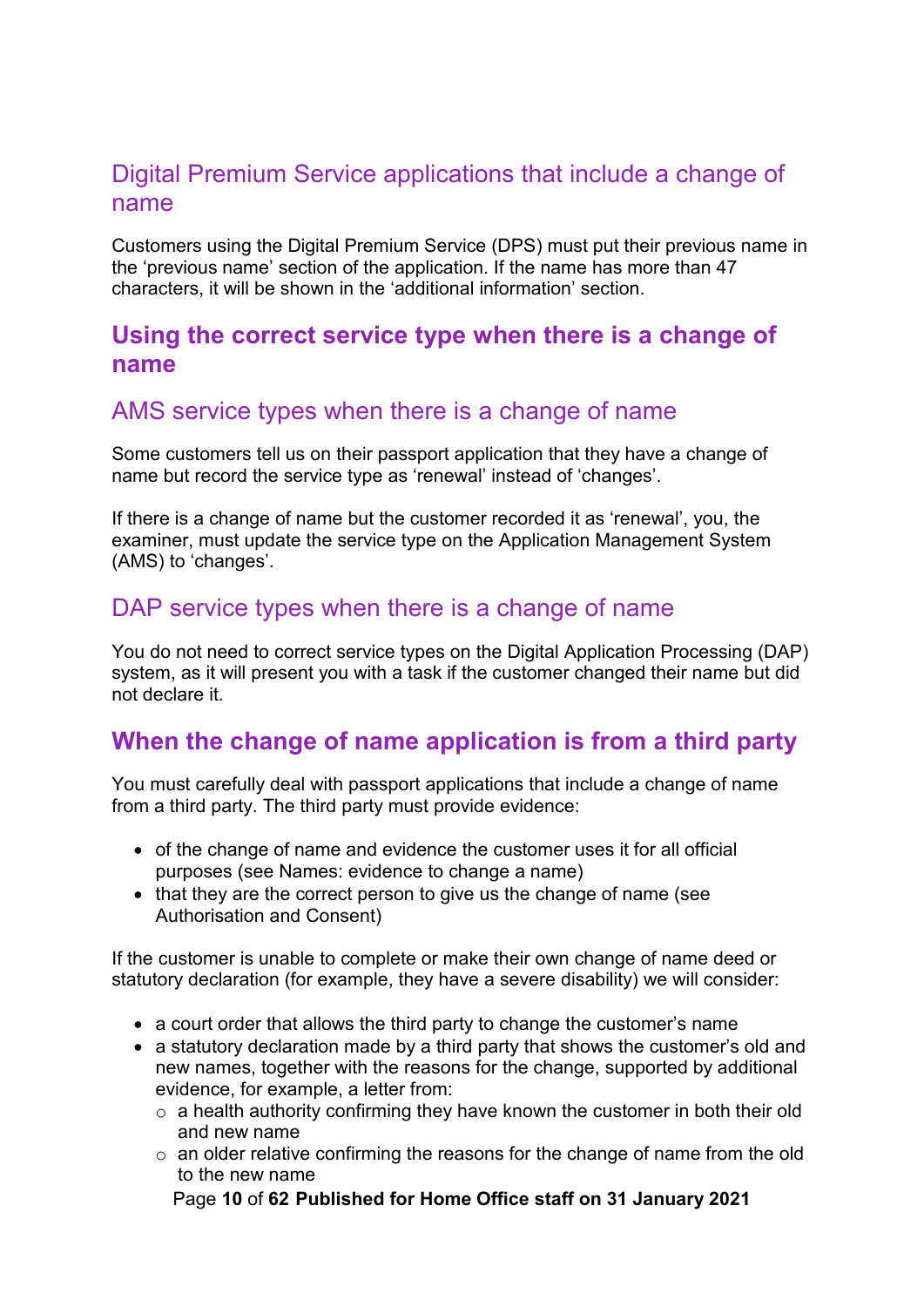### Digital Premium Service applications that include a change of name

Customers using the Digital Premium Service (DPS) must put their previous name in the 'previous name' section of the application. If the name has more than 47 characters, it will be shown in the 'additional information' section.

## Using the correct service type when there is a change of name

### AMS service types when there is a change of name

Some customers tell us on their passport application that they have a change of name but record the service type as 'renewal' instead of 'changes'.

If there is a change of name but the customer recorded it as 'renewal', you, the examiner, must update the service type on the Application Management System (AMS) to 'changes'.

### DAP service types when there is a change of name

You do not need to correct service types on the Digital Application Processing (DAP) system, as it will present you with a task if the customer changed their name but did not declare it.

## When the change of name application is from a third party

You must carefully deal with passport applications that include a change of name from a third party. The third party must provide evidence:

- of the change of name and evidence the customer uses it for all official purposes (see Names: evidence to change a name)
- that they are the correct person to give us the change of name (see Authorisation and Consent)

If the customer is unable to complete or make their own change of name deed or statutory declaration (for example, they have a severe disability) we will consider:

- a court order that allows the third party to change the customer's name
- a statutory declaration made by a third party that shows the customer's old and new names, together with the reasons for the change, supported by additional evidence, for example, a letter from:
  - a health authority confirming they have known the customer in both their old and new name
  - an older relative confirming the reasons for the change of name from the old to the new name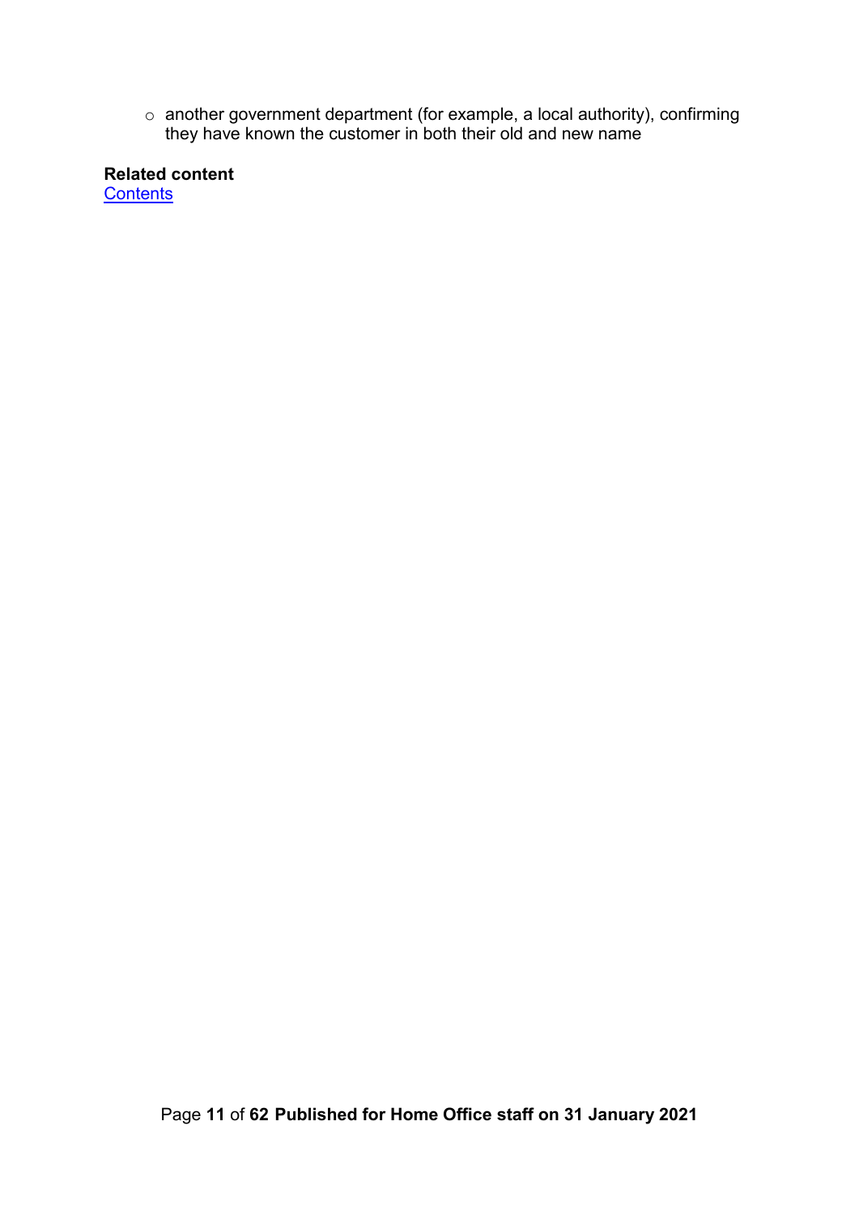- another government department (for example, a local authority), confirming they have known the customer in both their old and new name

**Related content**
Contents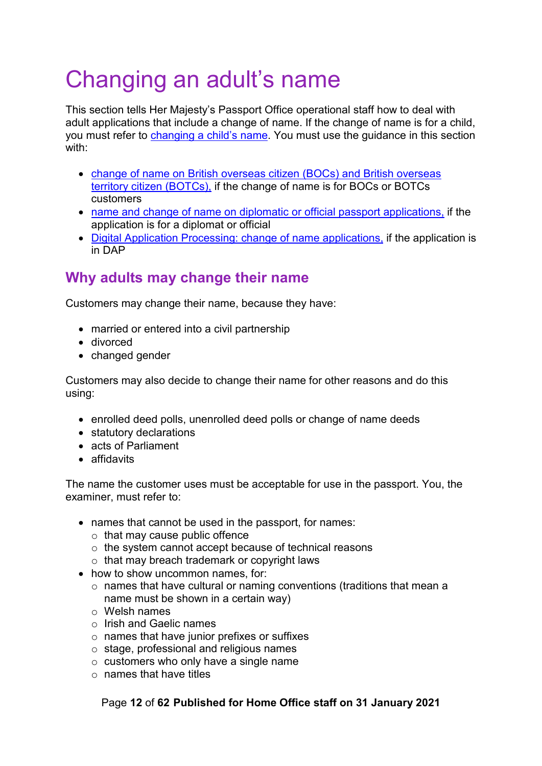# Changing an adult's name

This section tells Her Majesty's Passport Office operational staff how to deal with adult applications that include a change of name. If the change of name is for a child, you must refer to changing a child's name. You must use the guidance in this section with:

- change of name on British overseas citizen (BOCs) and British overseas territory citizen (BOTCs), if the change of name is for BOCs or BOTCs customers
- name and change of name on diplomatic or official passport applications, if the application is for a diplomat or official
- Digital Application Processing: change of name applications, if the application is in DAP

## Why adults may change their name

Customers may change their name, because they have:

- married or entered into a civil partnership
- divorced
- changed gender

Customers may also decide to change their name for other reasons and do this using:

- enrolled deed polls, unenrolled deed polls or change of name deeds
- statutory declarations
- acts of Parliament
- affidavits

The name the customer uses must be acceptable for use in the passport. You, the examiner, must refer to:

- names that cannot be used in the passport, for names:
  - that may cause public offence
  - the system cannot accept because of technical reasons
  - that may breach trademark or copyright laws
- how to show uncommon names, for:
  - names that have cultural or naming conventions (traditions that mean a name must be shown in a certain way)
  - Welsh names
  - Irish and Gaelic names
  - names that have junior prefixes or suffixes
  - stage, professional and religious names
  - customers who only have a single name
  - names that have titles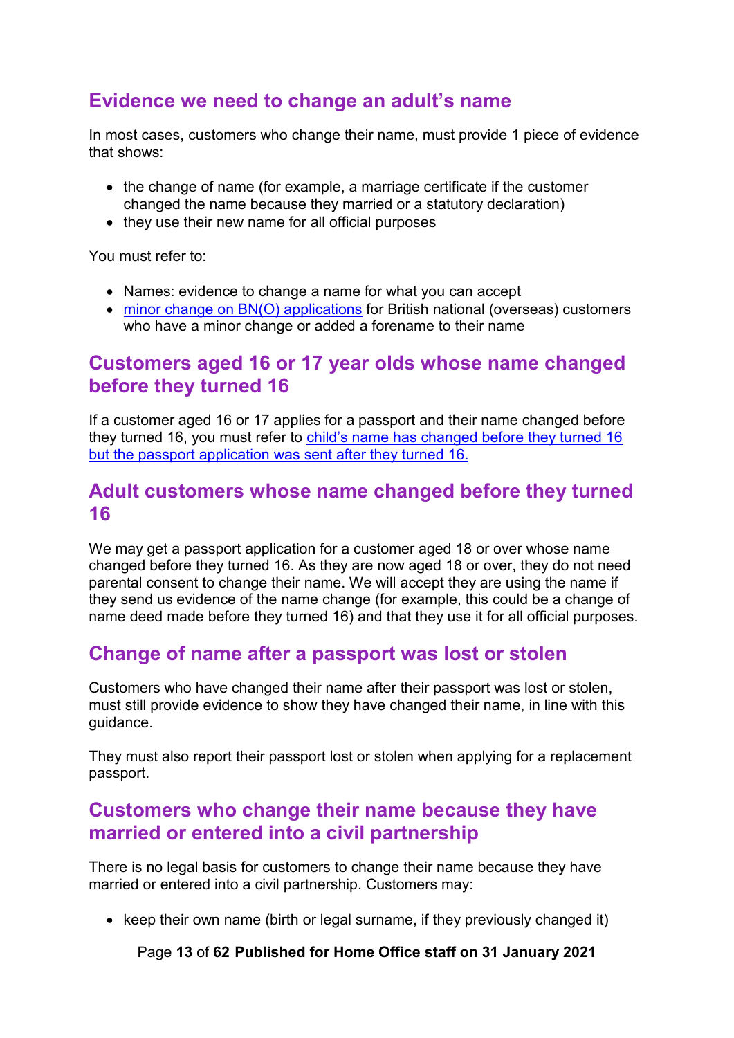## Evidence we need to change an adult's name

In most cases, customers who change their name, must provide 1 piece of evidence that shows:

- the change of name (for example, a marriage certificate if the customer changed the name because they married or a statutory declaration)
- they use their new name for all official purposes

You must refer to:

- Names: evidence to change a name for what you can accept
- minor change on BN(O) applications for British national (overseas) customers who have a minor change or added a forename to their name

## Customers aged 16 or 17 year olds whose name changed before they turned 16

If a customer aged 16 or 17 applies for a passport and their name changed before they turned 16, you must refer to child's name has changed before they turned 16 but the passport application was sent after they turned 16.

## Adult customers whose name changed before they turned 16

We may get a passport application for a customer aged 18 or over whose name changed before they turned 16. As they are now aged 18 or over, they do not need parental consent to change their name. We will accept they are using the name if they send us evidence of the name change (for example, this could be a change of name deed made before they turned 16) and that they use it for all official purposes.

## Change of name after a passport was lost or stolen

Customers who have changed their name after their passport was lost or stolen, must still provide evidence to show they have changed their name, in line with this guidance.

They must also report their passport lost or stolen when applying for a replacement passport.

## Customers who change their name because they have married or entered into a civil partnership

There is no legal basis for customers to change their name because they have married or entered into a civil partnership. Customers may:

- keep their own name (birth or legal surname, if they previously changed it)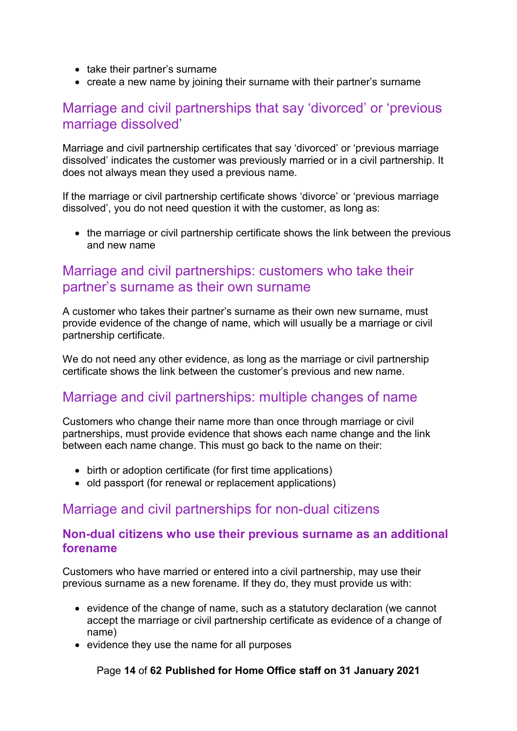- take their partner's surname
- create a new name by joining their surname with their partner's surname

## Marriage and civil partnerships that say 'divorced' or 'previous marriage dissolved'

Marriage and civil partnership certificates that say 'divorced' or 'previous marriage dissolved' indicates the customer was previously married or in a civil partnership. It does not always mean they used a previous name.

If the marriage or civil partnership certificate shows 'divorce' or 'previous marriage dissolved', you do not need question it with the customer, as long as:

- the marriage or civil partnership certificate shows the link between the previous and new name

## Marriage and civil partnerships: customers who take their partner's surname as their own surname

A customer who takes their partner's surname as their own new surname, must provide evidence of the change of name, which will usually be a marriage or civil partnership certificate.

We do not need any other evidence, as long as the marriage or civil partnership certificate shows the link between the customer's previous and new name.

## Marriage and civil partnerships: multiple changes of name

Customers who change their name more than once through marriage or civil partnerships, must provide evidence that shows each name change and the link between each name change. This must go back to the name on their:

- birth or adoption certificate (for first time applications)
- old passport (for renewal or replacement applications)

## Marriage and civil partnerships for non-dual citizens

### Non-dual citizens who use their previous surname as an additional forename

Customers who have married or entered into a civil partnership, may use their previous surname as a new forename. If they do, they must provide us with:

- evidence of the change of name, such as a statutory declaration (we cannot accept the marriage or civil partnership certificate as evidence of a change of name)
- evidence they use the name for all purposes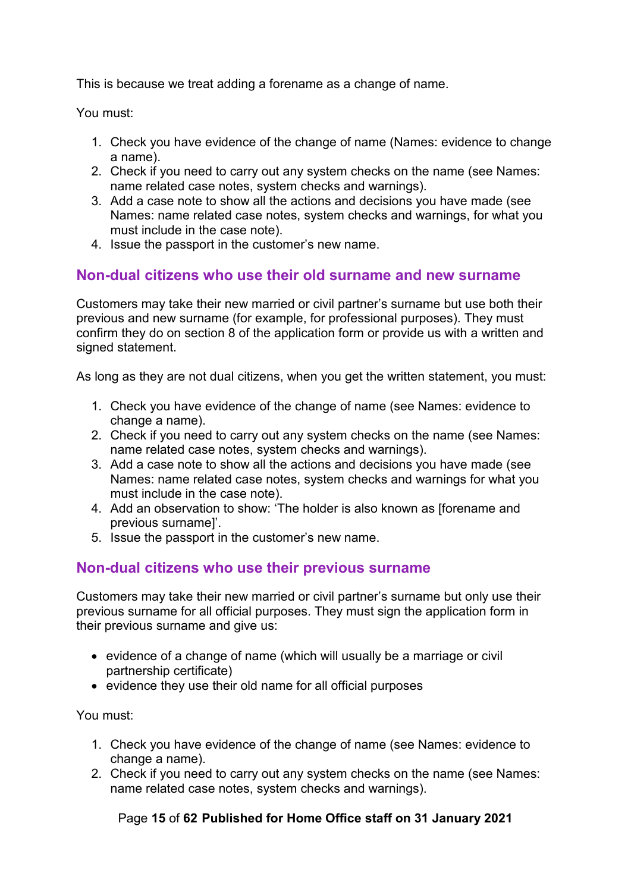This is because we treat adding a forename as a change of name.

You must:

1. Check you have evidence of the change of name (Names: evidence to change a name).
2. Check if you need to carry out any system checks on the name (see Names: name related case notes, system checks and warnings).
3. Add a case note to show all the actions and decisions you have made (see Names: name related case notes, system checks and warnings, for what you must include in the case note).
4. Issue the passport in the customer's new name.

## Non-dual citizens who use their old surname and new surname

Customers may take their new married or civil partner's surname but use both their previous and new surname (for example, for professional purposes). They must confirm they do on section 8 of the application form or provide us with a written and signed statement.

As long as they are not dual citizens, when you get the written statement, you must:

1. Check you have evidence of the change of name (see Names: evidence to change a name).
2. Check if you need to carry out any system checks on the name (see Names: name related case notes, system checks and warnings).
3. Add a case note to show all the actions and decisions you have made (see Names: name related case notes, system checks and warnings for what you must include in the case note).
4. Add an observation to show: 'The holder is also known as [forename and previous surname]'.
5. Issue the passport in the customer's new name.

## Non-dual citizens who use their previous surname

Customers may take their new married or civil partner's surname but only use their previous surname for all official purposes. They must sign the application form in their previous surname and give us:

- evidence of a change of name (which will usually be a marriage or civil partnership certificate)
- evidence they use their old name for all official purposes

You must:

1. Check you have evidence of the change of name (see Names: evidence to change a name).
2. Check if you need to carry out any system checks on the name (see Names: name related case notes, system checks and warnings).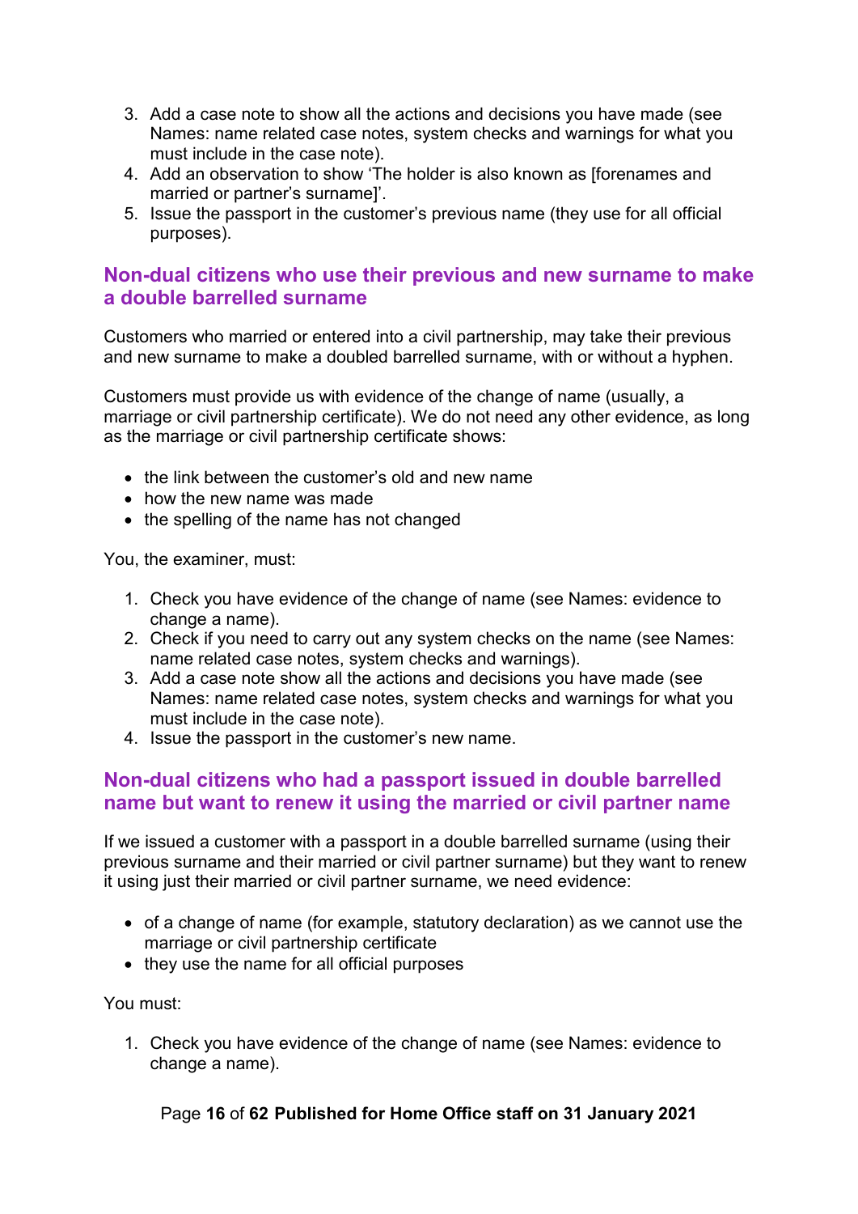3. Add a case note to show all the actions and decisions you have made (see Names: name related case notes, system checks and warnings for what you must include in the case note).
4. Add an observation to show 'The holder is also known as [forenames and married or partner's surname]'.
5. Issue the passport in the customer's previous name (they use for all official purposes).

## Non-dual citizens who use their previous and new surname to make a double barrelled surname

Customers who married or entered into a civil partnership, may take their previous and new surname to make a doubled barrelled surname, with or without a hyphen.

Customers must provide us with evidence of the change of name (usually, a marriage or civil partnership certificate). We do not need any other evidence, as long as the marriage or civil partnership certificate shows:

- the link between the customer's old and new name
- how the new name was made
- the spelling of the name has not changed

You, the examiner, must:

1. Check you have evidence of the change of name (see Names: evidence to change a name).
2. Check if you need to carry out any system checks on the name (see Names: name related case notes, system checks and warnings).
3. Add a case note show all the actions and decisions you have made (see Names: name related case notes, system checks and warnings for what you must include in the case note).
4. Issue the passport in the customer's new name.

## Non-dual citizens who had a passport issued in double barrelled name but want to renew it using the married or civil partner name

If we issued a customer with a passport in a double barrelled surname (using their previous surname and their married or civil partner surname) but they want to renew it using just their married or civil partner surname, we need evidence:

- of a change of name (for example, statutory declaration) as we cannot use the marriage or civil partnership certificate
- they use the name for all official purposes

You must:

1. Check you have evidence of the change of name (see Names: evidence to change a name).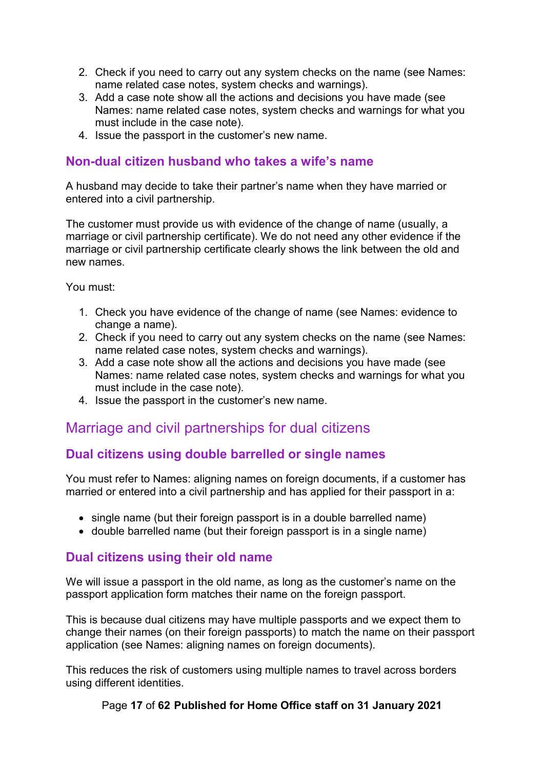2. Check if you need to carry out any system checks on the name (see Names: name related case notes, system checks and warnings).
3. Add a case note show all the actions and decisions you have made (see Names: name related case notes, system checks and warnings for what you must include in the case note).
4. Issue the passport in the customer's new name.

### Non-dual citizen husband who takes a wife's name

A husband may decide to take their partner's name when they have married or entered into a civil partnership.

The customer must provide us with evidence of the change of name (usually, a marriage or civil partnership certificate). We do not need any other evidence if the marriage or civil partnership certificate clearly shows the link between the old and new names.

You must:

1. Check you have evidence of the change of name (see Names: evidence to change a name).
2. Check if you need to carry out any system checks on the name (see Names: name related case notes, system checks and warnings).
3. Add a case note show all the actions and decisions you have made (see Names: name related case notes, system checks and warnings for what you must include in the case note).
4. Issue the passport in the customer's new name.

## Marriage and civil partnerships for dual citizens

### Dual citizens using double barrelled or single names

You must refer to Names: aligning names on foreign documents, if a customer has married or entered into a civil partnership and has applied for their passport in a:

- single name (but their foreign passport is in a double barrelled name)
- double barrelled name (but their foreign passport is in a single name)

### Dual citizens using their old name

We will issue a passport in the old name, as long as the customer's name on the passport application form matches their name on the foreign passport.

This is because dual citizens may have multiple passports and we expect them to change their names (on their foreign passports) to match the name on their passport application (see Names: aligning names on foreign documents).

This reduces the risk of customers using multiple names to travel across borders using different identities.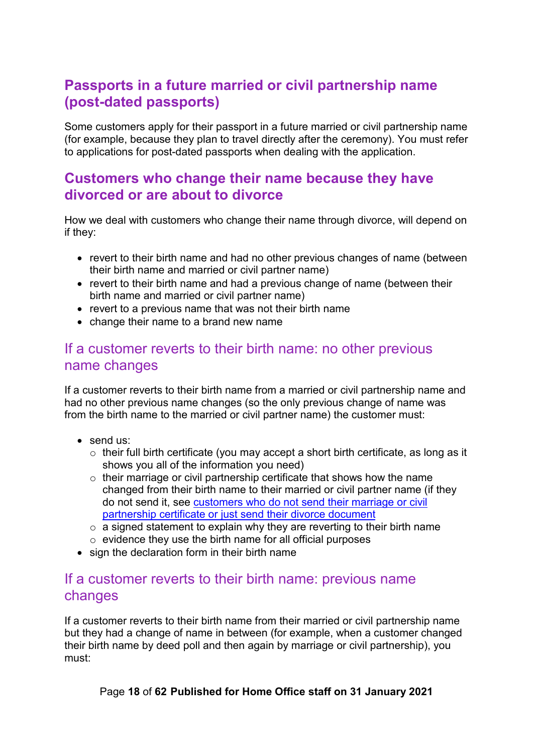## Passports in a future married or civil partnership name (post-dated passports)

Some customers apply for their passport in a future married or civil partnership name (for example, because they plan to travel directly after the ceremony). You must refer to applications for post-dated passports when dealing with the application.

## Customers who change their name because they have divorced or are about to divorce

How we deal with customers who change their name through divorce, will depend on if they:

- revert to their birth name and had no other previous changes of name (between their birth name and married or civil partner name)
- revert to their birth name and had a previous change of name (between their birth name and married or civil partner name)
- revert to a previous name that was not their birth name
- change their name to a brand new name

### If a customer reverts to their birth name: no other previous name changes

If a customer reverts to their birth name from a married or civil partnership name and had no other previous name changes (so the only previous change of name was from the birth name to the married or civil partner name) the customer must:

- send us:
  - their full birth certificate (you may accept a short birth certificate, as long as it shows you all of the information you need)
  - their marriage or civil partnership certificate that shows how the name changed from their birth name to their married or civil partner name (if they do not send it, see [customers who do not send their marriage or civil partnership certificate or just send their divorce document]()
  - a signed statement to explain why they are reverting to their birth name
  - evidence they use the birth name for all official purposes
- sign the declaration form in their birth name

### If a customer reverts to their birth name: previous name changes

If a customer reverts to their birth name from their married or civil partnership name but they had a change of name in between (for example, when a customer changed their birth name by deed poll and then again by marriage or civil partnership), you must: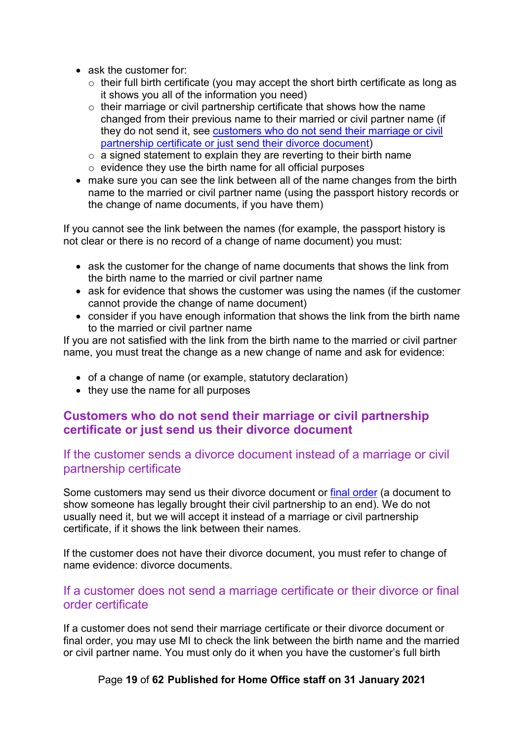- ask the customer for:
  - their full birth certificate (you may accept the short birth certificate as long as it shows you all of the information you need)
  - their marriage or civil partnership certificate that shows how the name changed from their previous name to their married or civil partner name (if they do not send it, see customers who do not send their marriage or civil partnership certificate or just send their divorce document)
  - a signed statement to explain they are reverting to their birth name
  - evidence they use the birth name for all official purposes
- make sure you can see the link between all of the name changes from the birth name to the married or civil partner name (using the passport history records or the change of name documents, if you have them)

If you cannot see the link between the names (for example, the passport history is not clear or there is no record of a change of name document) you must:

- ask the customer for the change of name documents that shows the link from the birth name to the married or civil partner name
- ask for evidence that shows the customer was using the names (if the customer cannot provide the change of name document)
- consider if you have enough information that shows the link from the birth name to the married or civil partner name

If you are not satisfied with the link from the birth name to the married or civil partner name, you must treat the change as a new change of name and ask for evidence:

- of a change of name (or example, statutory declaration)
- they use the name for all purposes

## Customers who do not send their marriage or civil partnership certificate or just send us their divorce document

### If the customer sends a divorce document instead of a marriage or civil partnership certificate

Some customers may send us their divorce document or final order (a document to show someone has legally brought their civil partnership to an end). We do not usually need it, but we will accept it instead of a marriage or civil partnership certificate, if it shows the link between their names.

If the customer does not have their divorce document, you must refer to change of name evidence: divorce documents.

### If a customer does not send a marriage certificate or their divorce or final order certificate

If a customer does not send their marriage certificate or their divorce document or final order, you may use MI to check the link between the birth name and the married or civil partner name. You must only do it when you have the customer's full birth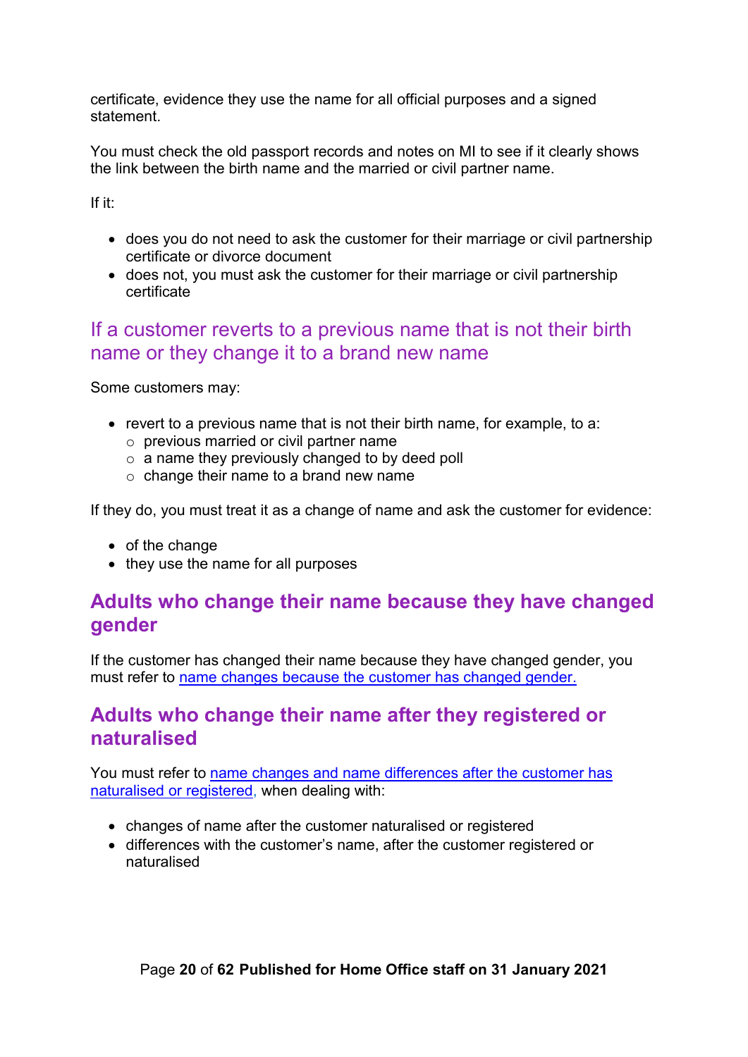certificate, evidence they use the name for all official purposes and a signed statement.

You must check the old passport records and notes on MI to see if it clearly shows the link between the birth name and the married or civil partner name.

If it:

- does you do not need to ask the customer for their marriage or civil partnership certificate or divorce document
- does not, you must ask the customer for their marriage or civil partnership certificate

### If a customer reverts to a previous name that is not their birth name or they change it to a brand new name

Some customers may:

- revert to a previous name that is not their birth name, for example, to a:
  - previous married or civil partner name
  - a name they previously changed to by deed poll
  - change their name to a brand new name

If they do, you must treat it as a change of name and ask the customer for evidence:

- of the change
- they use the name for all purposes

## Adults who change their name because they have changed gender

If the customer has changed their name because they have changed gender, you must refer to name changes because the customer has changed gender.

## Adults who change their name after they registered or naturalised

You must refer to name changes and name differences after the customer has naturalised or registered, when dealing with:

- changes of name after the customer naturalised or registered
- differences with the customer's name, after the customer registered or naturalised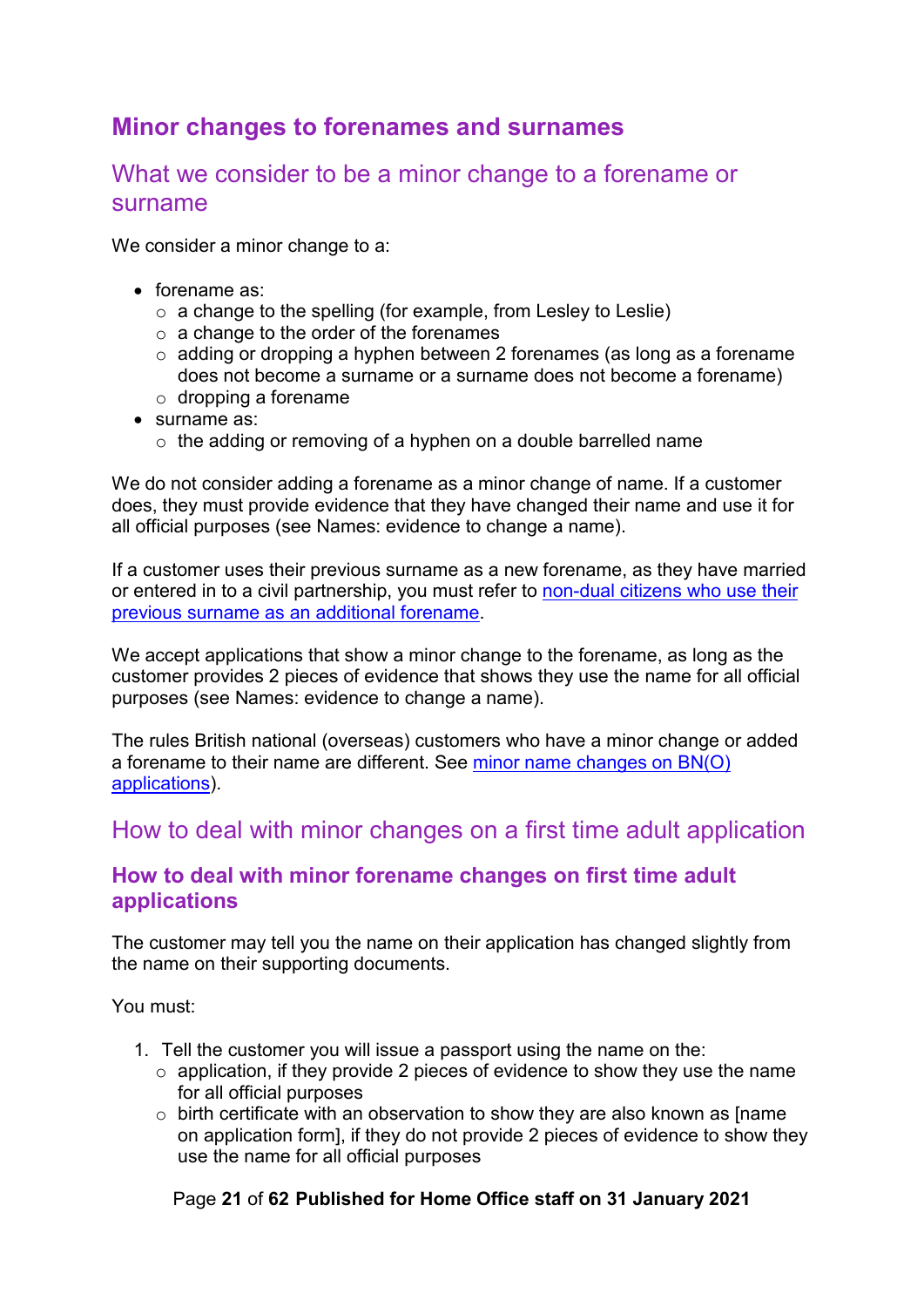## Minor changes to forenames and surnames

### What we consider to be a minor change to a forename or surname

We consider a minor change to a:

- forename as:
  - a change to the spelling (for example, from Lesley to Leslie)
  - a change to the order of the forenames
  - adding or dropping a hyphen between 2 forenames (as long as a forename does not become a surname or a surname does not become a forename)
  - dropping a forename
- surname as:
  - the adding or removing of a hyphen on a double barrelled name

We do not consider adding a forename as a minor change of name. If a customer does, they must provide evidence that they have changed their name and use it for all official purposes (see Names: evidence to change a name).

If a customer uses their previous surname as a new forename, as they have married or entered in to a civil partnership, you must refer to non-dual citizens who use their previous surname as an additional forename.

We accept applications that show a minor change to the forename, as long as the customer provides 2 pieces of evidence that shows they use the name for all official purposes (see Names: evidence to change a name).

The rules British national (overseas) customers who have a minor change or added a forename to their name are different. See minor name changes on BN(O) applications).

### How to deal with minor changes on a first time adult application

#### How to deal with minor forename changes on first time adult applications

The customer may tell you the name on their application has changed slightly from the name on their supporting documents.

You must:

1. Tell the customer you will issue a passport using the name on the:
   - application, if they provide 2 pieces of evidence to show they use the name for all official purposes
   - birth certificate with an observation to show they are also known as [name on application form], if they do not provide 2 pieces of evidence to show they use the name for all official purposes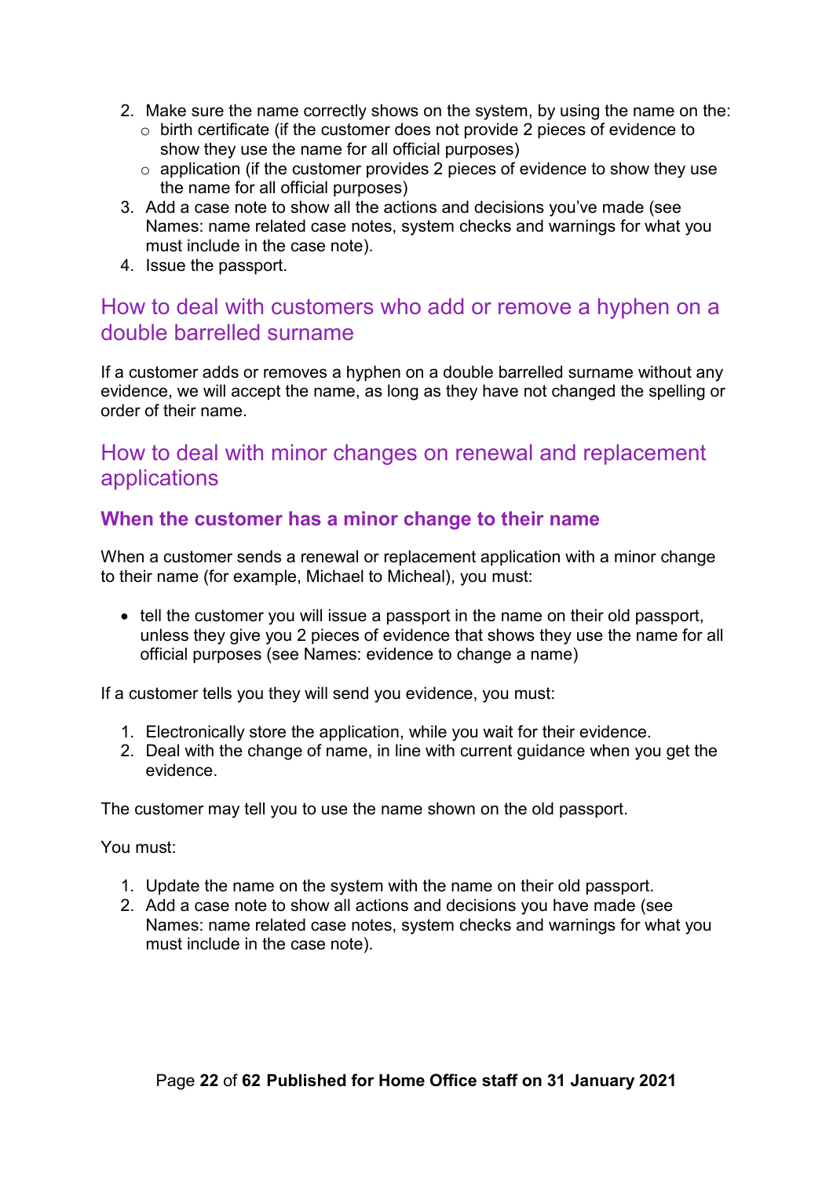2. Make sure the name correctly shows on the system, by using the name on the:
    - birth certificate (if the customer does not provide 2 pieces of evidence to show they use the name for all official purposes)
    - application (if the customer provides 2 pieces of evidence to show they use the name for all official purposes)
3. Add a case note to show all the actions and decisions you've made (see Names: name related case notes, system checks and warnings for what you must include in the case note).
4. Issue the passport.

## How to deal with customers who add or remove a hyphen on a double barrelled surname

If a customer adds or removes a hyphen on a double barrelled surname without any evidence, we will accept the name, as long as they have not changed the spelling or order of their name.

## How to deal with minor changes on renewal and replacement applications

### When the customer has a minor change to their name

When a customer sends a renewal or replacement application with a minor change to their name (for example, Michael to Micheal), you must:

- tell the customer you will issue a passport in the name on their old passport, unless they give you 2 pieces of evidence that shows they use the name for all official purposes (see Names: evidence to change a name)

If a customer tells you they will send you evidence, you must:

1. Electronically store the application, while you wait for their evidence.
2. Deal with the change of name, in line with current guidance when you get the evidence.

The customer may tell you to use the name shown on the old passport.

You must:

1. Update the name on the system with the name on their old passport.
2. Add a case note to show all actions and decisions you have made (see Names: name related case notes, system checks and warnings for what you must include in the case note).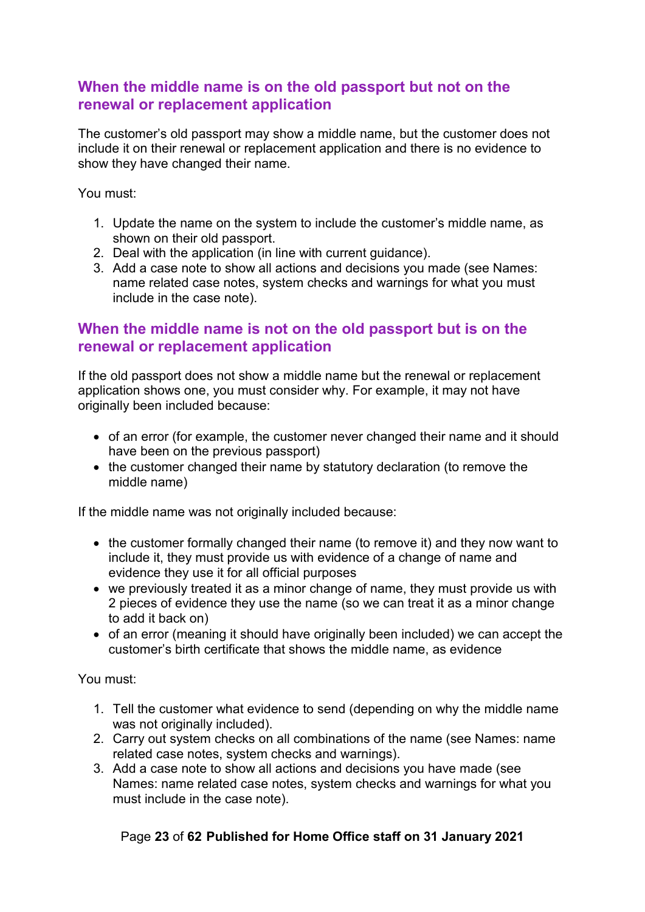## When the middle name is on the old passport but not on the renewal or replacement application

The customer's old passport may show a middle name, but the customer does not include it on their renewal or replacement application and there is no evidence to show they have changed their name.

You must:

1. Update the name on the system to include the customer's middle name, as shown on their old passport.
2. Deal with the application (in line with current guidance).
3. Add a case note to show all actions and decisions you made (see Names: name related case notes, system checks and warnings for what you must include in the case note).

## When the middle name is not on the old passport but is on the renewal or replacement application

If the old passport does not show a middle name but the renewal or replacement application shows one, you must consider why. For example, it may not have originally been included because:

- of an error (for example, the customer never changed their name and it should have been on the previous passport)
- the customer changed their name by statutory declaration (to remove the middle name)

If the middle name was not originally included because:

- the customer formally changed their name (to remove it) and they now want to include it, they must provide us with evidence of a change of name and evidence they use it for all official purposes
- we previously treated it as a minor change of name, they must provide us with 2 pieces of evidence they use the name (so we can treat it as a minor change to add it back on)
- of an error (meaning it should have originally been included) we can accept the customer's birth certificate that shows the middle name, as evidence

You must:

1. Tell the customer what evidence to send (depending on why the middle name was not originally included).
2. Carry out system checks on all combinations of the name (see Names: name related case notes, system checks and warnings).
3. Add a case note to show all actions and decisions you have made (see Names: name related case notes, system checks and warnings for what you must include in the case note).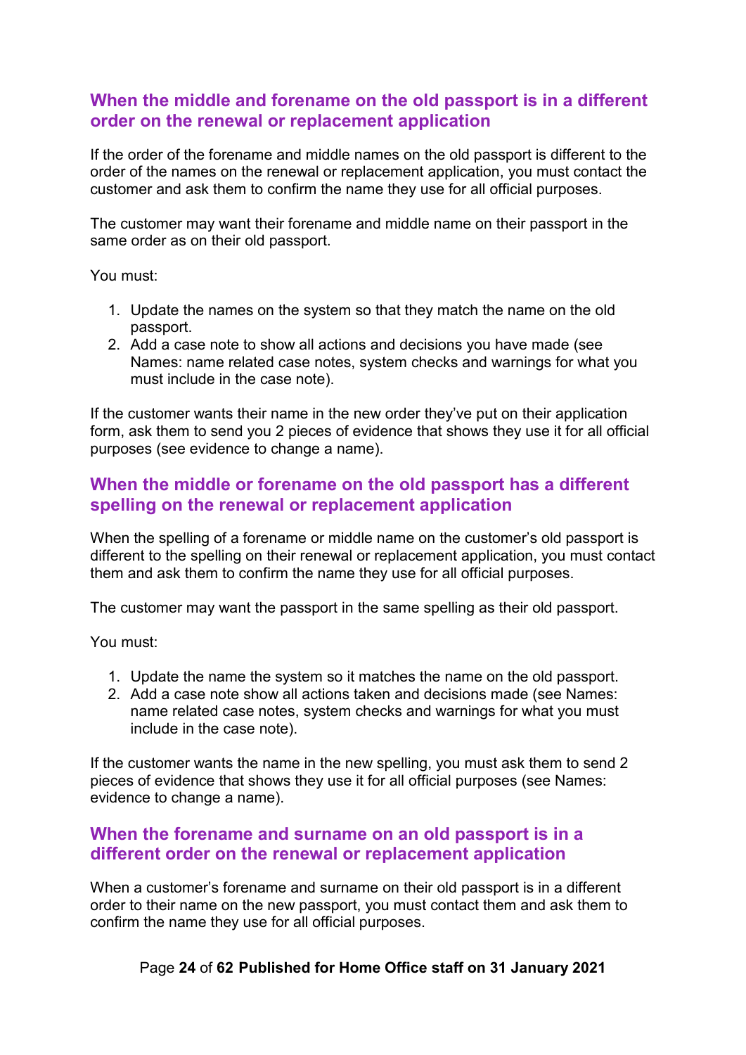## When the middle and forename on the old passport is in a different order on the renewal or replacement application

If the order of the forename and middle names on the old passport is different to the order of the names on the renewal or replacement application, you must contact the customer and ask them to confirm the name they use for all official purposes.

The customer may want their forename and middle name on their passport in the same order as on their old passport.

You must:

1. Update the names on the system so that they match the name on the old passport.
2. Add a case note to show all actions and decisions you have made (see Names: name related case notes, system checks and warnings for what you must include in the case note).

If the customer wants their name in the new order they've put on their application form, ask them to send you 2 pieces of evidence that shows they use it for all official purposes (see evidence to change a name).

## When the middle or forename on the old passport has a different spelling on the renewal or replacement application

When the spelling of a forename or middle name on the customer's old passport is different to the spelling on their renewal or replacement application, you must contact them and ask them to confirm the name they use for all official purposes.

The customer may want the passport in the same spelling as their old passport.

You must:

1. Update the name the system so it matches the name on the old passport.
2. Add a case note show all actions taken and decisions made (see Names: name related case notes, system checks and warnings for what you must include in the case note).

If the customer wants the name in the new spelling, you must ask them to send 2 pieces of evidence that shows they use it for all official purposes (see Names: evidence to change a name).

## When the forename and surname on an old passport is in a different order on the renewal or replacement application

When a customer's forename and surname on their old passport is in a different order to their name on the new passport, you must contact them and ask them to confirm the name they use for all official purposes.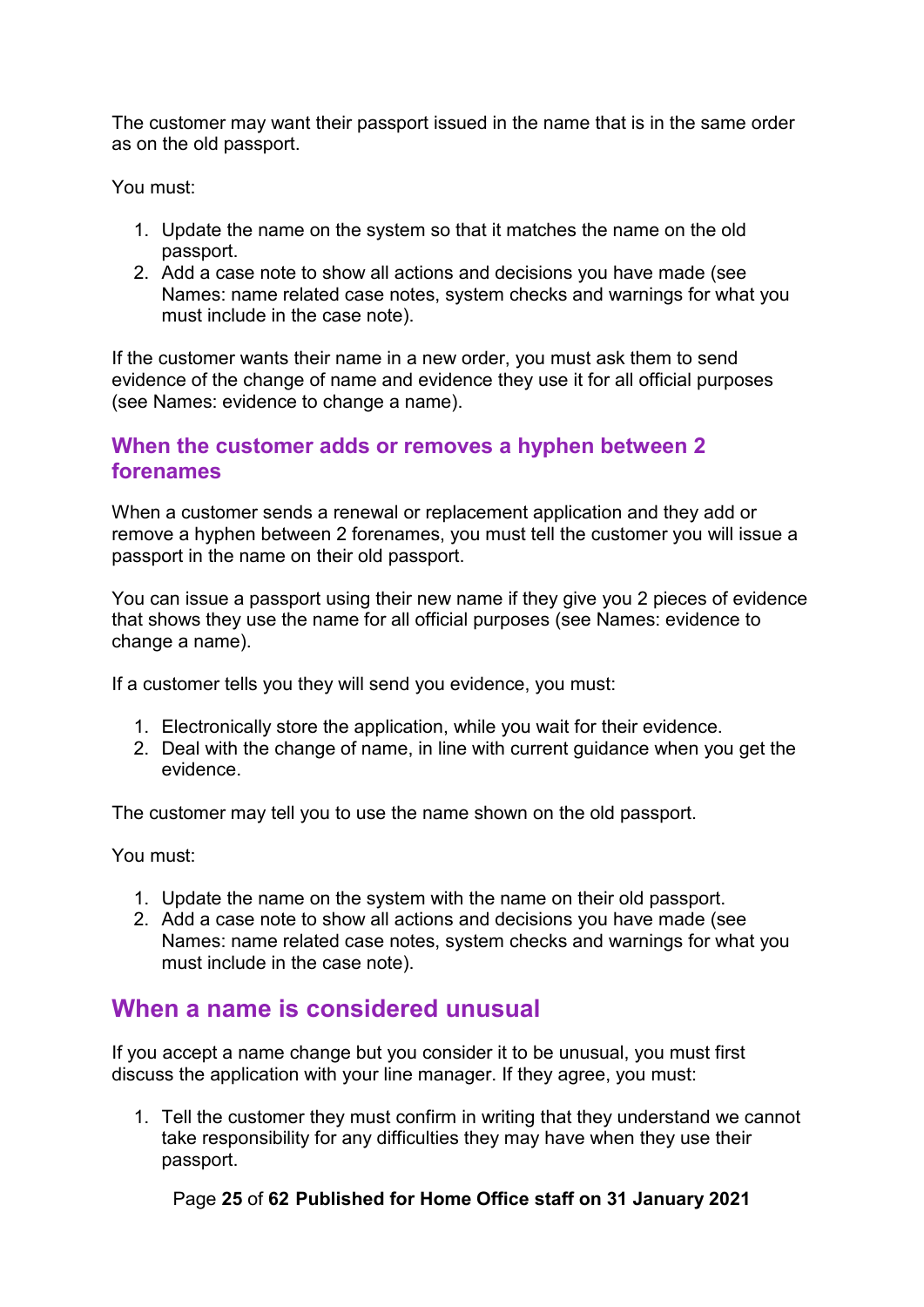The customer may want their passport issued in the name that is in the same order as on the old passport.

You must:

1. Update the name on the system so that it matches the name on the old passport.
2. Add a case note to show all actions and decisions you have made (see Names: name related case notes, system checks and warnings for what you must include in the case note).

If the customer wants their name in a new order, you must ask them to send evidence of the change of name and evidence they use it for all official purposes (see Names: evidence to change a name).

### When the customer adds or removes a hyphen between 2 forenames

When a customer sends a renewal or replacement application and they add or remove a hyphen between 2 forenames, you must tell the customer you will issue a passport in the name on their old passport.

You can issue a passport using their new name if they give you 2 pieces of evidence that shows they use the name for all official purposes (see Names: evidence to change a name).

If a customer tells you they will send you evidence, you must:

1. Electronically store the application, while you wait for their evidence.
2. Deal with the change of name, in line with current guidance when you get the evidence.

The customer may tell you to use the name shown on the old passport.

You must:

1. Update the name on the system with the name on their old passport.
2. Add a case note to show all actions and decisions you have made (see Names: name related case notes, system checks and warnings for what you must include in the case note).

## When a name is considered unusual

If you accept a name change but you consider it to be unusual, you must first discuss the application with your line manager. If they agree, you must:

1. Tell the customer they must confirm in writing that they understand we cannot take responsibility for any difficulties they may have when they use their passport.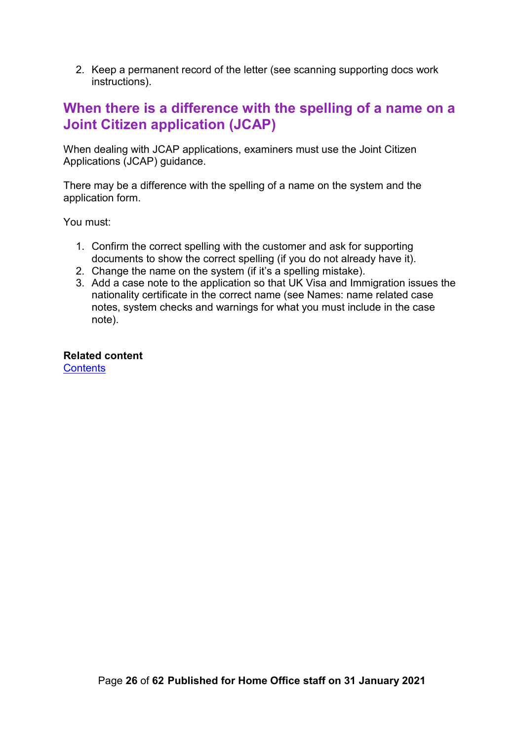2. Keep a permanent record of the letter (see scanning supporting docs work instructions).

## When there is a difference with the spelling of a name on a Joint Citizen application (JCAP)

When dealing with JCAP applications, examiners must use the Joint Citizen Applications (JCAP) guidance.

There may be a difference with the spelling of a name on the system and the application form.

You must:

1. Confirm the correct spelling with the customer and ask for supporting documents to show the correct spelling (if you do not already have it).
2. Change the name on the system (if it's a spelling mistake).
3. Add a case note to the application so that UK Visa and Immigration issues the nationality certificate in the correct name (see Names: name related case notes, system checks and warnings for what you must include in the case note).

**Related content**
[Contents]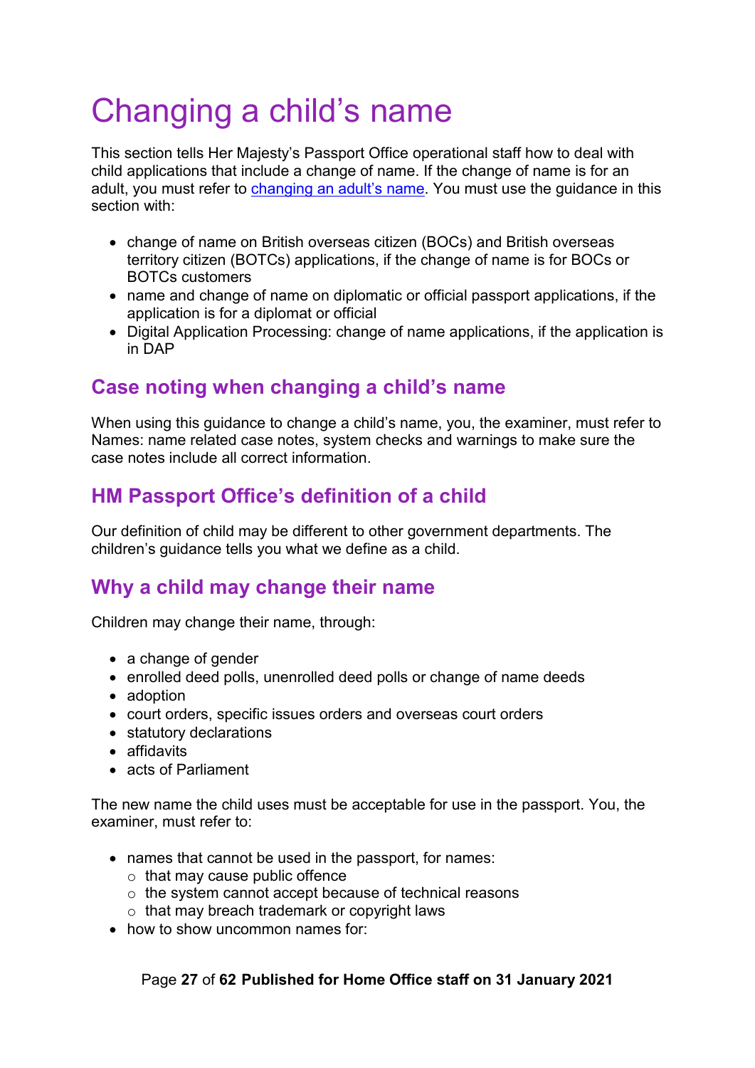# Changing a child's name

This section tells Her Majesty's Passport Office operational staff how to deal with child applications that include a change of name. If the change of name is for an adult, you must refer to changing an adult's name. You must use the guidance in this section with:

- change of name on British overseas citizen (BOCs) and British overseas territory citizen (BOTCs) applications, if the change of name is for BOCs or BOTCs customers
- name and change of name on diplomatic or official passport applications, if the application is for a diplomat or official
- Digital Application Processing: change of name applications, if the application is in DAP

## Case noting when changing a child's name

When using this guidance to change a child's name, you, the examiner, must refer to Names: name related case notes, system checks and warnings to make sure the case notes include all correct information.

## HM Passport Office's definition of a child

Our definition of child may be different to other government departments. The children's guidance tells you what we define as a child.

## Why a child may change their name

Children may change their name, through:

- a change of gender
- enrolled deed polls, unenrolled deed polls or change of name deeds
- adoption
- court orders, specific issues orders and overseas court orders
- statutory declarations
- affidavits
- acts of Parliament

The new name the child uses must be acceptable for use in the passport. You, the examiner, must refer to:

- names that cannot be used in the passport, for names:
  - that may cause public offence
  - the system cannot accept because of technical reasons
  - that may breach trademark or copyright laws
- how to show uncommon names for: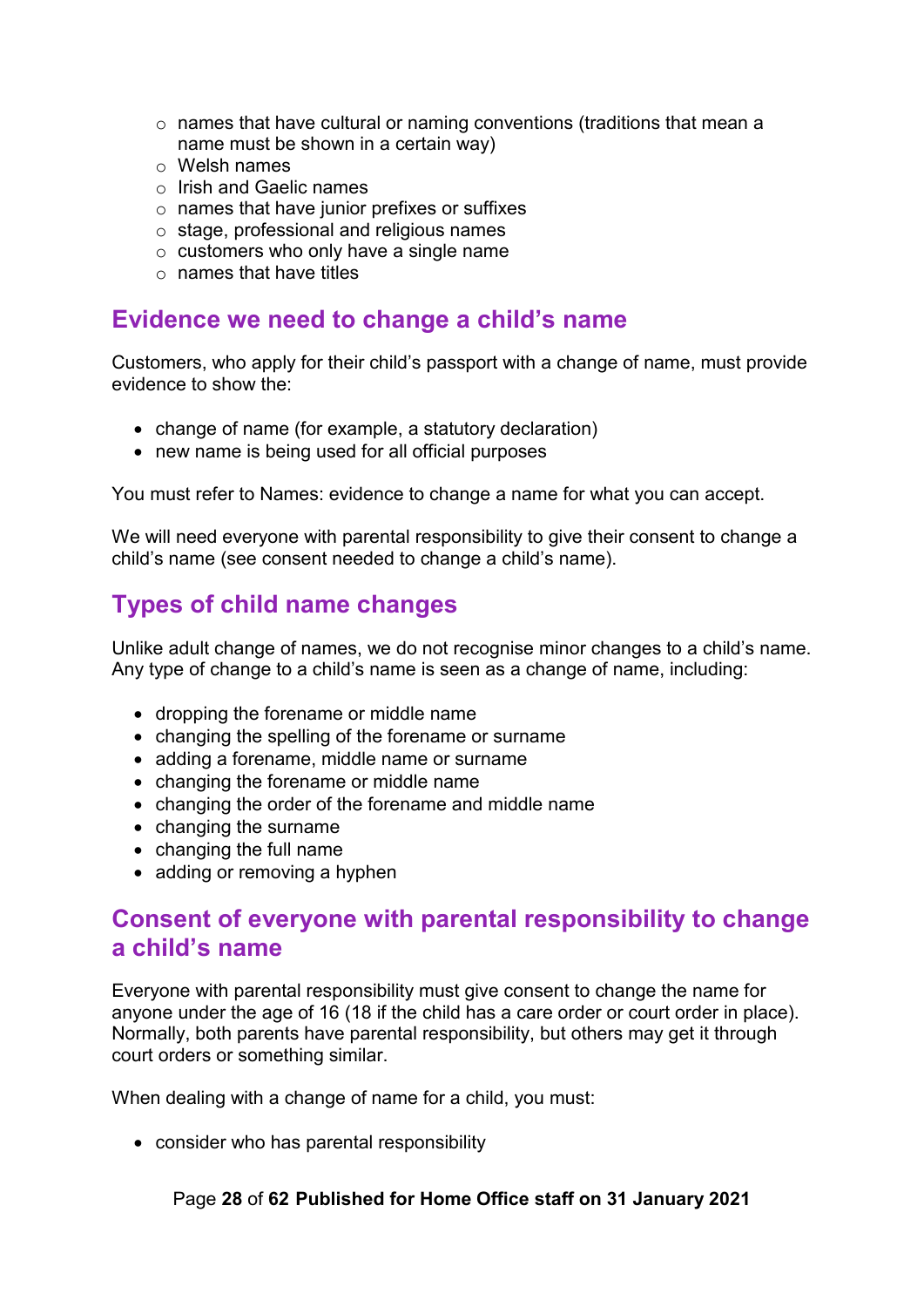- names that have cultural or naming conventions (traditions that mean a name must be shown in a certain way)
  - Welsh names
  - Irish and Gaelic names
  - names that have junior prefixes or suffixes
  - stage, professional and religious names
  - customers who only have a single name
  - names that have titles

## Evidence we need to change a child's name

Customers, who apply for their child's passport with a change of name, must provide evidence to show the:

- change of name (for example, a statutory declaration)
- new name is being used for all official purposes

You must refer to Names: evidence to change a name for what you can accept.

We will need everyone with parental responsibility to give their consent to change a child's name (see consent needed to change a child's name).

## Types of child name changes

Unlike adult change of names, we do not recognise minor changes to a child's name. Any type of change to a child's name is seen as a change of name, including:

- dropping the forename or middle name
- changing the spelling of the forename or surname
- adding a forename, middle name or surname
- changing the forename or middle name
- changing the order of the forename and middle name
- changing the surname
- changing the full name
- adding or removing a hyphen

## Consent of everyone with parental responsibility to change a child's name

Everyone with parental responsibility must give consent to change the name for anyone under the age of 16 (18 if the child has a care order or court order in place). Normally, both parents have parental responsibility, but others may get it through court orders or something similar.

When dealing with a change of name for a child, you must:

- consider who has parental responsibility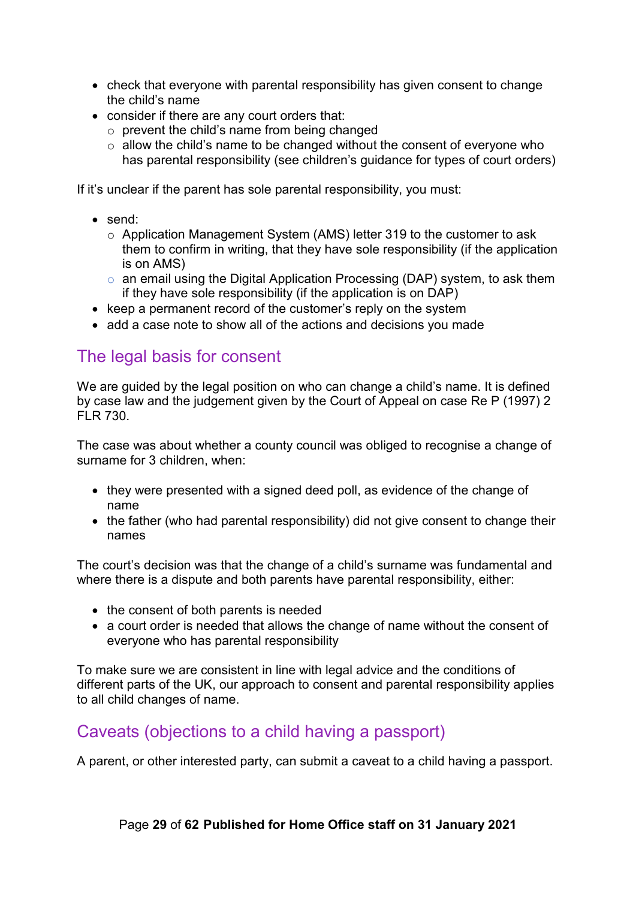- check that everyone with parental responsibility has given consent to change the child's name
- consider if there are any court orders that:
  - prevent the child's name from being changed
  - allow the child's name to be changed without the consent of everyone who has parental responsibility (see children's guidance for types of court orders)

If it's unclear if the parent has sole parental responsibility, you must:

- send:
  - Application Management System (AMS) letter 319 to the customer to ask them to confirm in writing, that they have sole responsibility (if the application is on AMS)
  - an email using the Digital Application Processing (DAP) system, to ask them if they have sole responsibility (if the application is on DAP)
- keep a permanent record of the customer's reply on the system
- add a case note to show all of the actions and decisions you made

## The legal basis for consent

We are guided by the legal position on who can change a child's name. It is defined by case law and the judgement given by the Court of Appeal on case Re P (1997) 2 FLR 730.

The case was about whether a county council was obliged to recognise a change of surname for 3 children, when:

- they were presented with a signed deed poll, as evidence of the change of name
- the father (who had parental responsibility) did not give consent to change their names

The court's decision was that the change of a child's surname was fundamental and where there is a dispute and both parents have parental responsibility, either:

- the consent of both parents is needed
- a court order is needed that allows the change of name without the consent of everyone who has parental responsibility

To make sure we are consistent in line with legal advice and the conditions of different parts of the UK, our approach to consent and parental responsibility applies to all child changes of name.

## Caveats (objections to a child having a passport)

A parent, or other interested party, can submit a caveat to a child having a passport.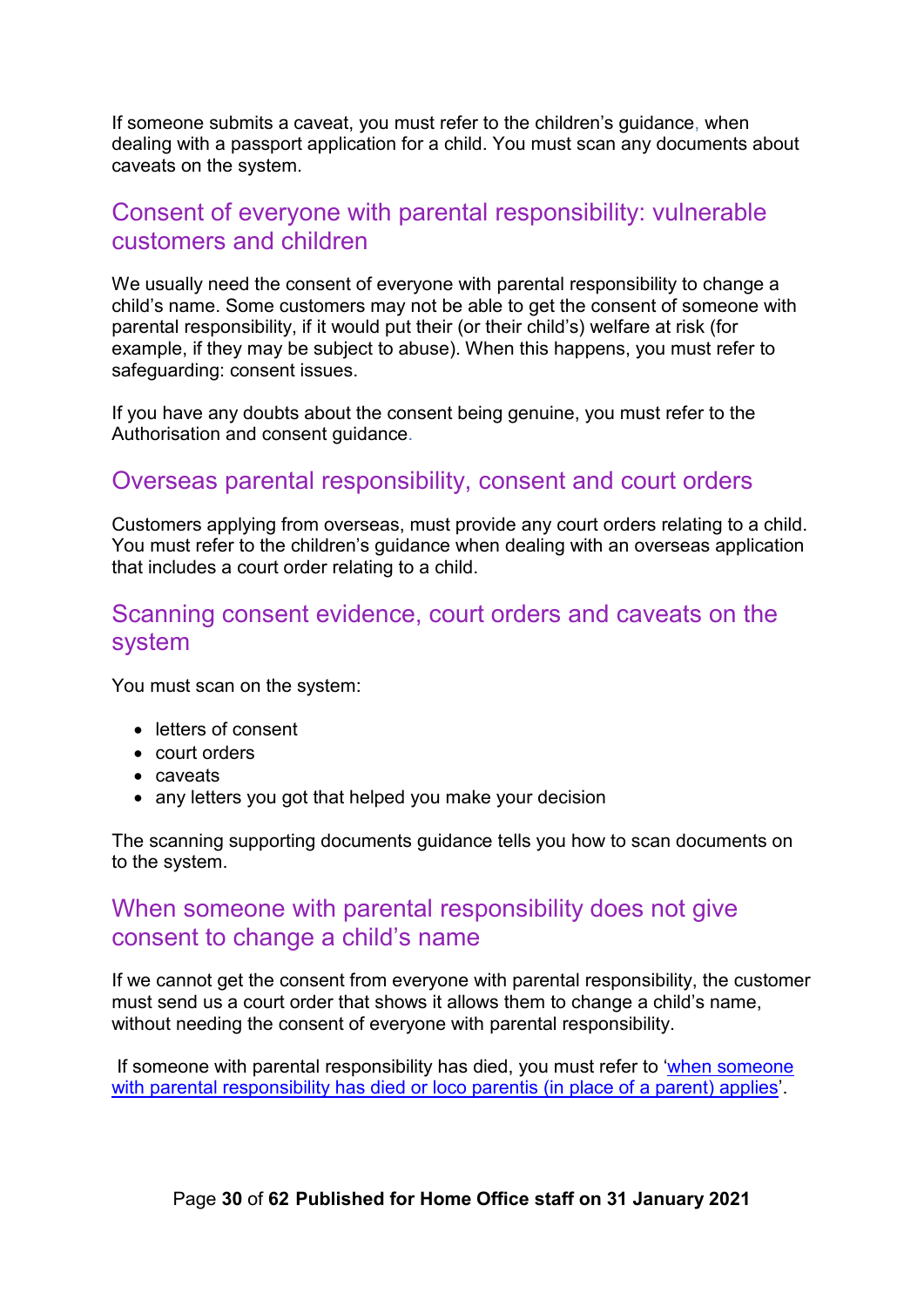If someone submits a caveat, you must refer to the children's guidance, when dealing with a passport application for a child. You must scan any documents about caveats on the system.

## Consent of everyone with parental responsibility: vulnerable customers and children

We usually need the consent of everyone with parental responsibility to change a child's name. Some customers may not be able to get the consent of someone with parental responsibility, if it would put their (or their child's) welfare at risk (for example, if they may be subject to abuse). When this happens, you must refer to safeguarding: consent issues.

If you have any doubts about the consent being genuine, you must refer to the Authorisation and consent guidance.

## Overseas parental responsibility, consent and court orders

Customers applying from overseas, must provide any court orders relating to a child. You must refer to the children's guidance when dealing with an overseas application that includes a court order relating to a child.

## Scanning consent evidence, court orders and caveats on the system

You must scan on the system:

- letters of consent
- court orders
- caveats
- any letters you got that helped you make your decision

The scanning supporting documents guidance tells you how to scan documents on to the system.

## When someone with parental responsibility does not give consent to change a child's name

If we cannot get the consent from everyone with parental responsibility, the customer must send us a court order that shows it allows them to change a child's name, without needing the consent of everyone with parental responsibility.

If someone with parental responsibility has died, you must refer to '[when someone with parental responsibility has died or loco parentis (in place of a parent) applies](#)'.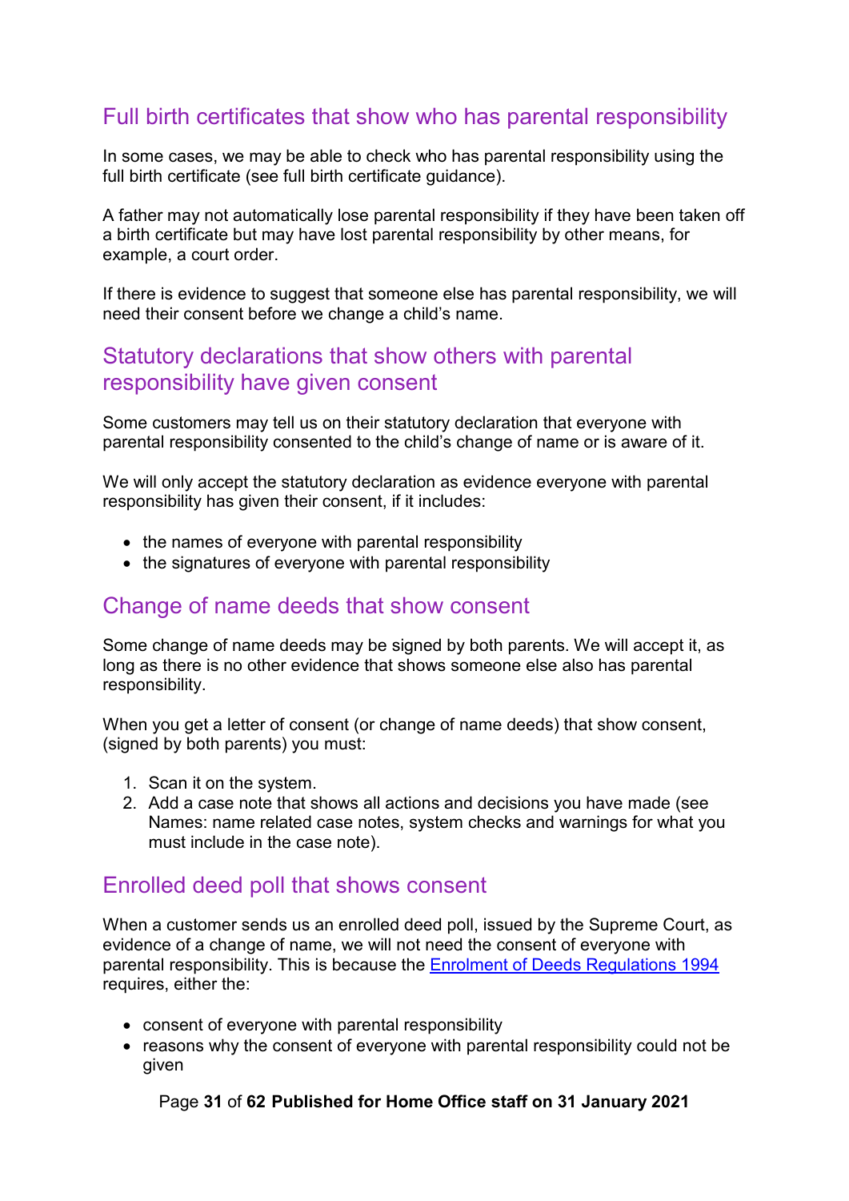## Full birth certificates that show who has parental responsibility

In some cases, we may be able to check who has parental responsibility using the full birth certificate (see full birth certificate guidance).

A father may not automatically lose parental responsibility if they have been taken off a birth certificate but may have lost parental responsibility by other means, for example, a court order.

If there is evidence to suggest that someone else has parental responsibility, we will need their consent before we change a child's name.

## Statutory declarations that show others with parental responsibility have given consent

Some customers may tell us on their statutory declaration that everyone with parental responsibility consented to the child's change of name or is aware of it.

We will only accept the statutory declaration as evidence everyone with parental responsibility has given their consent, if it includes:

- the names of everyone with parental responsibility
- the signatures of everyone with parental responsibility

## Change of name deeds that show consent

Some change of name deeds may be signed by both parents. We will accept it, as long as there is no other evidence that shows someone else also has parental responsibility.

When you get a letter of consent (or change of name deeds) that show consent, (signed by both parents) you must:

1. Scan it on the system.
2. Add a case note that shows all actions and decisions you have made (see Names: name related case notes, system checks and warnings for what you must include in the case note).

## Enrolled deed poll that shows consent

When a customer sends us an enrolled deed poll, issued by the Supreme Court, as evidence of a change of name, we will not need the consent of everyone with parental responsibility. This is because the [Enrolment of Deeds Regulations 1994] requires, either the:

- consent of everyone with parental responsibility
- reasons why the consent of everyone with parental responsibility could not be given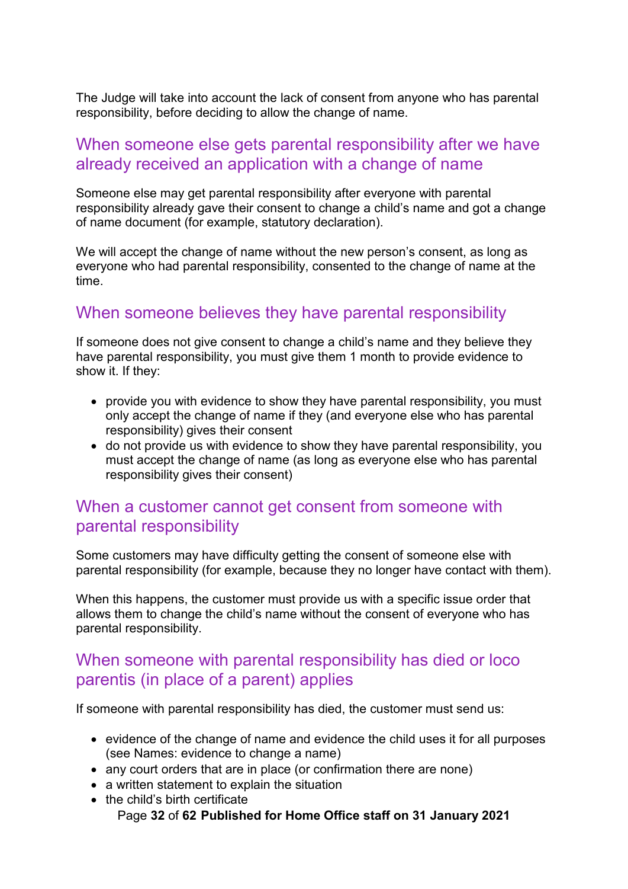The Judge will take into account the lack of consent from anyone who has parental responsibility, before deciding to allow the change of name.

## When someone else gets parental responsibility after we have already received an application with a change of name

Someone else may get parental responsibility after everyone with parental responsibility already gave their consent to change a child's name and got a change of name document (for example, statutory declaration).

We will accept the change of name without the new person's consent, as long as everyone who had parental responsibility, consented to the change of name at the time.

## When someone believes they have parental responsibility

If someone does not give consent to change a child's name and they believe they have parental responsibility, you must give them 1 month to provide evidence to show it. If they:

- provide you with evidence to show they have parental responsibility, you must only accept the change of name if they (and everyone else who has parental responsibility) gives their consent
- do not provide us with evidence to show they have parental responsibility, you must accept the change of name (as long as everyone else who has parental responsibility gives their consent)

## When a customer cannot get consent from someone with parental responsibility

Some customers may have difficulty getting the consent of someone else with parental responsibility (for example, because they no longer have contact with them).

When this happens, the customer must provide us with a specific issue order that allows them to change the child's name without the consent of everyone who has parental responsibility.

## When someone with parental responsibility has died or loco parentis (in place of a parent) applies

If someone with parental responsibility has died, the customer must send us:

- evidence of the change of name and evidence the child uses it for all purposes (see Names: evidence to change a name)
- any court orders that are in place (or confirmation there are none)
- a written statement to explain the situation
- the child's birth certificate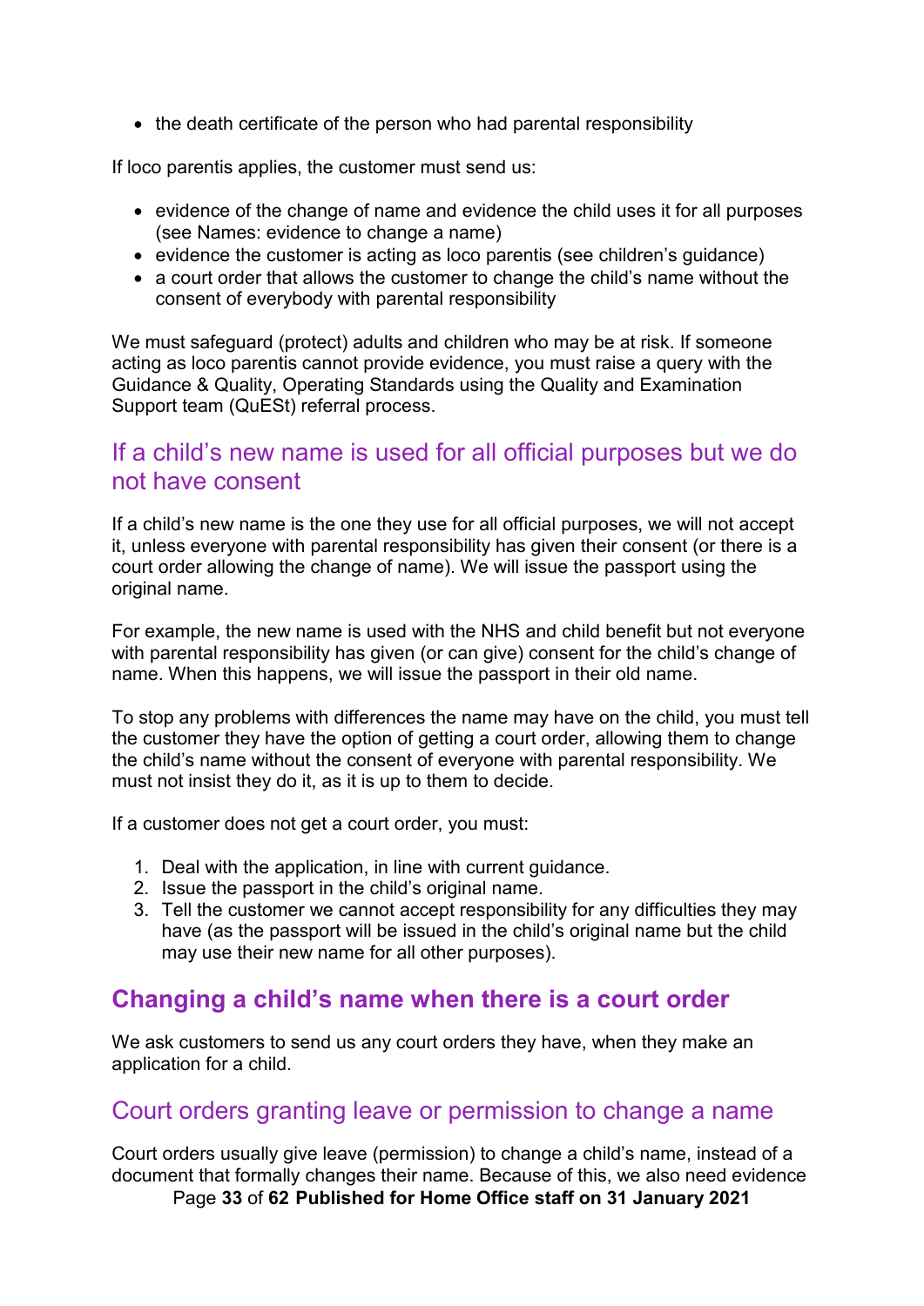- the death certificate of the person who had parental responsibility

If loco parentis applies, the customer must send us:

- evidence of the change of name and evidence the child uses it for all purposes (see Names: evidence to change a name)
- evidence the customer is acting as loco parentis (see children's guidance)
- a court order that allows the customer to change the child's name without the consent of everybody with parental responsibility

We must safeguard (protect) adults and children who may be at risk. If someone acting as loco parentis cannot provide evidence, you must raise a query with the Guidance & Quality, Operating Standards using the Quality and Examination Support team (QuESt) referral process.

### If a child's new name is used for all official purposes but we do not have consent

If a child's new name is the one they use for all official purposes, we will not accept it, unless everyone with parental responsibility has given their consent (or there is a court order allowing the change of name). We will issue the passport using the original name.

For example, the new name is used with the NHS and child benefit but not everyone with parental responsibility has given (or can give) consent for the child's change of name. When this happens, we will issue the passport in their old name.

To stop any problems with differences the name may have on the child, you must tell the customer they have the option of getting a court order, allowing them to change the child's name without the consent of everyone with parental responsibility. We must not insist they do it, as it is up to them to decide.

If a customer does not get a court order, you must:

1. Deal with the application, in line with current guidance.
2. Issue the passport in the child's original name.
3. Tell the customer we cannot accept responsibility for any difficulties they may have (as the passport will be issued in the child's original name but the child may use their new name for all other purposes).

## Changing a child's name when there is a court order

We ask customers to send us any court orders they have, when they make an application for a child.

### Court orders granting leave or permission to change a name

Court orders usually give leave (permission) to change a child's name, instead of a document that formally changes their name. Because of this, we also need evidence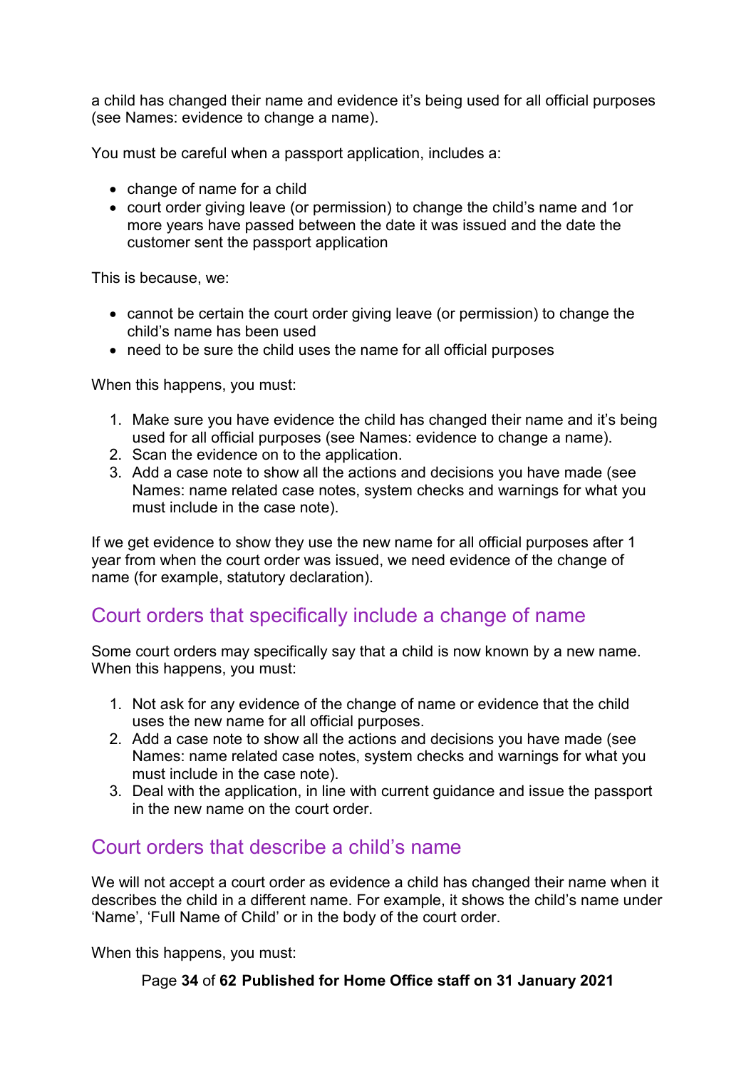a child has changed their name and evidence it's being used for all official purposes (see Names: evidence to change a name).

You must be careful when a passport application, includes a:

- change of name for a child
- court order giving leave (or permission) to change the child's name and 1or more years have passed between the date it was issued and the date the customer sent the passport application

This is because, we:

- cannot be certain the court order giving leave (or permission) to change the child's name has been used
- need to be sure the child uses the name for all official purposes

When this happens, you must:

1. Make sure you have evidence the child has changed their name and it's being used for all official purposes (see Names: evidence to change a name).
2. Scan the evidence on to the application.
3. Add a case note to show all the actions and decisions you have made (see Names: name related case notes, system checks and warnings for what you must include in the case note).

If we get evidence to show they use the new name for all official purposes after 1 year from when the court order was issued, we need evidence of the change of name (for example, statutory declaration).

## Court orders that specifically include a change of name

Some court orders may specifically say that a child is now known by a new name. When this happens, you must:

1. Not ask for any evidence of the change of name or evidence that the child uses the new name for all official purposes.
2. Add a case note to show all the actions and decisions you have made (see Names: name related case notes, system checks and warnings for what you must include in the case note).
3. Deal with the application, in line with current guidance and issue the passport in the new name on the court order.

## Court orders that describe a child's name

We will not accept a court order as evidence a child has changed their name when it describes the child in a different name. For example, it shows the child's name under 'Name', 'Full Name of Child' or in the body of the court order.

When this happens, you must: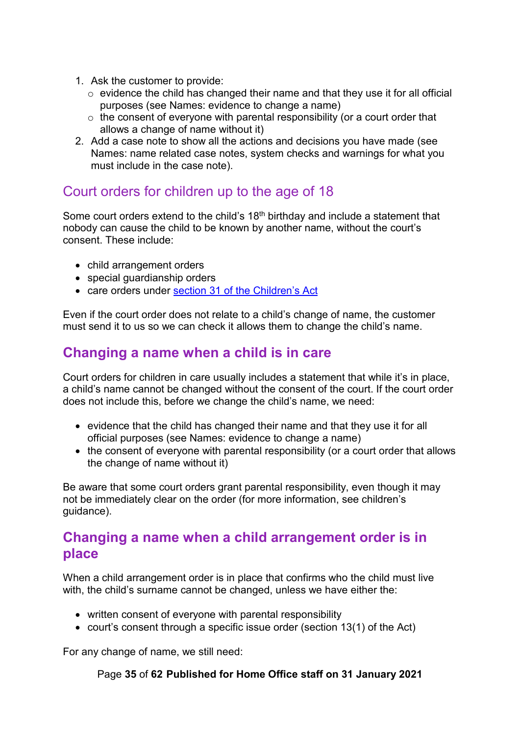1. Ask the customer to provide:
    - evidence the child has changed their name and that they use it for all official purposes (see Names: evidence to change a name)
    - the consent of everyone with parental responsibility (or a court order that allows a change of name without it)
2. Add a case note to show all the actions and decisions you have made (see Names: name related case notes, system checks and warnings for what you must include in the case note).

## Court orders for children up to the age of 18

Some court orders extend to the child's 18th birthday and include a statement that nobody can cause the child to be known by another name, without the court's consent. These include:

- child arrangement orders
- special guardianship orders
- care orders under [section 31 of the Children's Act]

Even if the court order does not relate to a child's change of name, the customer must send it to us so we can check it allows them to change the child's name.

## Changing a name when a child is in care

Court orders for children in care usually includes a statement that while it's in place, a child's name cannot be changed without the consent of the court. If the court order does not include this, before we change the child's name, we need:

- evidence that the child has changed their name and that they use it for all official purposes (see Names: evidence to change a name)
- the consent of everyone with parental responsibility (or a court order that allows the change of name without it)

Be aware that some court orders grant parental responsibility, even though it may not be immediately clear on the order (for more information, see children's guidance).

## Changing a name when a child arrangement order is in place

When a child arrangement order is in place that confirms who the child must live with, the child's surname cannot be changed, unless we have either the:

- written consent of everyone with parental responsibility
- court's consent through a specific issue order (section 13(1) of the Act)

For any change of name, we still need: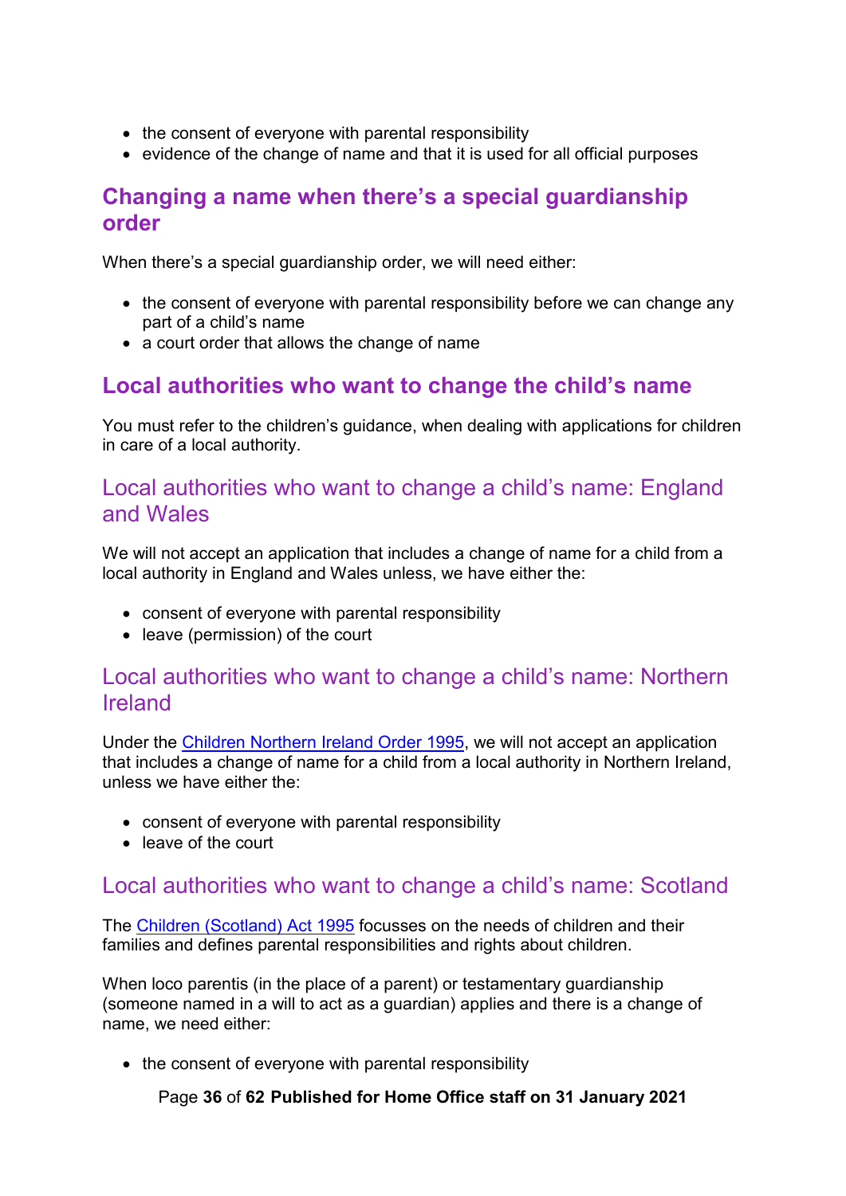- the consent of everyone with parental responsibility
- evidence of the change of name and that it is used for all official purposes

## Changing a name when there's a special guardianship order

When there's a special guardianship order, we will need either:

- the consent of everyone with parental responsibility before we can change any part of a child's name
- a court order that allows the change of name

## Local authorities who want to change the child's name

You must refer to the children's guidance, when dealing with applications for children in care of a local authority.

### Local authorities who want to change a child's name: England and Wales

We will not accept an application that includes a change of name for a child from a local authority in England and Wales unless, we have either the:

- consent of everyone with parental responsibility
- leave (permission) of the court

### Local authorities who want to change a child's name: Northern Ireland

Under the [Children Northern Ireland Order 1995](), we will not accept an application that includes a change of name for a child from a local authority in Northern Ireland, unless we have either the:

- consent of everyone with parental responsibility
- leave of the court

### Local authorities who want to change a child's name: Scotland

The [Children (Scotland) Act 1995]() focusses on the needs of children and their families and defines parental responsibilities and rights about children.

When loco parentis (in the place of a parent) or testamentary guardianship (someone named in a will to act as a guardian) applies and there is a change of name, we need either:

- the consent of everyone with parental responsibility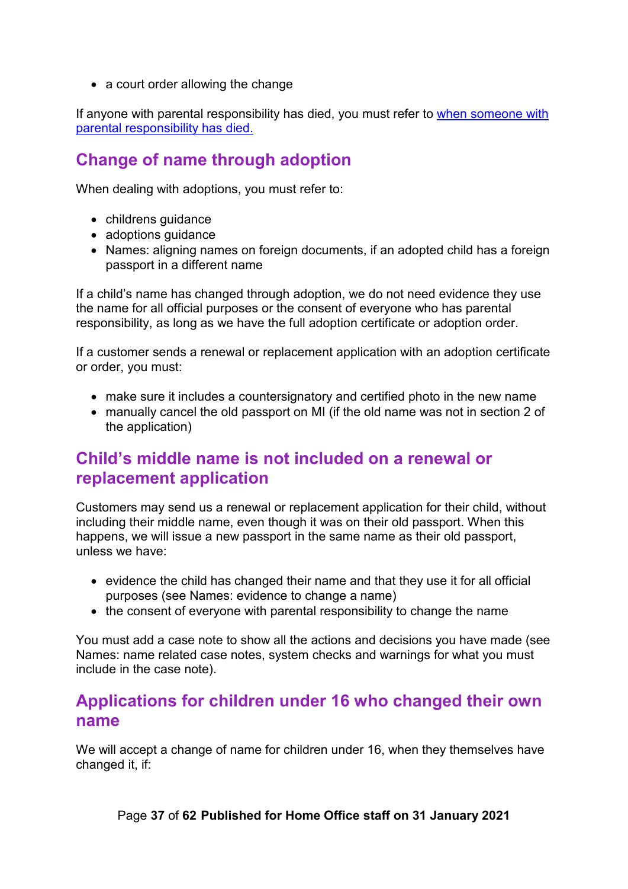- a court order allowing the change

If anyone with parental responsibility has died, you must refer to [when someone with parental responsibility has died.](#)

## Change of name through adoption

When dealing with adoptions, you must refer to:

- childrens guidance
- adoptions guidance
- Names: aligning names on foreign documents, if an adopted child has a foreign passport in a different name

If a child's name has changed through adoption, we do not need evidence they use the name for all official purposes or the consent of everyone who has parental responsibility, as long as we have the full adoption certificate or adoption order.

If a customer sends a renewal or replacement application with an adoption certificate or order, you must:

- make sure it includes a countersignatory and certified photo in the new name
- manually cancel the old passport on MI (if the old name was not in section 2 of the application)

## Child's middle name is not included on a renewal or replacement application

Customers may send us a renewal or replacement application for their child, without including their middle name, even though it was on their old passport. When this happens, we will issue a new passport in the same name as their old passport, unless we have:

- evidence the child has changed their name and that they use it for all official purposes (see Names: evidence to change a name)
- the consent of everyone with parental responsibility to change the name

You must add a case note to show all the actions and decisions you have made (see Names: name related case notes, system checks and warnings for what you must include in the case note).

## Applications for children under 16 who changed their own name

We will accept a change of name for children under 16, when they themselves have changed it, if: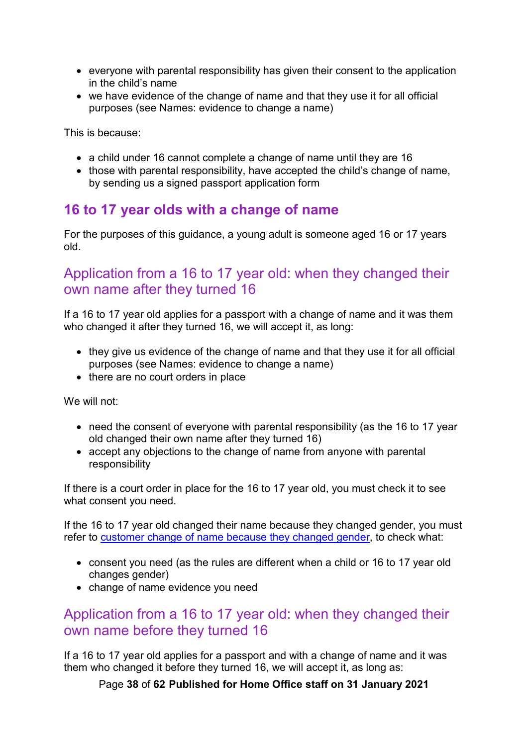- everyone with parental responsibility has given their consent to the application in the child's name
- we have evidence of the change of name and that they use it for all official purposes (see Names: evidence to change a name)

This is because:

- a child under 16 cannot complete a change of name until they are 16
- those with parental responsibility, have accepted the child's change of name, by sending us a signed passport application form

## 16 to 17 year olds with a change of name

For the purposes of this guidance, a young adult is someone aged 16 or 17 years old.

### Application from a 16 to 17 year old: when they changed their own name after they turned 16

If a 16 to 17 year old applies for a passport with a change of name and it was them who changed it after they turned 16, we will accept it, as long:

- they give us evidence of the change of name and that they use it for all official purposes (see Names: evidence to change a name)
- there are no court orders in place

We will not:

- need the consent of everyone with parental responsibility (as the 16 to 17 year old changed their own name after they turned 16)
- accept any objections to the change of name from anyone with parental responsibility

If there is a court order in place for the 16 to 17 year old, you must check it to see what consent you need.

If the 16 to 17 year old changed their name because they changed gender, you must refer to customer change of name because they changed gender, to check what:

- consent you need (as the rules are different when a child or 16 to 17 year old changes gender)
- change of name evidence you need

### Application from a 16 to 17 year old: when they changed their own name before they turned 16

If a 16 to 17 year old applies for a passport and with a change of name and it was them who changed it before they turned 16, we will accept it, as long as: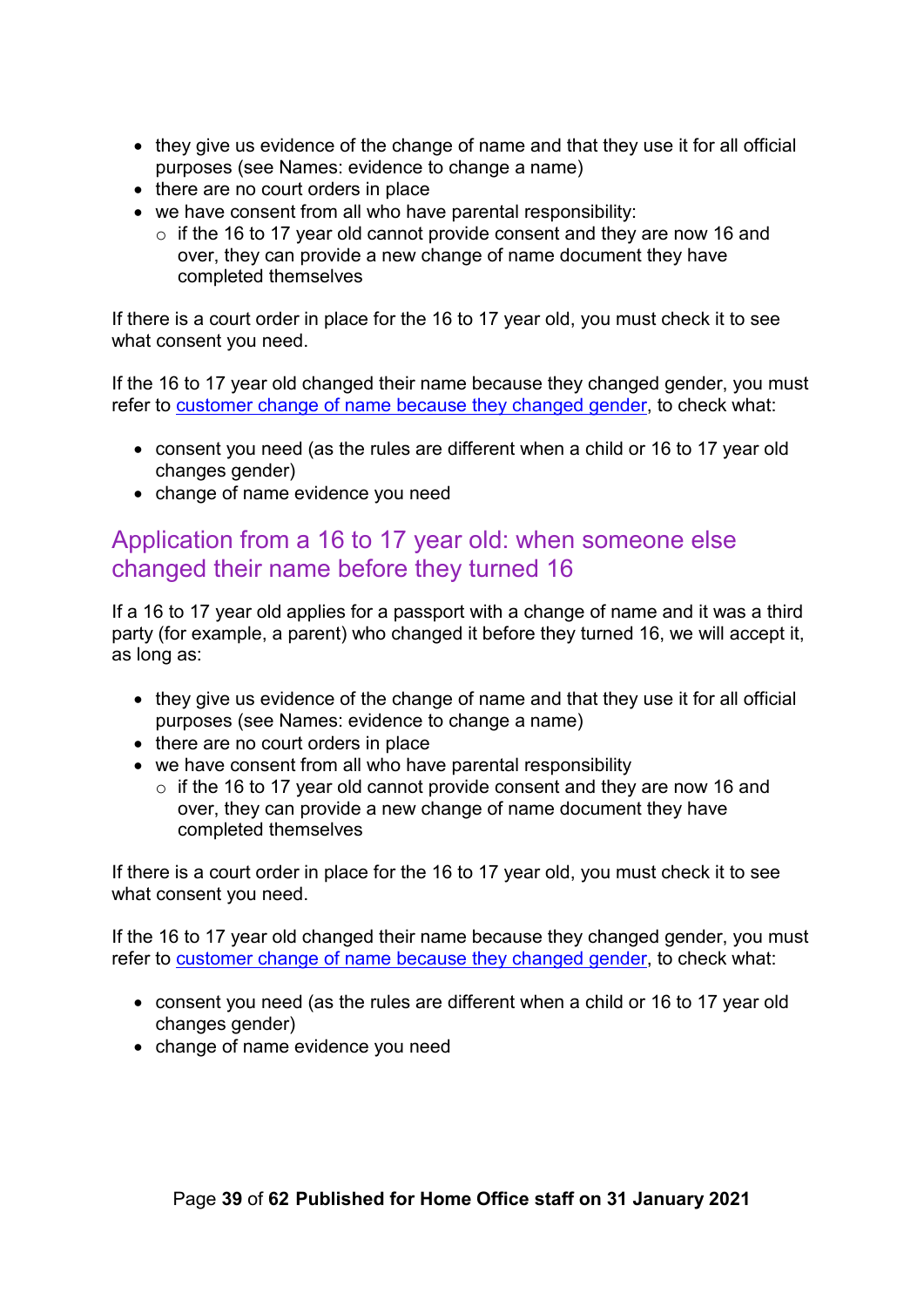- they give us evidence of the change of name and that they use it for all official purposes (see Names: evidence to change a name)
- there are no court orders in place
- we have consent from all who have parental responsibility:
  - if the 16 to 17 year old cannot provide consent and they are now 16 and over, they can provide a new change of name document they have completed themselves

If there is a court order in place for the 16 to 17 year old, you must check it to see what consent you need.

If the 16 to 17 year old changed their name because they changed gender, you must refer to customer change of name because they changed gender, to check what:

- consent you need (as the rules are different when a child or 16 to 17 year old changes gender)
- change of name evidence you need

## Application from a 16 to 17 year old: when someone else changed their name before they turned 16

If a 16 to 17 year old applies for a passport with a change of name and it was a third party (for example, a parent) who changed it before they turned 16, we will accept it, as long as:

- they give us evidence of the change of name and that they use it for all official purposes (see Names: evidence to change a name)
- there are no court orders in place
- we have consent from all who have parental responsibility
  - if the 16 to 17 year old cannot provide consent and they are now 16 and over, they can provide a new change of name document they have completed themselves

If there is a court order in place for the 16 to 17 year old, you must check it to see what consent you need.

If the 16 to 17 year old changed their name because they changed gender, you must refer to customer change of name because they changed gender, to check what:

- consent you need (as the rules are different when a child or 16 to 17 year old changes gender)
- change of name evidence you need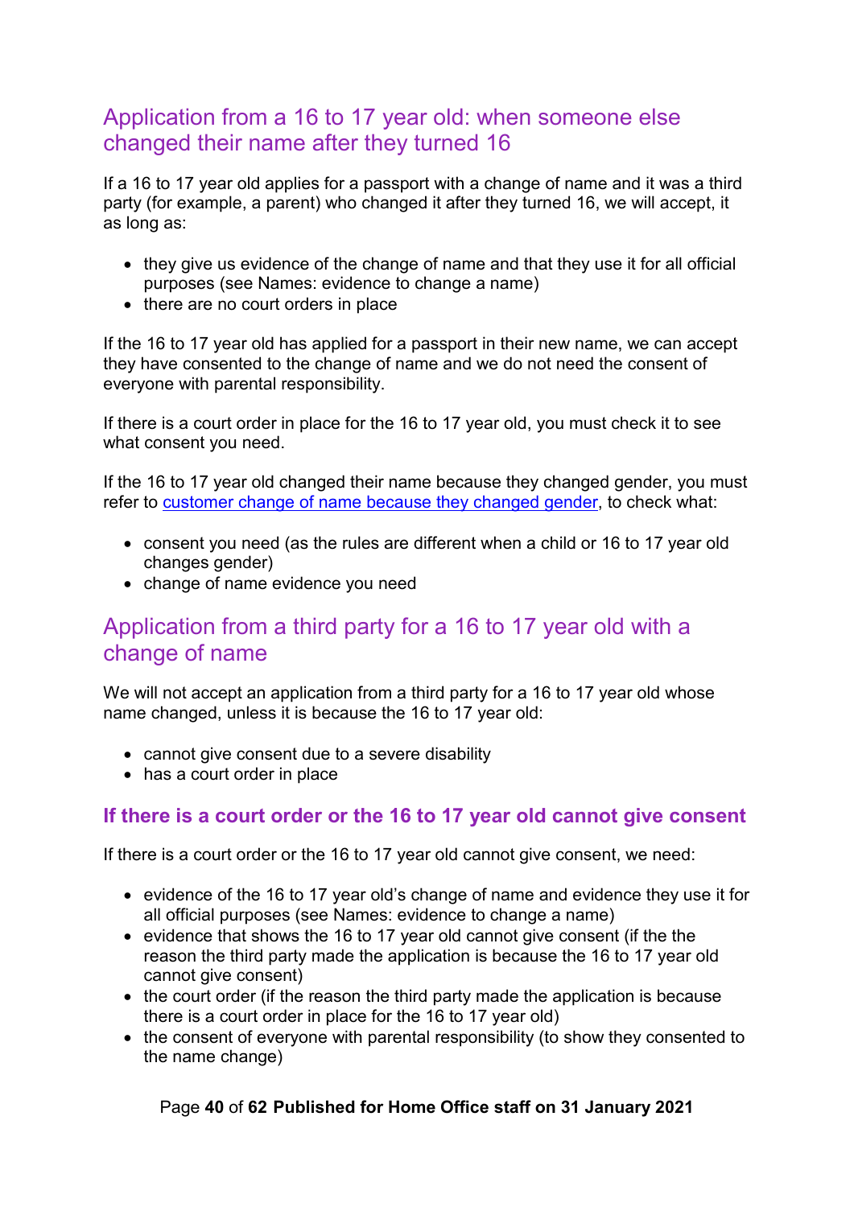## Application from a 16 to 17 year old: when someone else changed their name after they turned 16

If a 16 to 17 year old applies for a passport with a change of name and it was a third party (for example, a parent) who changed it after they turned 16, we will accept, it as long as:

- they give us evidence of the change of name and that they use it for all official purposes (see Names: evidence to change a name)
- there are no court orders in place

If the 16 to 17 year old has applied for a passport in their new name, we can accept they have consented to the change of name and we do not need the consent of everyone with parental responsibility.

If there is a court order in place for the 16 to 17 year old, you must check it to see what consent you need.

If the 16 to 17 year old changed their name because they changed gender, you must refer to [customer change of name because they changed gender](), to check what:

- consent you need (as the rules are different when a child or 16 to 17 year old changes gender)
- change of name evidence you need

## Application from a third party for a 16 to 17 year old with a change of name

We will not accept an application from a third party for a 16 to 17 year old whose name changed, unless it is because the 16 to 17 year old:

- cannot give consent due to a severe disability
- has a court order in place

### If there is a court order or the 16 to 17 year old cannot give consent

If there is a court order or the 16 to 17 year old cannot give consent, we need:

- evidence of the 16 to 17 year old's change of name and evidence they use it for all official purposes (see Names: evidence to change a name)
- evidence that shows the 16 to 17 year old cannot give consent (if the the reason the third party made the application is because the 16 to 17 year old cannot give consent)
- the court order (if the reason the third party made the application is because there is a court order in place for the 16 to 17 year old)
- the consent of everyone with parental responsibility (to show they consented to the name change)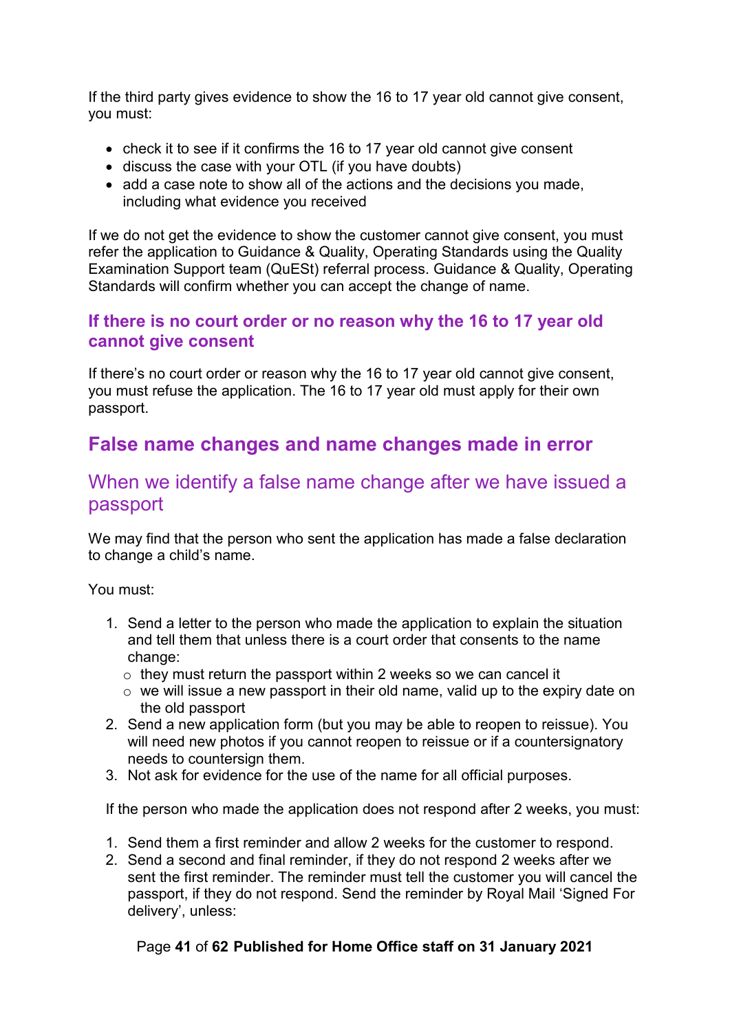If the third party gives evidence to show the 16 to 17 year old cannot give consent, you must:

- check it to see if it confirms the 16 to 17 year old cannot give consent
- discuss the case with your OTL (if you have doubts)
- add a case note to show all of the actions and the decisions you made, including what evidence you received

If we do not get the evidence to show the customer cannot give consent, you must refer the application to Guidance & Quality, Operating Standards using the Quality Examination Support team (QuESt) referral process. Guidance & Quality, Operating Standards will confirm whether you can accept the change of name.

### If there is no court order or no reason why the 16 to 17 year old cannot give consent

If there's no court order or reason why the 16 to 17 year old cannot give consent, you must refuse the application. The 16 to 17 year old must apply for their own passport.

## False name changes and name changes made in error

### When we identify a false name change after we have issued a passport

We may find that the person who sent the application has made a false declaration to change a child's name.

You must:

1. Send a letter to the person who made the application to explain the situation and tell them that unless there is a court order that consents to the name change:
   - they must return the passport within 2 weeks so we can cancel it
   - we will issue a new passport in their old name, valid up to the expiry date on the old passport
2. Send a new application form (but you may be able to reopen to reissue). You will need new photos if you cannot reopen to reissue or if a countersignatory needs to countersign them.
3. Not ask for evidence for the use of the name for all official purposes.

If the person who made the application does not respond after 2 weeks, you must:

1. Send them a first reminder and allow 2 weeks for the customer to respond.
2. Send a second and final reminder, if they do not respond 2 weeks after we sent the first reminder. The reminder must tell the customer you will cancel the passport, if they do not respond. Send the reminder by Royal Mail 'Signed For delivery', unless: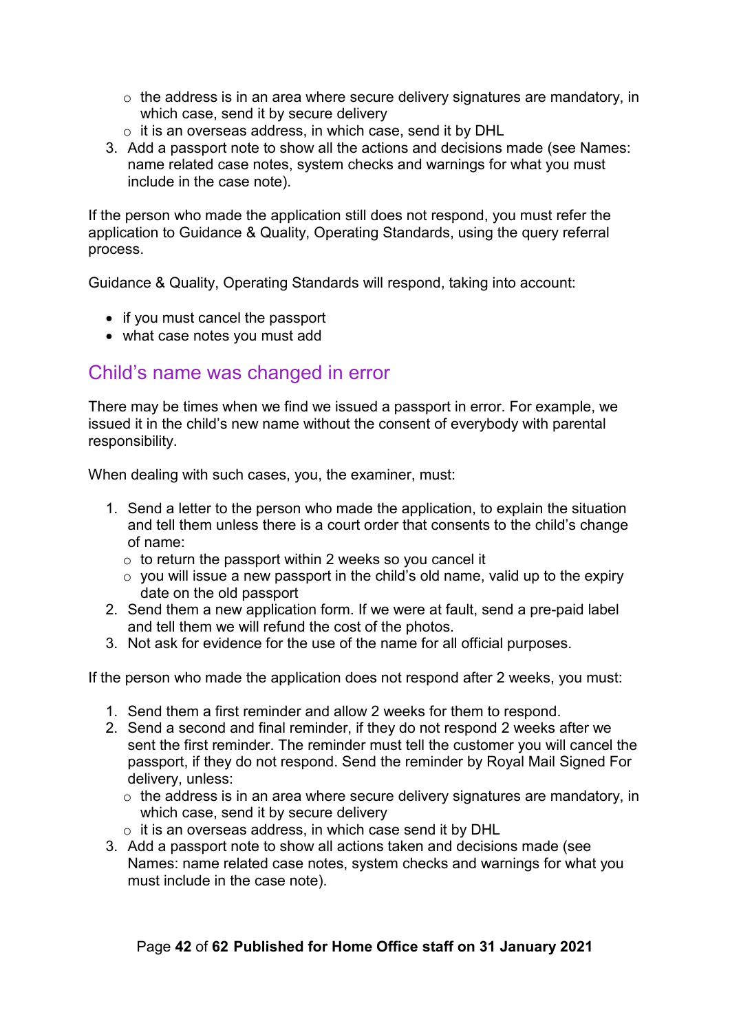- the address is in an area where secure delivery signatures are mandatory, in which case, send it by secure delivery
   - it is an overseas address, in which case, send it by DHL
3. Add a passport note to show all the actions and decisions made (see Names: name related case notes, system checks and warnings for what you must include in the case note).

If the person who made the application still does not respond, you must refer the application to Guidance & Quality, Operating Standards, using the query referral process.

Guidance & Quality, Operating Standards will respond, taking into account:

- if you must cancel the passport
- what case notes you must add

## Child's name was changed in error

There may be times when we find we issued a passport in error. For example, we issued it in the child's new name without the consent of everybody with parental responsibility.

When dealing with such cases, you, the examiner, must:

1. Send a letter to the person who made the application, to explain the situation and tell them unless there is a court order that consents to the child's change of name:
   - to return the passport within 2 weeks so you cancel it
   - you will issue a new passport in the child's old name, valid up to the expiry date on the old passport
2. Send them a new application form. If we were at fault, send a pre-paid label and tell them we will refund the cost of the photos.
3. Not ask for evidence for the use of the name for all official purposes.

If the person who made the application does not respond after 2 weeks, you must:

1. Send them a first reminder and allow 2 weeks for them to respond.
2. Send a second and final reminder, if they do not respond 2 weeks after we sent the first reminder. The reminder must tell the customer you will cancel the passport, if they do not respond. Send the reminder by Royal Mail Signed For delivery, unless:
   - the address is in an area where secure delivery signatures are mandatory, in which case, send it by secure delivery
   - it is an overseas address, in which case send it by DHL
3. Add a passport note to show all actions taken and decisions made (see Names: name related case notes, system checks and warnings for what you must include in the case note).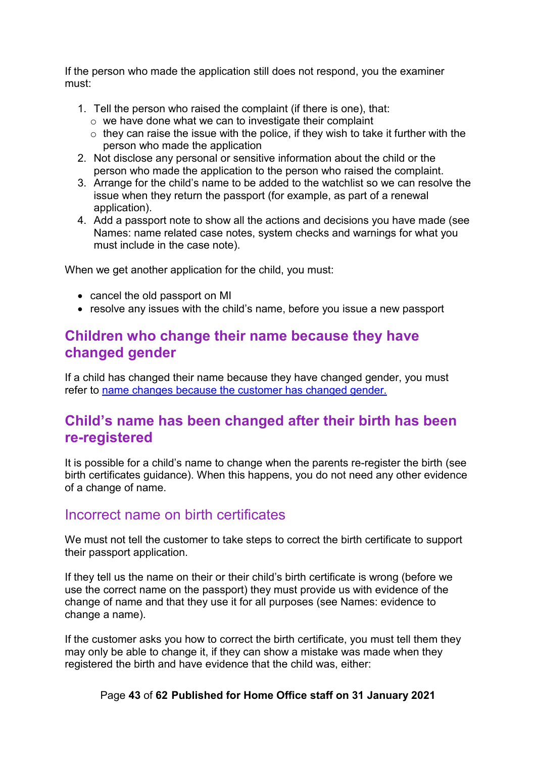If the person who made the application still does not respond, you the examiner must:

1. Tell the person who raised the complaint (if there is one), that:
   - we have done what we can to investigate their complaint
   - they can raise the issue with the police, if they wish to take it further with the person who made the application
2. Not disclose any personal or sensitive information about the child or the person who made the application to the person who raised the complaint.
3. Arrange for the child's name to be added to the watchlist so we can resolve the issue when they return the passport (for example, as part of a renewal application).
4. Add a passport note to show all the actions and decisions you have made (see Names: name related case notes, system checks and warnings for what you must include in the case note).

When we get another application for the child, you must:

- cancel the old passport on MI
- resolve any issues with the child's name, before you issue a new passport

## Children who change their name because they have changed gender

If a child has changed their name because they have changed gender, you must refer to [name changes because the customer has changed gender.](#)

## Child's name has been changed after their birth has been re-registered

It is possible for a child's name to change when the parents re-register the birth (see birth certificates guidance). When this happens, you do not need any other evidence of a change of name.

### Incorrect name on birth certificates

We must not tell the customer to take steps to correct the birth certificate to support their passport application.

If they tell us the name on their or their child's birth certificate is wrong (before we use the correct name on the passport) they must provide us with evidence of the change of name and that they use it for all purposes (see Names: evidence to change a name).

If the customer asks you how to correct the birth certificate, you must tell them they may only be able to change it, if they can show a mistake was made when they registered the birth and have evidence that the child was, either: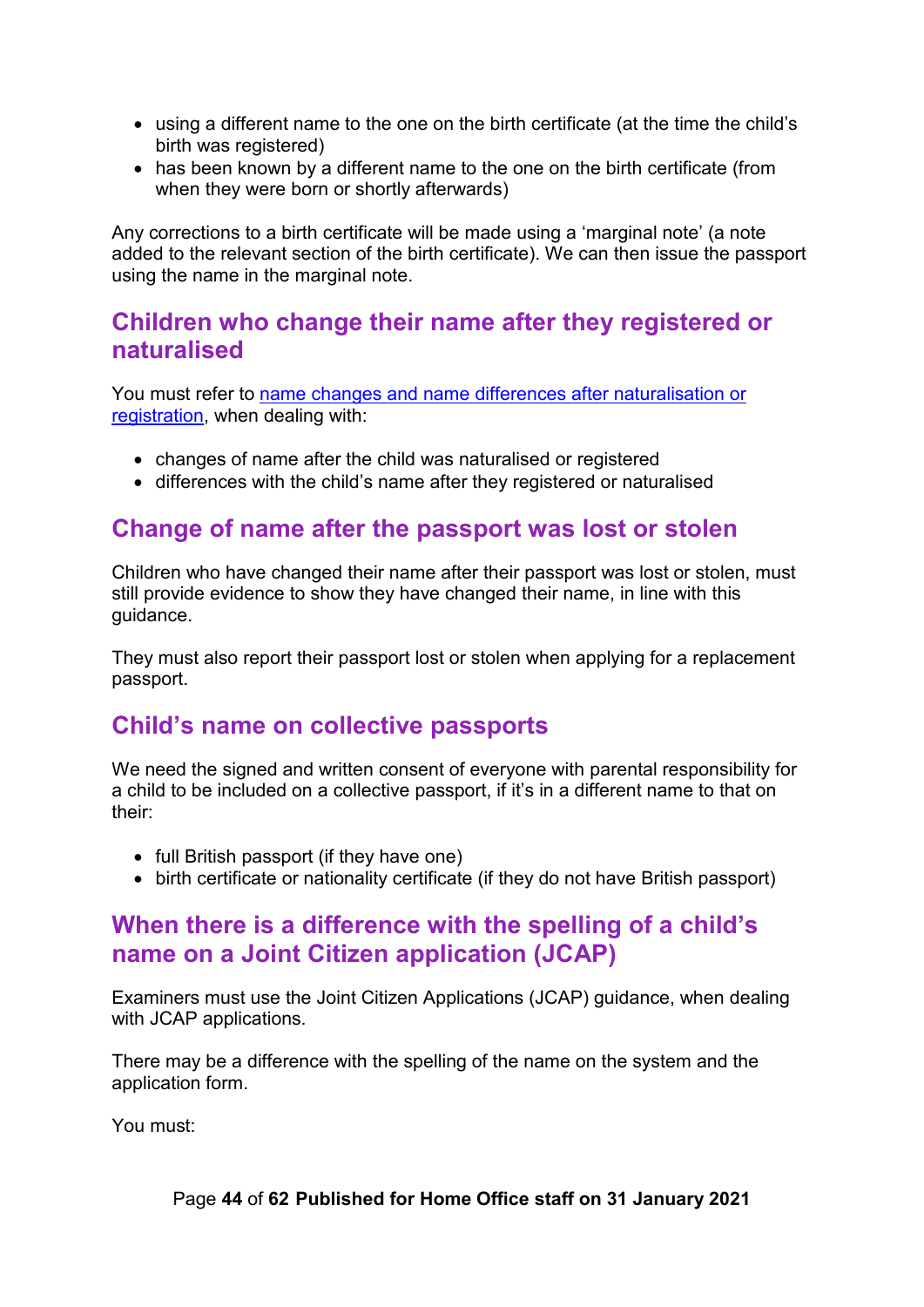- using a different name to the one on the birth certificate (at the time the child's birth was registered)
- has been known by a different name to the one on the birth certificate (from when they were born or shortly afterwards)

Any corrections to a birth certificate will be made using a 'marginal note' (a note added to the relevant section of the birth certificate). We can then issue the passport using the name in the marginal note.

## Children who change their name after they registered or naturalised

You must refer to [name changes and name differences after naturalisation or registration](), when dealing with:

- changes of name after the child was naturalised or registered
- differences with the child's name after they registered or naturalised

## Change of name after the passport was lost or stolen

Children who have changed their name after their passport was lost or stolen, must still provide evidence to show they have changed their name, in line with this guidance.

They must also report their passport lost or stolen when applying for a replacement passport.

## Child's name on collective passports

We need the signed and written consent of everyone with parental responsibility for a child to be included on a collective passport, if it's in a different name to that on their:

- full British passport (if they have one)
- birth certificate or nationality certificate (if they do not have British passport)

## When there is a difference with the spelling of a child's name on a Joint Citizen application (JCAP)

Examiners must use the Joint Citizen Applications (JCAP) guidance, when dealing with JCAP applications.

There may be a difference with the spelling of the name on the system and the application form.

You must: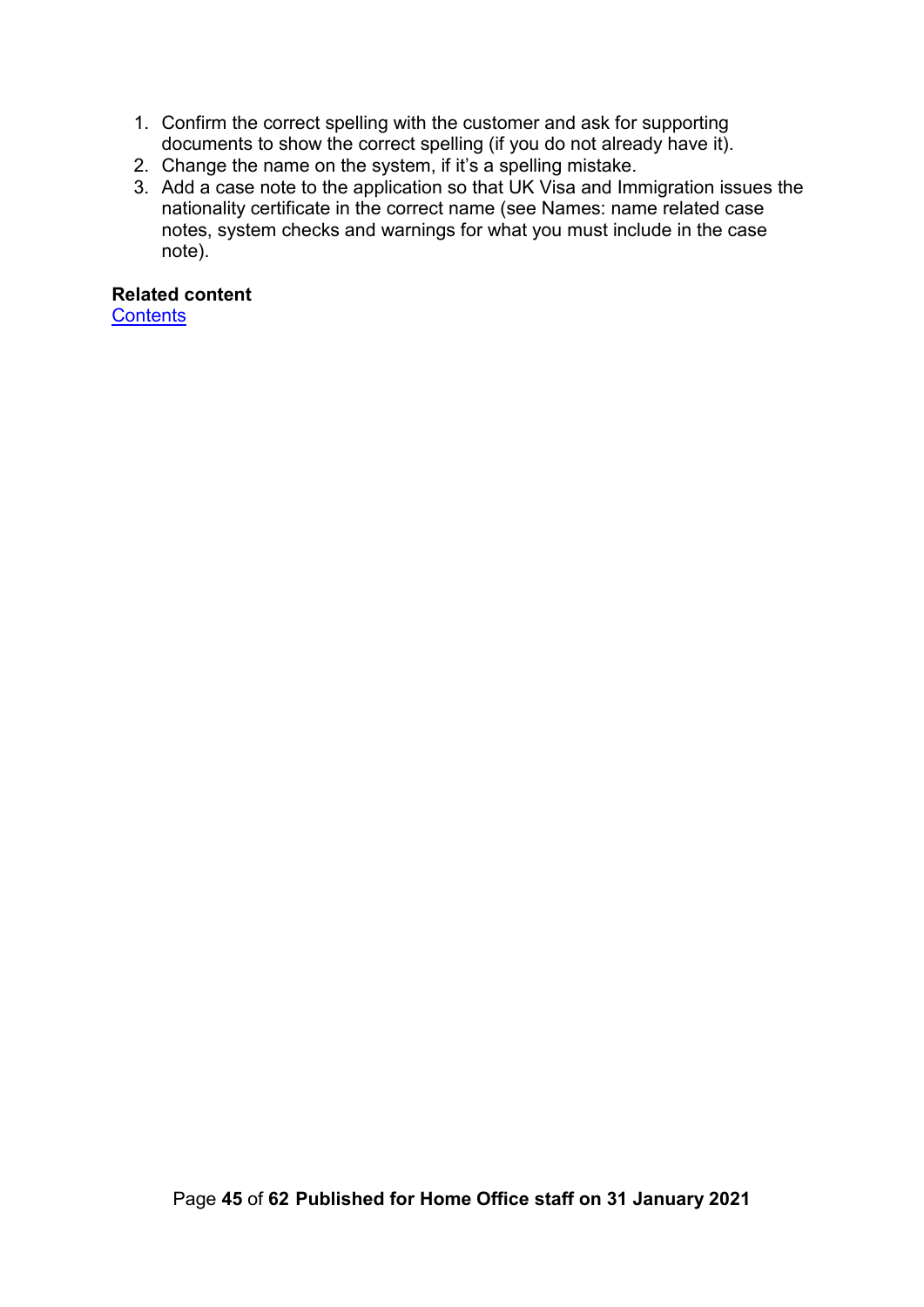1. Confirm the correct spelling with the customer and ask for supporting documents to show the correct spelling (if you do not already have it).
2. Change the name on the system, if it's a spelling mistake.
3. Add a case note to the application so that UK Visa and Immigration issues the nationality certificate in the correct name (see Names: name related case notes, system checks and warnings for what you must include in the case note).

**Related content**
[Contents]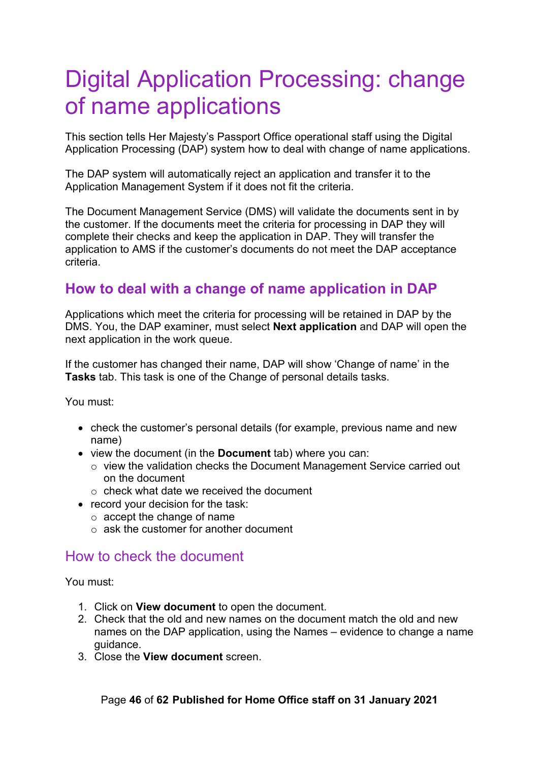# Digital Application Processing: change of name applications

This section tells Her Majesty's Passport Office operational staff using the Digital Application Processing (DAP) system how to deal with change of name applications.

The DAP system will automatically reject an application and transfer it to the Application Management System if it does not fit the criteria.

The Document Management Service (DMS) will validate the documents sent in by the customer. If the documents meet the criteria for processing in DAP they will complete their checks and keep the application in DAP. They will transfer the application to AMS if the customer's documents do not meet the DAP acceptance criteria.

## How to deal with a change of name application in DAP

Applications which meet the criteria for processing will be retained in DAP by the DMS. You, the DAP examiner, must select **Next application** and DAP will open the next application in the work queue.

If the customer has changed their name, DAP will show 'Change of name' in the **Tasks** tab. This task is one of the Change of personal details tasks.

You must:

- check the customer's personal details (for example, previous name and new name)
- view the document (in the **Document** tab) where you can:
  - view the validation checks the Document Management Service carried out on the document
  - check what date we received the document
- record your decision for the task:
  - accept the change of name
  - ask the customer for another document

### How to check the document

You must:

1. Click on **View document** to open the document.
2. Check that the old and new names on the document match the old and new names on the DAP application, using the Names – evidence to change a name guidance.
3. Close the **View document** screen.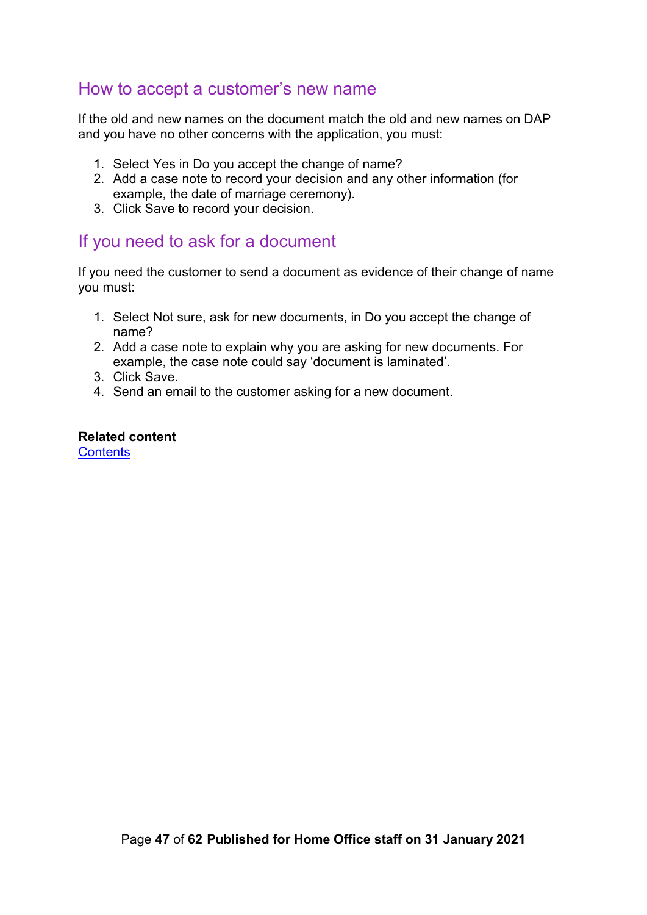## How to accept a customer's new name

If the old and new names on the document match the old and new names on DAP and you have no other concerns with the application, you must:

1. Select Yes in Do you accept the change of name?
2. Add a case note to record your decision and any other information (for example, the date of marriage ceremony).
3. Click Save to record your decision.

## If you need to ask for a document

If you need the customer to send a document as evidence of their change of name you must:

1. Select Not sure, ask for new documents, in Do you accept the change of name?
2. Add a case note to explain why you are asking for new documents. For example, the case note could say 'document is laminated'.
3. Click Save.
4. Send an email to the customer asking for a new document.

**Related content**
Contents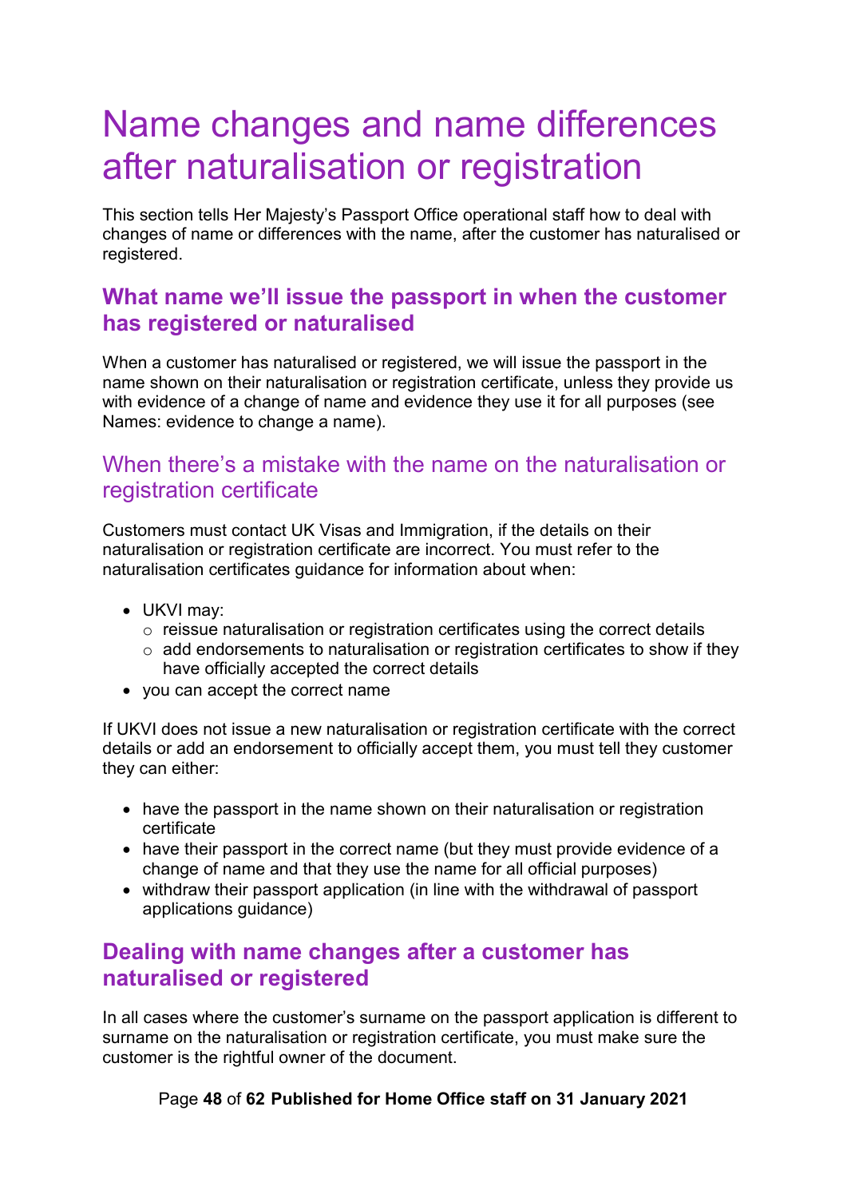# Name changes and name differences after naturalisation or registration

This section tells Her Majesty's Passport Office operational staff how to deal with changes of name or differences with the name, after the customer has naturalised or registered.

## What name we'll issue the passport in when the customer has registered or naturalised

When a customer has naturalised or registered, we will issue the passport in the name shown on their naturalisation or registration certificate, unless they provide us with evidence of a change of name and evidence they use it for all purposes (see Names: evidence to change a name).

### When there's a mistake with the name on the naturalisation or registration certificate

Customers must contact UK Visas and Immigration, if the details on their naturalisation or registration certificate are incorrect. You must refer to the naturalisation certificates guidance for information about when:

- UKVI may:
  - reissue naturalisation or registration certificates using the correct details
  - add endorsements to naturalisation or registration certificates to show if they have officially accepted the correct details
- you can accept the correct name

If UKVI does not issue a new naturalisation or registration certificate with the correct details or add an endorsement to officially accept them, you must tell they customer they can either:

- have the passport in the name shown on their naturalisation or registration certificate
- have their passport in the correct name (but they must provide evidence of a change of name and that they use the name for all official purposes)
- withdraw their passport application (in line with the withdrawal of passport applications guidance)

## Dealing with name changes after a customer has naturalised or registered

In all cases where the customer's surname on the passport application is different to surname on the naturalisation or registration certificate, you must make sure the customer is the rightful owner of the document.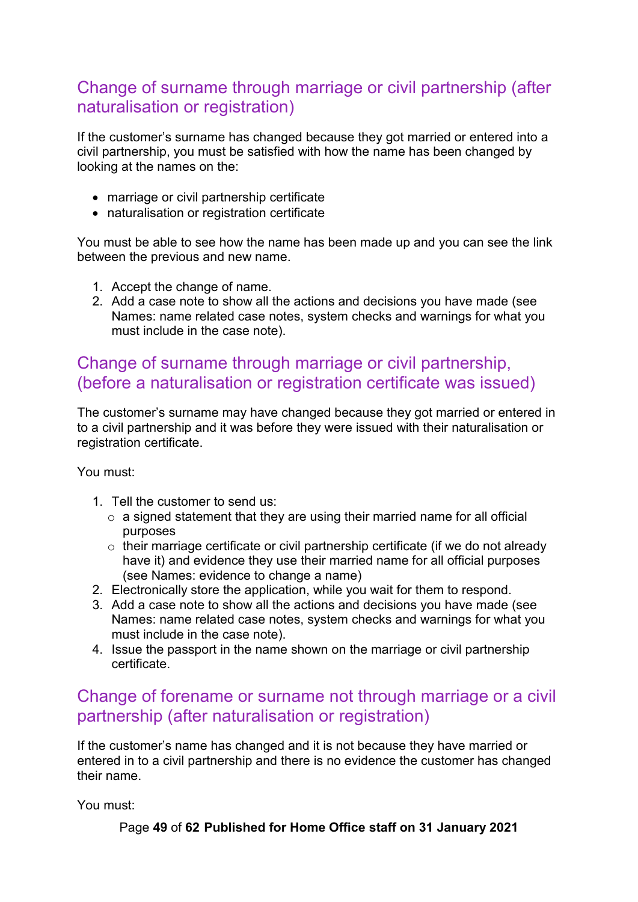## Change of surname through marriage or civil partnership (after naturalisation or registration)

If the customer's surname has changed because they got married or entered into a civil partnership, you must be satisfied with how the name has been changed by looking at the names on the:

- marriage or civil partnership certificate
- naturalisation or registration certificate

You must be able to see how the name has been made up and you can see the link between the previous and new name.

1. Accept the change of name.
2. Add a case note to show all the actions and decisions you have made (see Names: name related case notes, system checks and warnings for what you must include in the case note).

## Change of surname through marriage or civil partnership, (before a naturalisation or registration certificate was issued)

The customer's surname may have changed because they got married or entered in to a civil partnership and it was before they were issued with their naturalisation or registration certificate.

You must:

1. Tell the customer to send us:
   - a signed statement that they are using their married name for all official purposes
   - their marriage certificate or civil partnership certificate (if we do not already have it) and evidence they use their married name for all official purposes (see Names: evidence to change a name)
2. Electronically store the application, while you wait for them to respond.
3. Add a case note to show all the actions and decisions you have made (see Names: name related case notes, system checks and warnings for what you must include in the case note).
4. Issue the passport in the name shown on the marriage or civil partnership certificate.

## Change of forename or surname not through marriage or a civil partnership (after naturalisation or registration)

If the customer's name has changed and it is not because they have married or entered in to a civil partnership and there is no evidence the customer has changed their name.

You must: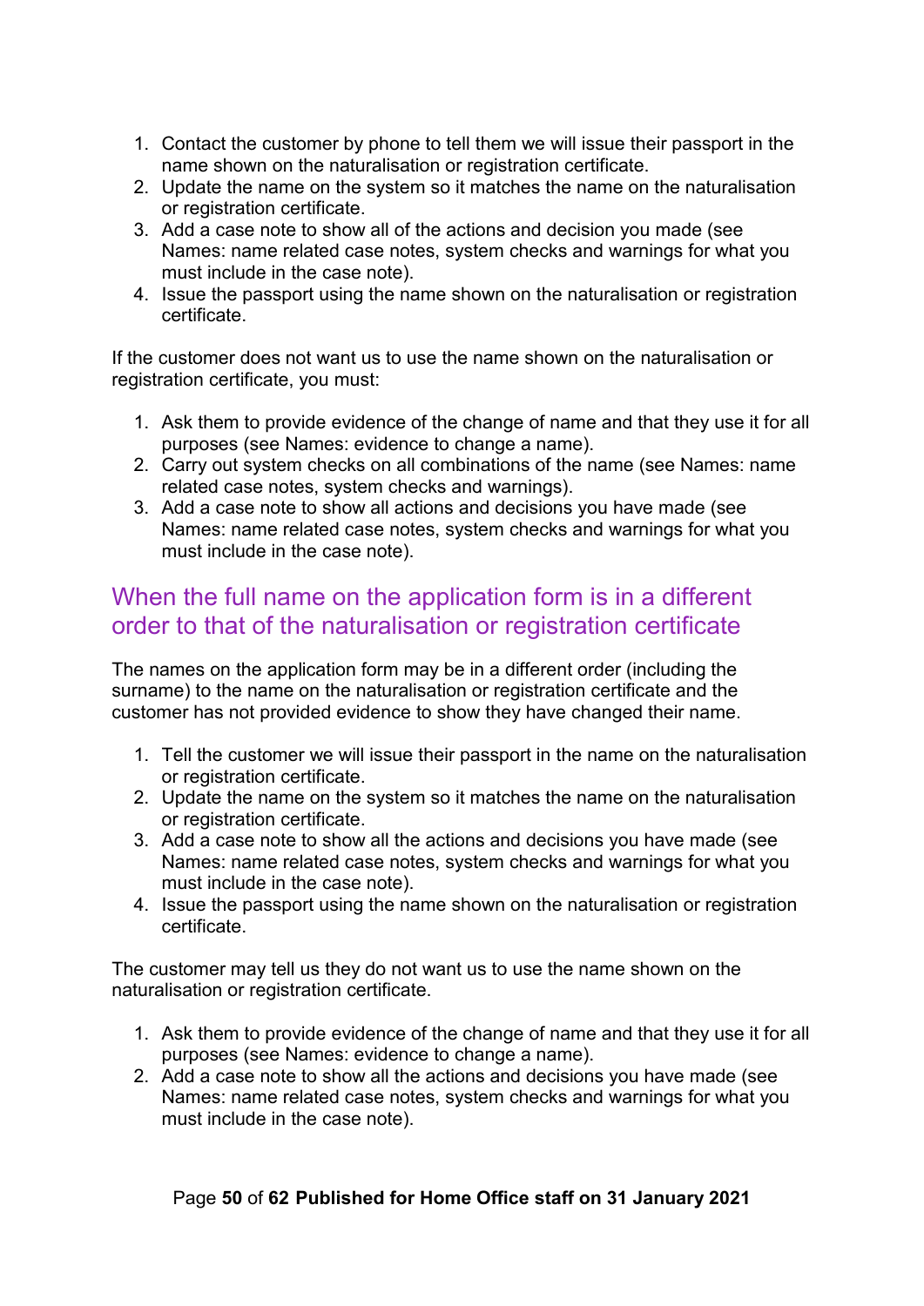1. Contact the customer by phone to tell them we will issue their passport in the name shown on the naturalisation or registration certificate.
2. Update the name on the system so it matches the name on the naturalisation or registration certificate.
3. Add a case note to show all of the actions and decision you made (see Names: name related case notes, system checks and warnings for what you must include in the case note).
4. Issue the passport using the name shown on the naturalisation or registration certificate.

If the customer does not want us to use the name shown on the naturalisation or registration certificate, you must:

1. Ask them to provide evidence of the change of name and that they use it for all purposes (see Names: evidence to change a name).
2. Carry out system checks on all combinations of the name (see Names: name related case notes, system checks and warnings).
3. Add a case note to show all actions and decisions you have made (see Names: name related case notes, system checks and warnings for what you must include in the case note).

## When the full name on the application form is in a different order to that of the naturalisation or registration certificate

The names on the application form may be in a different order (including the surname) to the name on the naturalisation or registration certificate and the customer has not provided evidence to show they have changed their name.

1. Tell the customer we will issue their passport in the name on the naturalisation or registration certificate.
2. Update the name on the system so it matches the name on the naturalisation or registration certificate.
3. Add a case note to show all the actions and decisions you have made (see Names: name related case notes, system checks and warnings for what you must include in the case note).
4. Issue the passport using the name shown on the naturalisation or registration certificate.

The customer may tell us they do not want us to use the name shown on the naturalisation or registration certificate.

1. Ask them to provide evidence of the change of name and that they use it for all purposes (see Names: evidence to change a name).
2. Add a case note to show all the actions and decisions you have made (see Names: name related case notes, system checks and warnings for what you must include in the case note).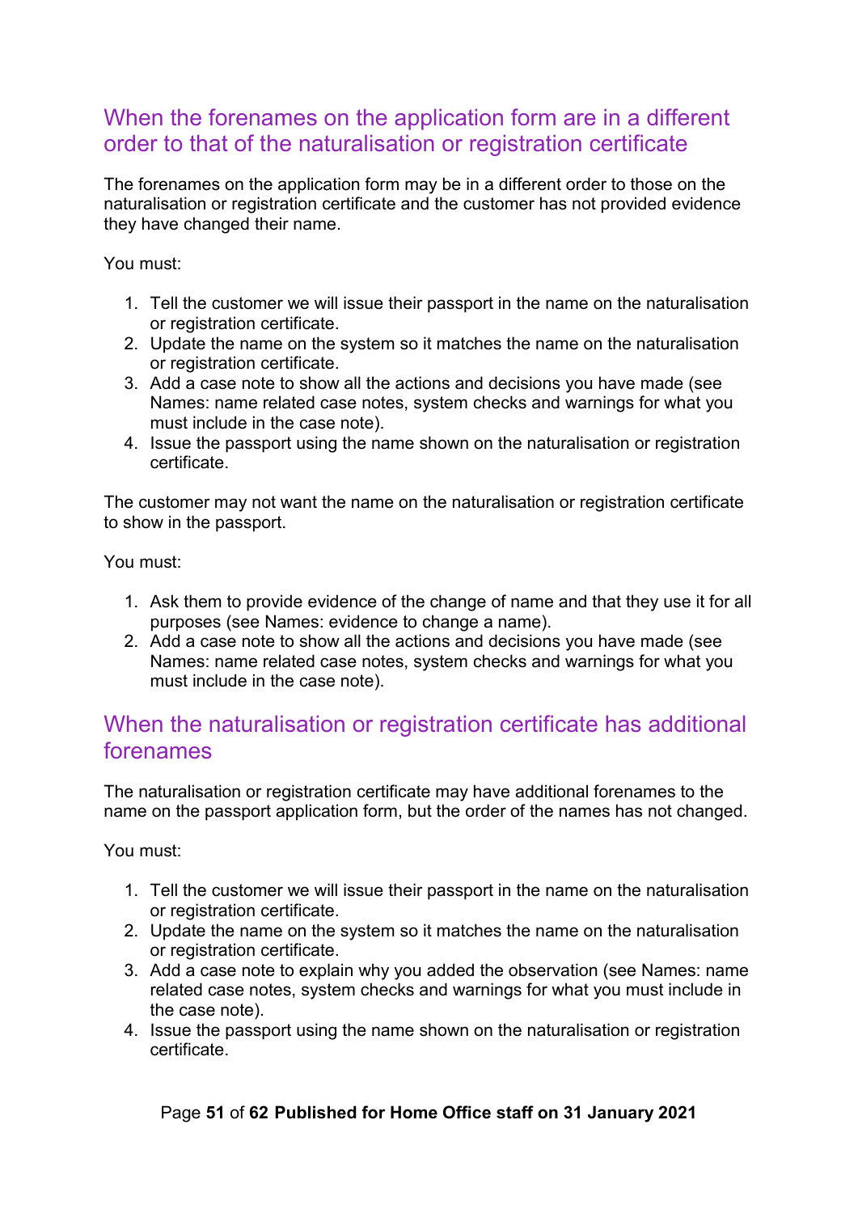## When the forenames on the application form are in a different order to that of the naturalisation or registration certificate

The forenames on the application form may be in a different order to those on the naturalisation or registration certificate and the customer has not provided evidence they have changed their name.

You must:

1. Tell the customer we will issue their passport in the name on the naturalisation or registration certificate.
2. Update the name on the system so it matches the name on the naturalisation or registration certificate.
3. Add a case note to show all the actions and decisions you have made (see Names: name related case notes, system checks and warnings for what you must include in the case note).
4. Issue the passport using the name shown on the naturalisation or registration certificate.

The customer may not want the name on the naturalisation or registration certificate to show in the passport.

You must:

1. Ask them to provide evidence of the change of name and that they use it for all purposes (see Names: evidence to change a name).
2. Add a case note to show all the actions and decisions you have made (see Names: name related case notes, system checks and warnings for what you must include in the case note).

## When the naturalisation or registration certificate has additional forenames

The naturalisation or registration certificate may have additional forenames to the name on the passport application form, but the order of the names has not changed.

You must:

1. Tell the customer we will issue their passport in the name on the naturalisation or registration certificate.
2. Update the name on the system so it matches the name on the naturalisation or registration certificate.
3. Add a case note to explain why you added the observation (see Names: name related case notes, system checks and warnings for what you must include in the case note).
4. Issue the passport using the name shown on the naturalisation or registration certificate.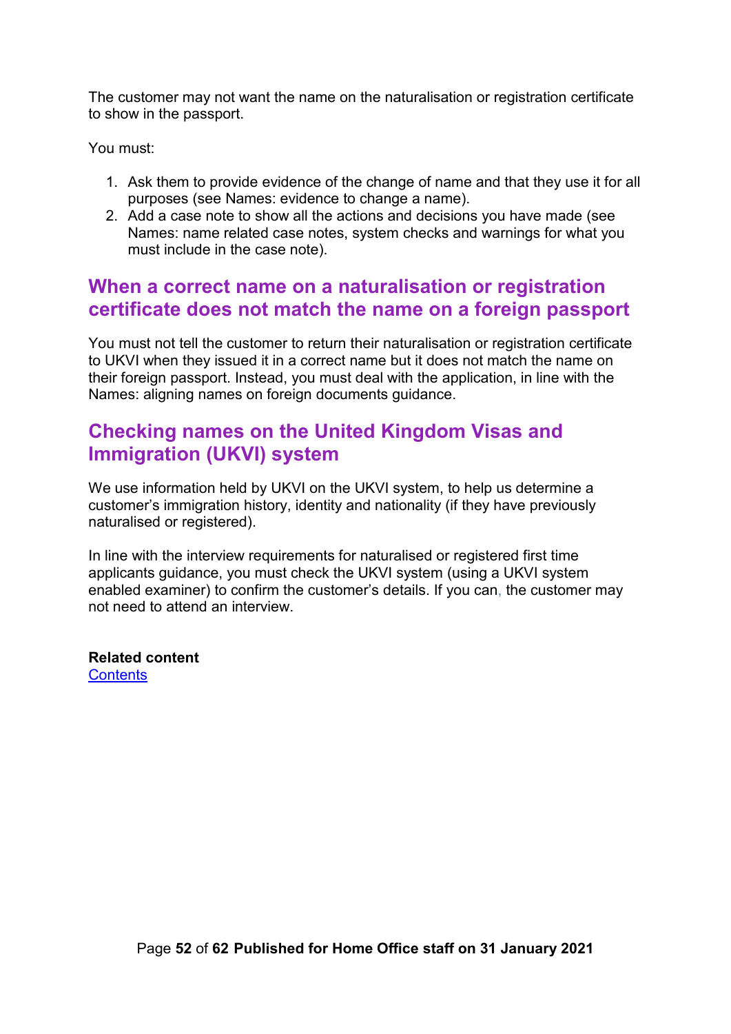The customer may not want the name on the naturalisation or registration certificate to show in the passport.

You must:

1. Ask them to provide evidence of the change of name and that they use it for all purposes (see Names: evidence to change a name).
2. Add a case note to show all the actions and decisions you have made (see Names: name related case notes, system checks and warnings for what you must include in the case note).

## When a correct name on a naturalisation or registration certificate does not match the name on a foreign passport

You must not tell the customer to return their naturalisation or registration certificate to UKVI when they issued it in a correct name but it does not match the name on their foreign passport. Instead, you must deal with the application, in line with the Names: aligning names on foreign documents guidance.

## Checking names on the United Kingdom Visas and Immigration (UKVI) system

We use information held by UKVI on the UKVI system, to help us determine a customer's immigration history, identity and nationality (if they have previously naturalised or registered).

In line with the interview requirements for naturalised or registered first time applicants guidance, you must check the UKVI system (using a UKVI system enabled examiner) to confirm the customer's details. If you can, the customer may not need to attend an interview.

**Related content**
Contents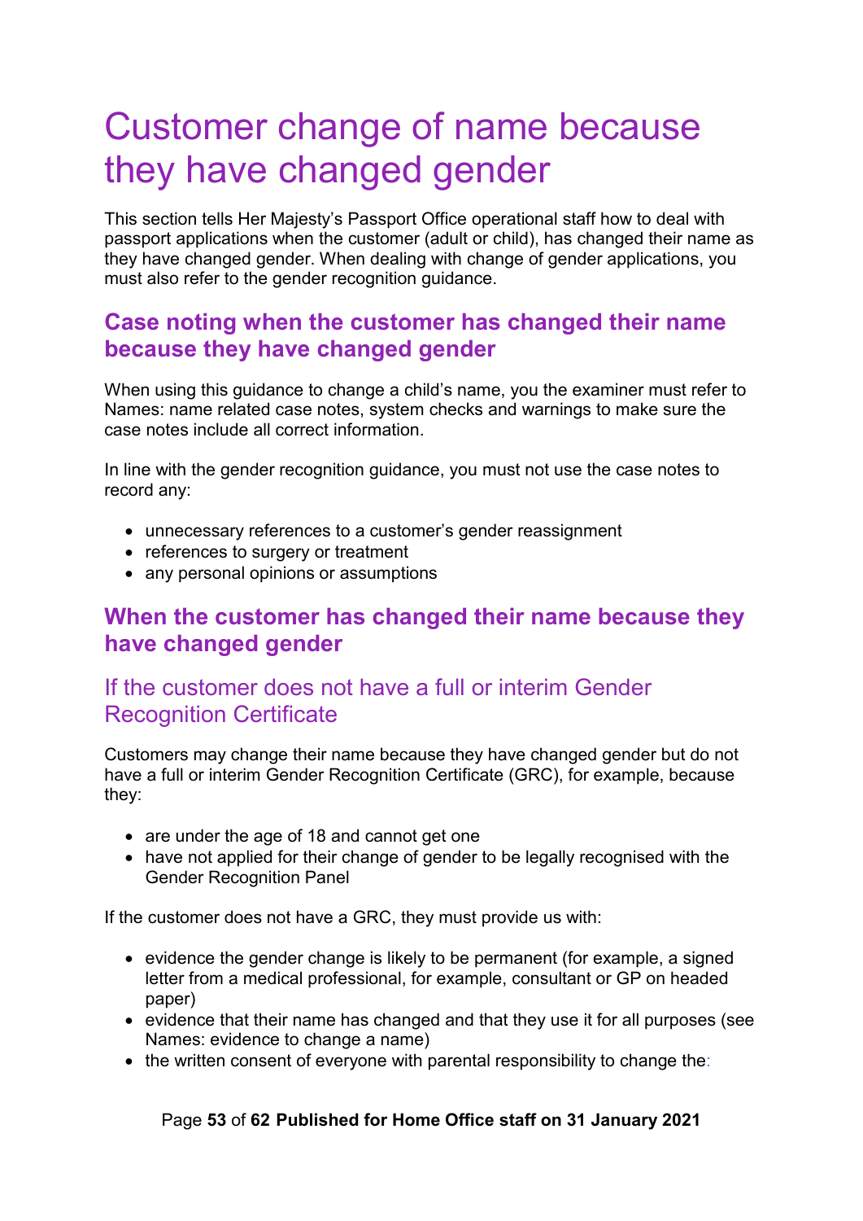# Customer change of name because they have changed gender

This section tells Her Majesty's Passport Office operational staff how to deal with passport applications when the customer (adult or child), has changed their name as they have changed gender. When dealing with change of gender applications, you must also refer to the gender recognition guidance.

## Case noting when the customer has changed their name because they have changed gender

When using this guidance to change a child's name, you the examiner must refer to Names: name related case notes, system checks and warnings to make sure the case notes include all correct information.

In line with the gender recognition guidance, you must not use the case notes to record any:

- unnecessary references to a customer's gender reassignment
- references to surgery or treatment
- any personal opinions or assumptions

## When the customer has changed their name because they have changed gender

### If the customer does not have a full or interim Gender Recognition Certificate

Customers may change their name because they have changed gender but do not have a full or interim Gender Recognition Certificate (GRC), for example, because they:

- are under the age of 18 and cannot get one
- have not applied for their change of gender to be legally recognised with the Gender Recognition Panel

If the customer does not have a GRC, they must provide us with:

- evidence the gender change is likely to be permanent (for example, a signed letter from a medical professional, for example, consultant or GP on headed paper)
- evidence that their name has changed and that they use it for all purposes (see Names: evidence to change a name)
- the written consent of everyone with parental responsibility to change the: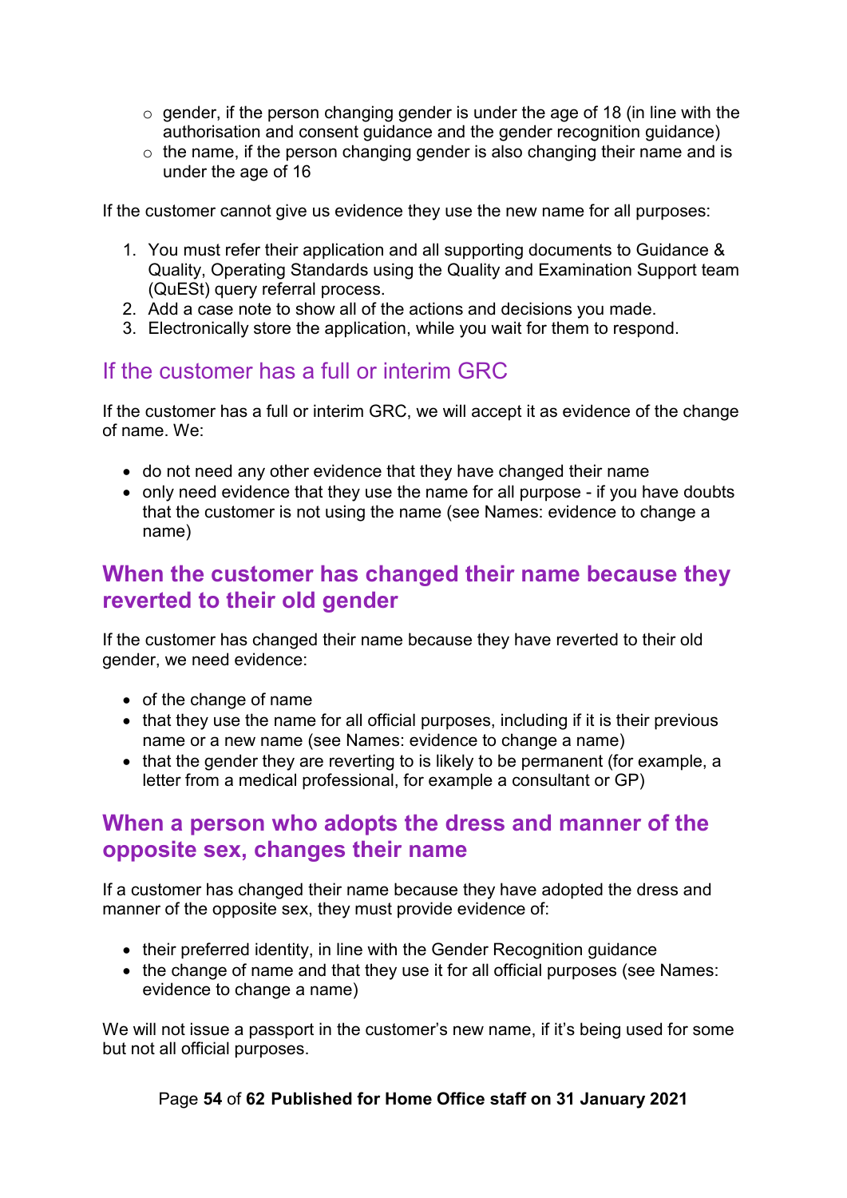- gender, if the person changing gender is under the age of 18 (in line with the authorisation and consent guidance and the gender recognition guidance)
  - the name, if the person changing gender is also changing their name and is under the age of 16

If the customer cannot give us evidence they use the new name for all purposes:

1. You must refer their application and all supporting documents to Guidance & Quality, Operating Standards using the Quality and Examination Support team (QuESt) query referral process.
2. Add a case note to show all of the actions and decisions you made.
3. Electronically store the application, while you wait for them to respond.

### If the customer has a full or interim GRC

If the customer has a full or interim GRC, we will accept it as evidence of the change of name. We:

- do not need any other evidence that they have changed their name
- only need evidence that they use the name for all purpose - if you have doubts that the customer is not using the name (see Names: evidence to change a name)

## When the customer has changed their name because they reverted to their old gender

If the customer has changed their name because they have reverted to their old gender, we need evidence:

- of the change of name
- that they use the name for all official purposes, including if it is their previous name or a new name (see Names: evidence to change a name)
- that the gender they are reverting to is likely to be permanent (for example, a letter from a medical professional, for example a consultant or GP)

## When a person who adopts the dress and manner of the opposite sex, changes their name

If a customer has changed their name because they have adopted the dress and manner of the opposite sex, they must provide evidence of:

- their preferred identity, in line with the Gender Recognition guidance
- the change of name and that they use it for all official purposes (see Names: evidence to change a name)

We will not issue a passport in the customer's new name, if it's being used for some but not all official purposes.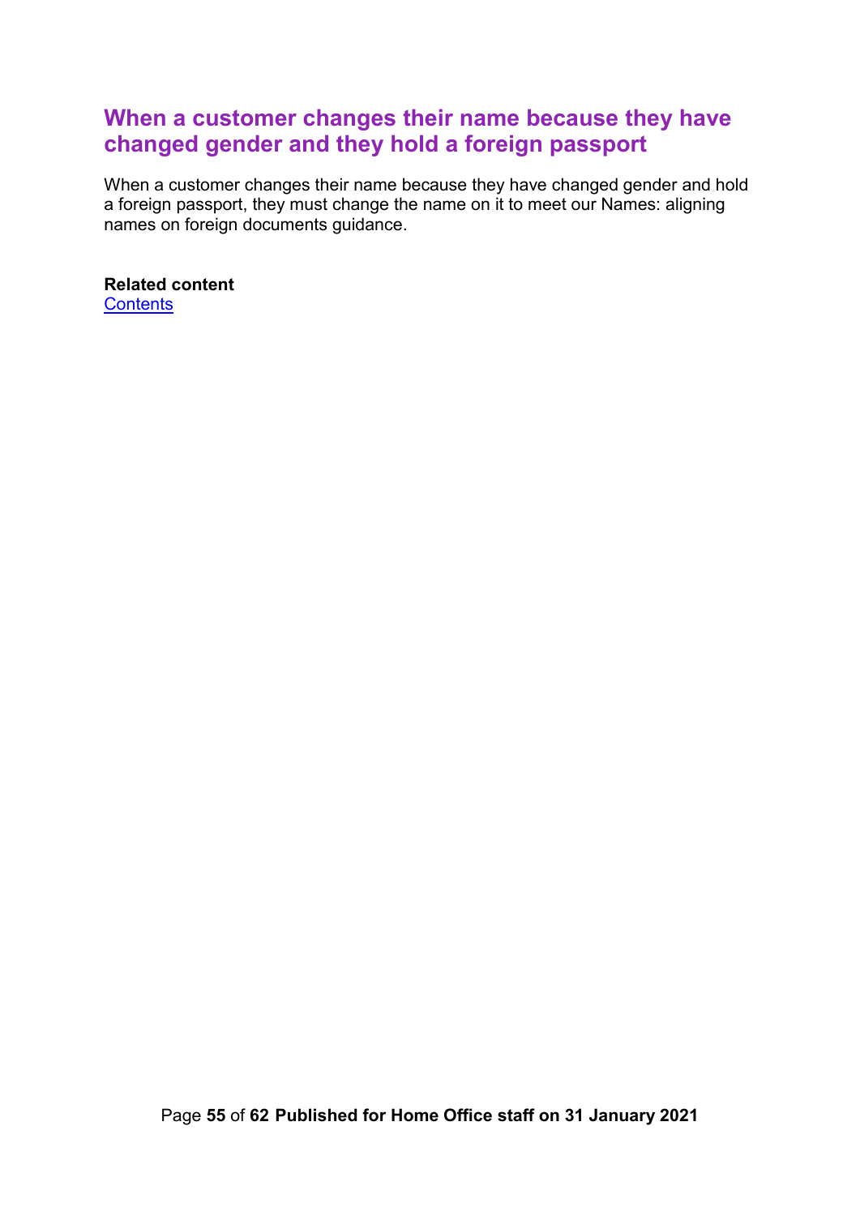## When a customer changes their name because they have changed gender and they hold a foreign passport

When a customer changes their name because they have changed gender and hold a foreign passport, they must change the name on it to meet our Names: aligning names on foreign documents guidance.

**Related content**
Contents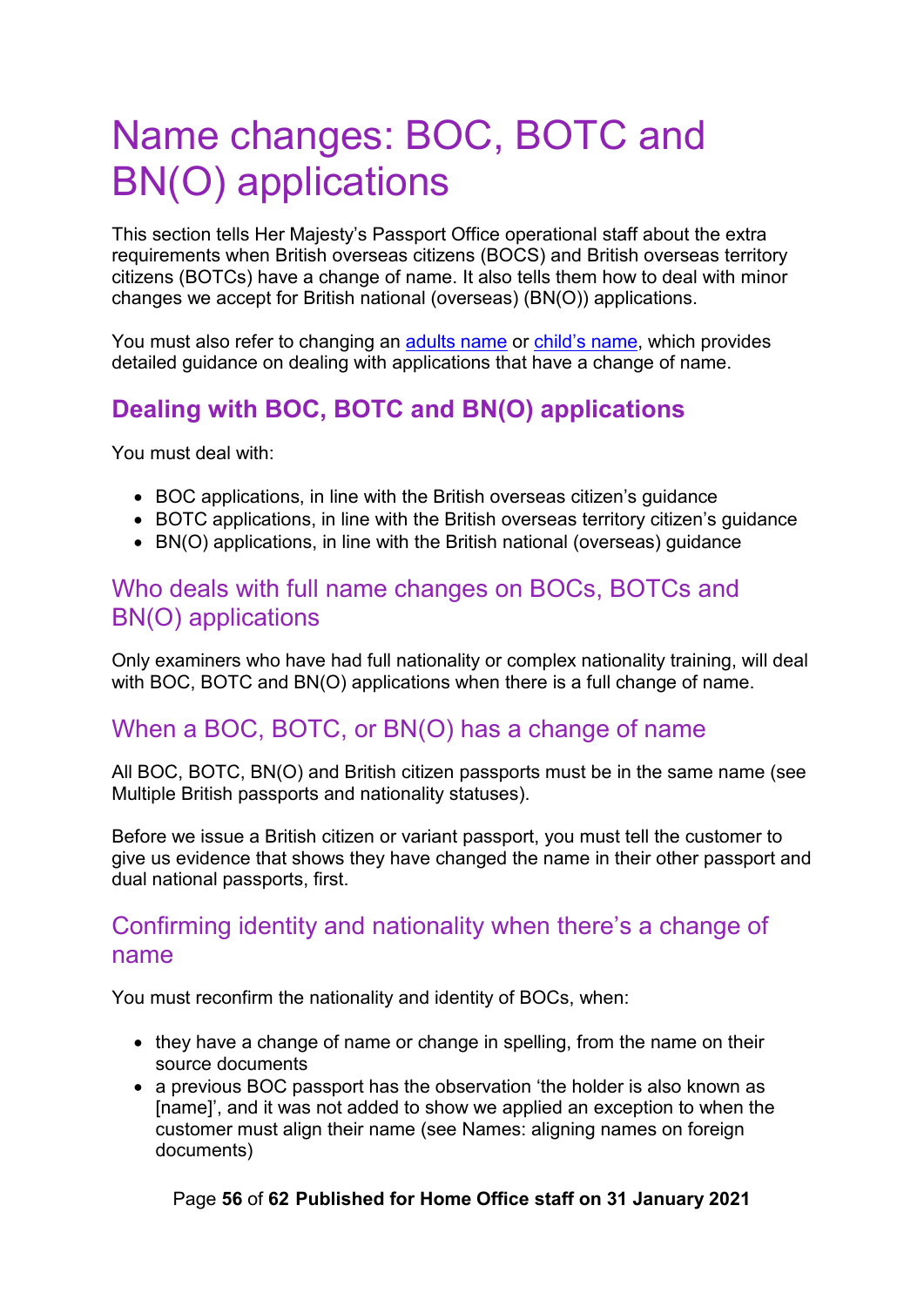# Name changes: BOC, BOTC and BN(O) applications

This section tells Her Majesty's Passport Office operational staff about the extra requirements when British overseas citizens (BOCS) and British overseas territory citizens (BOTCs) have a change of name. It also tells them how to deal with minor changes we accept for British national (overseas) (BN(O)) applications.

You must also refer to changing an adults name or child's name, which provides detailed guidance on dealing with applications that have a change of name.

## Dealing with BOC, BOTC and BN(O) applications

You must deal with:

- BOC applications, in line with the British overseas citizen's guidance
- BOTC applications, in line with the British overseas territory citizen's guidance
- BN(O) applications, in line with the British national (overseas) guidance

### Who deals with full name changes on BOCs, BOTCs and BN(O) applications

Only examiners who have had full nationality or complex nationality training, will deal with BOC, BOTC and BN(O) applications when there is a full change of name.

### When a BOC, BOTC, or BN(O) has a change of name

All BOC, BOTC, BN(O) and British citizen passports must be in the same name (see Multiple British passports and nationality statuses).

Before we issue a British citizen or variant passport, you must tell the customer to give us evidence that shows they have changed the name in their other passport and dual national passports, first.

### Confirming identity and nationality when there's a change of name

You must reconfirm the nationality and identity of BOCs, when:

- they have a change of name or change in spelling, from the name on their source documents
- a previous BOC passport has the observation 'the holder is also known as [name]', and it was not added to show we applied an exception to when the customer must align their name (see Names: aligning names on foreign documents)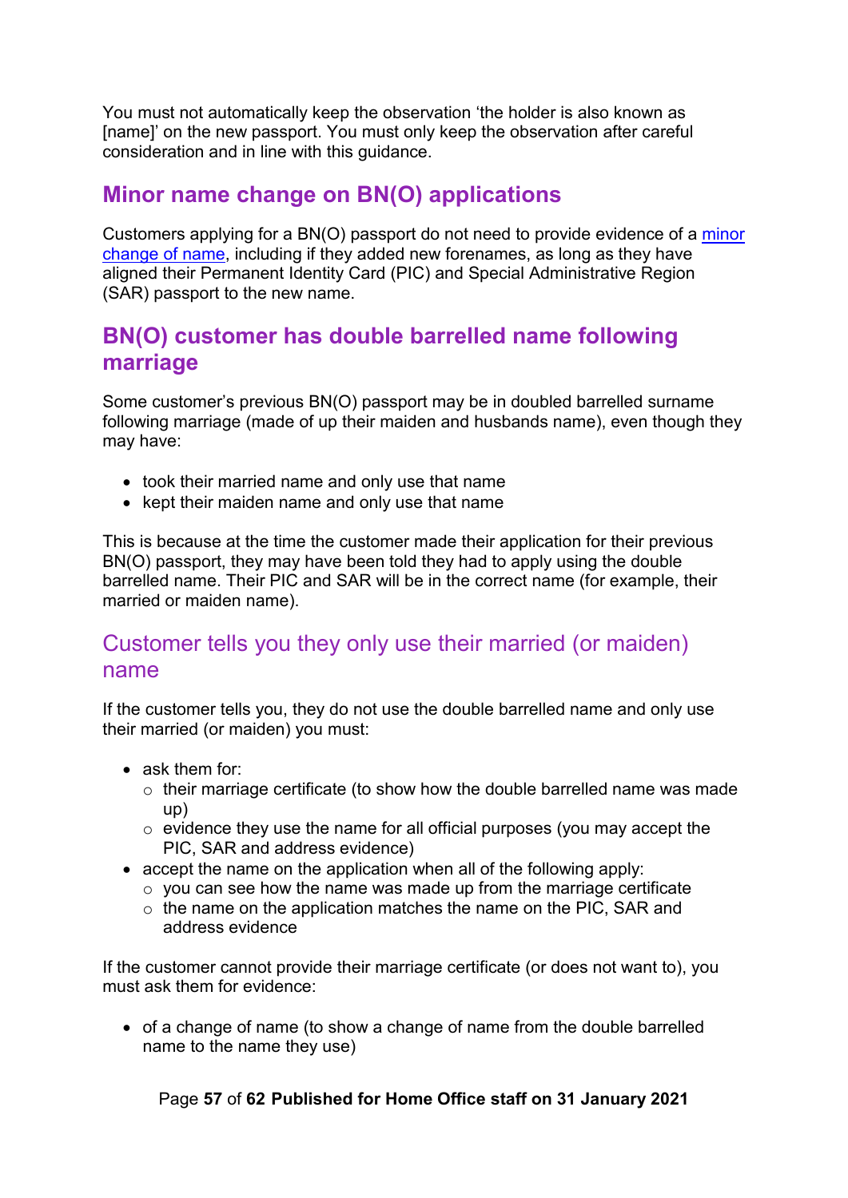You must not automatically keep the observation 'the holder is also known as [name]' on the new passport. You must only keep the observation after careful consideration and in line with this guidance.

## Minor name change on BN(O) applications

Customers applying for a BN(O) passport do not need to provide evidence of a minor change of name, including if they added new forenames, as long as they have aligned their Permanent Identity Card (PIC) and Special Administrative Region (SAR) passport to the new name.

## BN(O) customer has double barrelled name following marriage

Some customer's previous BN(O) passport may be in doubled barrelled surname following marriage (made of up their maiden and husbands name), even though they may have:

- took their married name and only use that name
- kept their maiden name and only use that name

This is because at the time the customer made their application for their previous BN(O) passport, they may have been told they had to apply using the double barrelled name. Their PIC and SAR will be in the correct name (for example, their married or maiden name).

### Customer tells you they only use their married (or maiden) name

If the customer tells you, they do not use the double barrelled name and only use their married (or maiden) you must:

- ask them for:
  - their marriage certificate (to show how the double barrelled name was made up)
  - evidence they use the name for all official purposes (you may accept the PIC, SAR and address evidence)
- accept the name on the application when all of the following apply:
  - you can see how the name was made up from the marriage certificate
  - the name on the application matches the name on the PIC, SAR and address evidence

If the customer cannot provide their marriage certificate (or does not want to), you must ask them for evidence:

- of a change of name (to show a change of name from the double barrelled name to the name they use)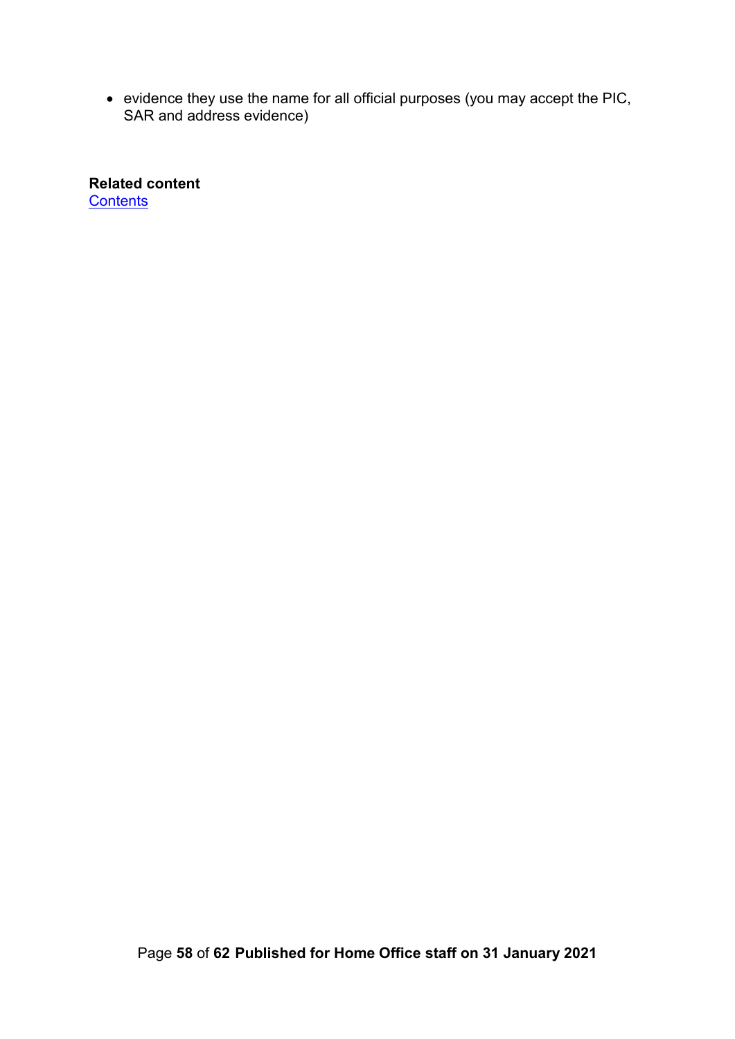- evidence they use the name for all official purposes (you may accept the PIC, SAR and address evidence)

**Related content**
[Contents](#)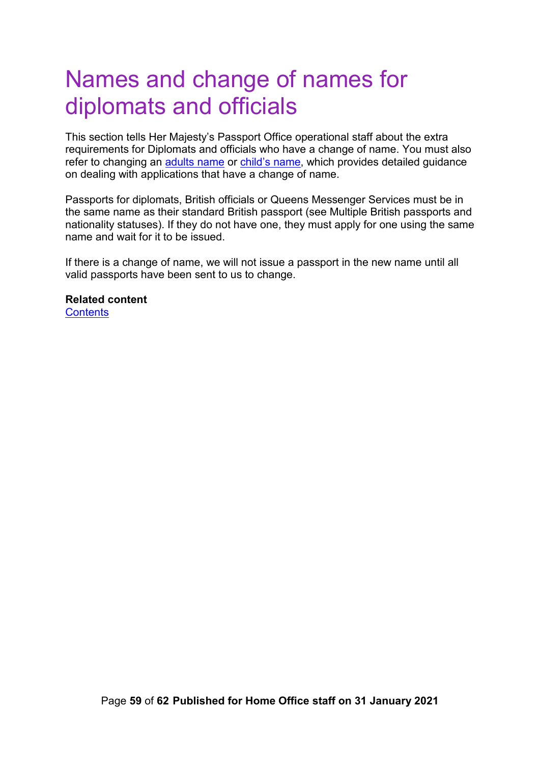# Names and change of names for diplomats and officials

This section tells Her Majesty's Passport Office operational staff about the extra requirements for Diplomats and officials who have a change of name. You must also refer to changing an adults name or child's name, which provides detailed guidance on dealing with applications that have a change of name.

Passports for diplomats, British officials or Queens Messenger Services must be in the same name as their standard British passport (see Multiple British passports and nationality statuses). If they do not have one, they must apply for one using the same name and wait for it to be issued.

If there is a change of name, we will not issue a passport in the new name until all valid passports have been sent to us to change.

**Related content**
Contents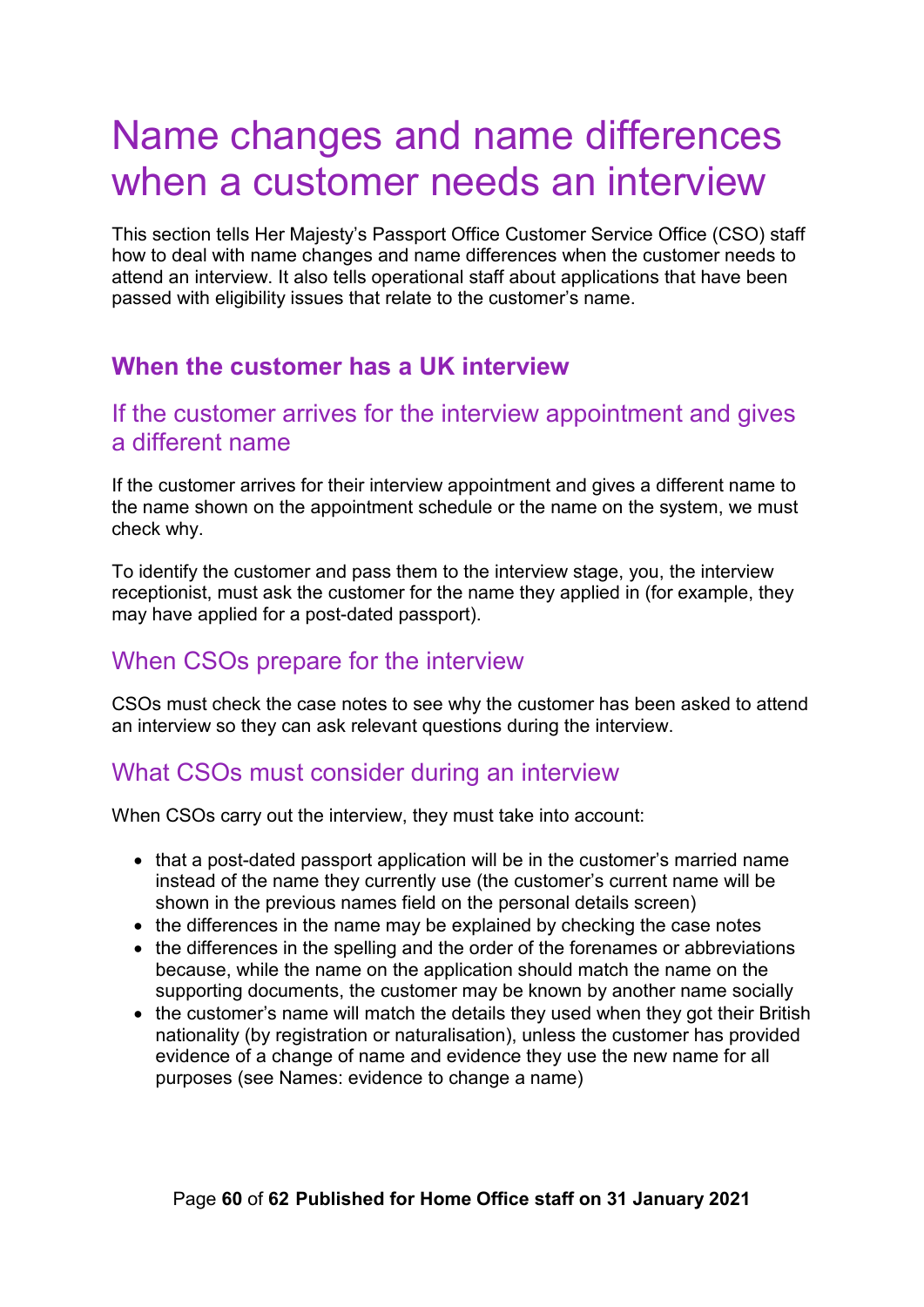# Name changes and name differences when a customer needs an interview

This section tells Her Majesty's Passport Office Customer Service Office (CSO) staff how to deal with name changes and name differences when the customer needs to attend an interview. It also tells operational staff about applications that have been passed with eligibility issues that relate to the customer's name.

## When the customer has a UK interview

### If the customer arrives for the interview appointment and gives a different name

If the customer arrives for their interview appointment and gives a different name to the name shown on the appointment schedule or the name on the system, we must check why.

To identify the customer and pass them to the interview stage, you, the interview receptionist, must ask the customer for the name they applied in (for example, they may have applied for a post-dated passport).

### When CSOs prepare for the interview

CSOs must check the case notes to see why the customer has been asked to attend an interview so they can ask relevant questions during the interview.

### What CSOs must consider during an interview

When CSOs carry out the interview, they must take into account:

- that a post-dated passport application will be in the customer's married name instead of the name they currently use (the customer's current name will be shown in the previous names field on the personal details screen)
- the differences in the name may be explained by checking the case notes
- the differences in the spelling and the order of the forenames or abbreviations because, while the name on the application should match the name on the supporting documents, the customer may be known by another name socially
- the customer's name will match the details they used when they got their British nationality (by registration or naturalisation), unless the customer has provided evidence of a change of name and evidence they use the new name for all purposes (see Names: evidence to change a name)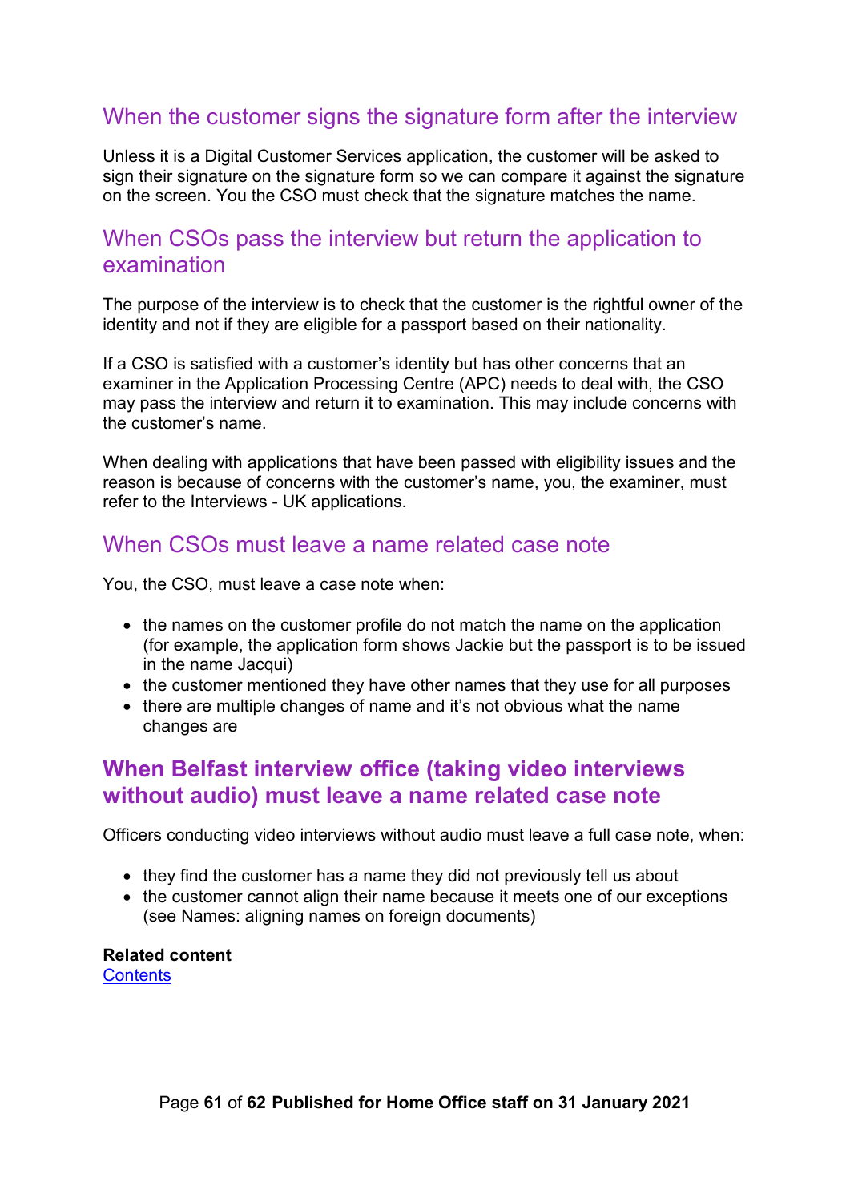## When the customer signs the signature form after the interview

Unless it is a Digital Customer Services application, the customer will be asked to sign their signature on the signature form so we can compare it against the signature on the screen. You the CSO must check that the signature matches the name.

## When CSOs pass the interview but return the application to examination

The purpose of the interview is to check that the customer is the rightful owner of the identity and not if they are eligible for a passport based on their nationality.

If a CSO is satisfied with a customer's identity but has other concerns that an examiner in the Application Processing Centre (APC) needs to deal with, the CSO may pass the interview and return it to examination. This may include concerns with the customer's name.

When dealing with applications that have been passed with eligibility issues and the reason is because of concerns with the customer's name, you, the examiner, must refer to the Interviews - UK applications.

## When CSOs must leave a name related case note

You, the CSO, must leave a case note when:

- the names on the customer profile do not match the name on the application (for example, the application form shows Jackie but the passport is to be issued in the name Jacqui)
- the customer mentioned they have other names that they use for all purposes
- there are multiple changes of name and it's not obvious what the name changes are

## **When Belfast interview office (taking video interviews without audio) must leave a name related case note**

Officers conducting video interviews without audio must leave a full case note, when:

- they find the customer has a name they did not previously tell us about
- the customer cannot align their name because it meets one of our exceptions (see Names: aligning names on foreign documents)

**Related content**
Contents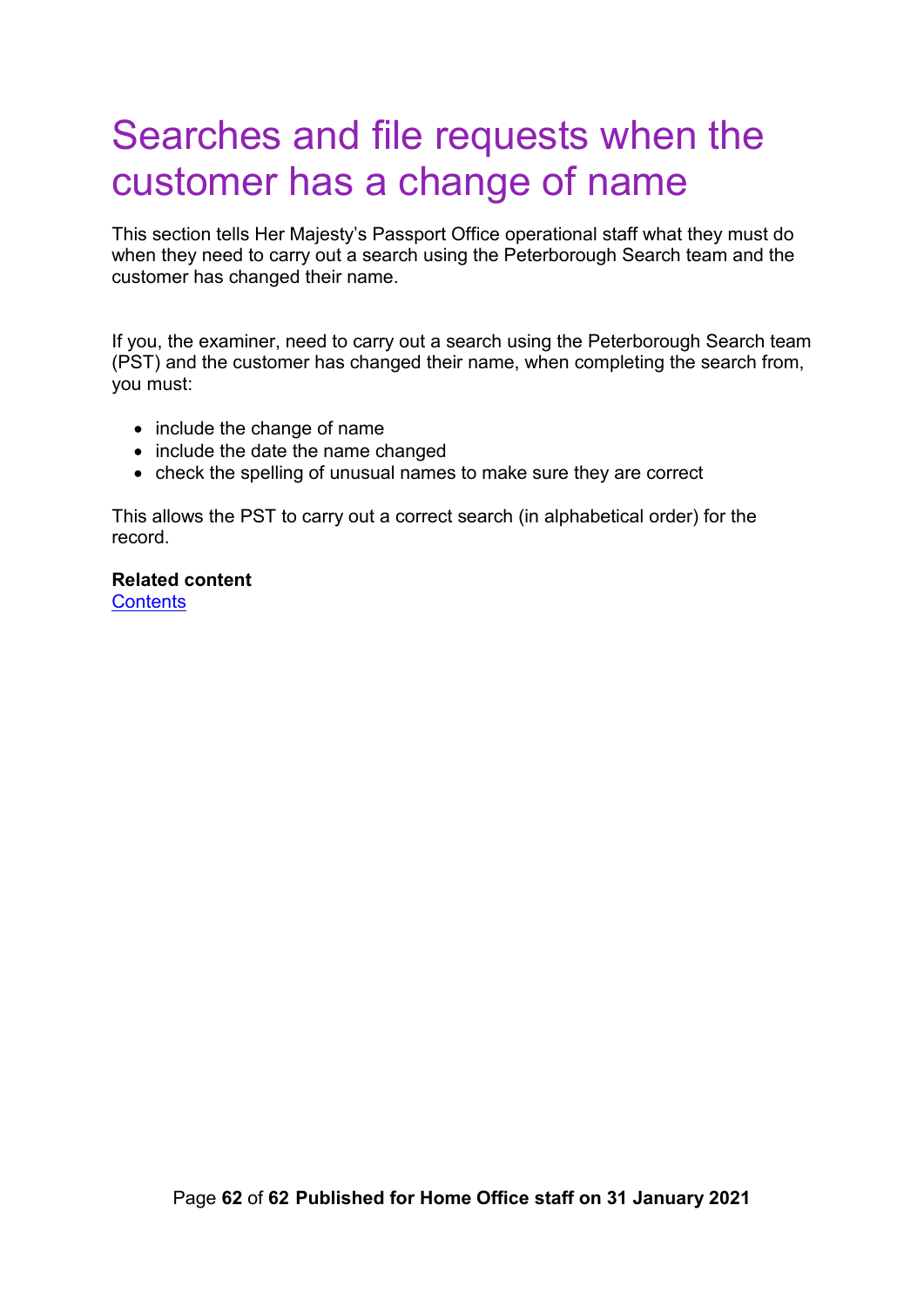# Searches and file requests when the customer has a change of name

This section tells Her Majesty's Passport Office operational staff what they must do when they need to carry out a search using the Peterborough Search team and the customer has changed their name.

If you, the examiner, need to carry out a search using the Peterborough Search team (PST) and the customer has changed their name, when completing the search from, you must:

- include the change of name
- include the date the name changed
- check the spelling of unusual names to make sure they are correct

This allows the PST to carry out a correct search (in alphabetical order) for the record.

**Related content**
Contents